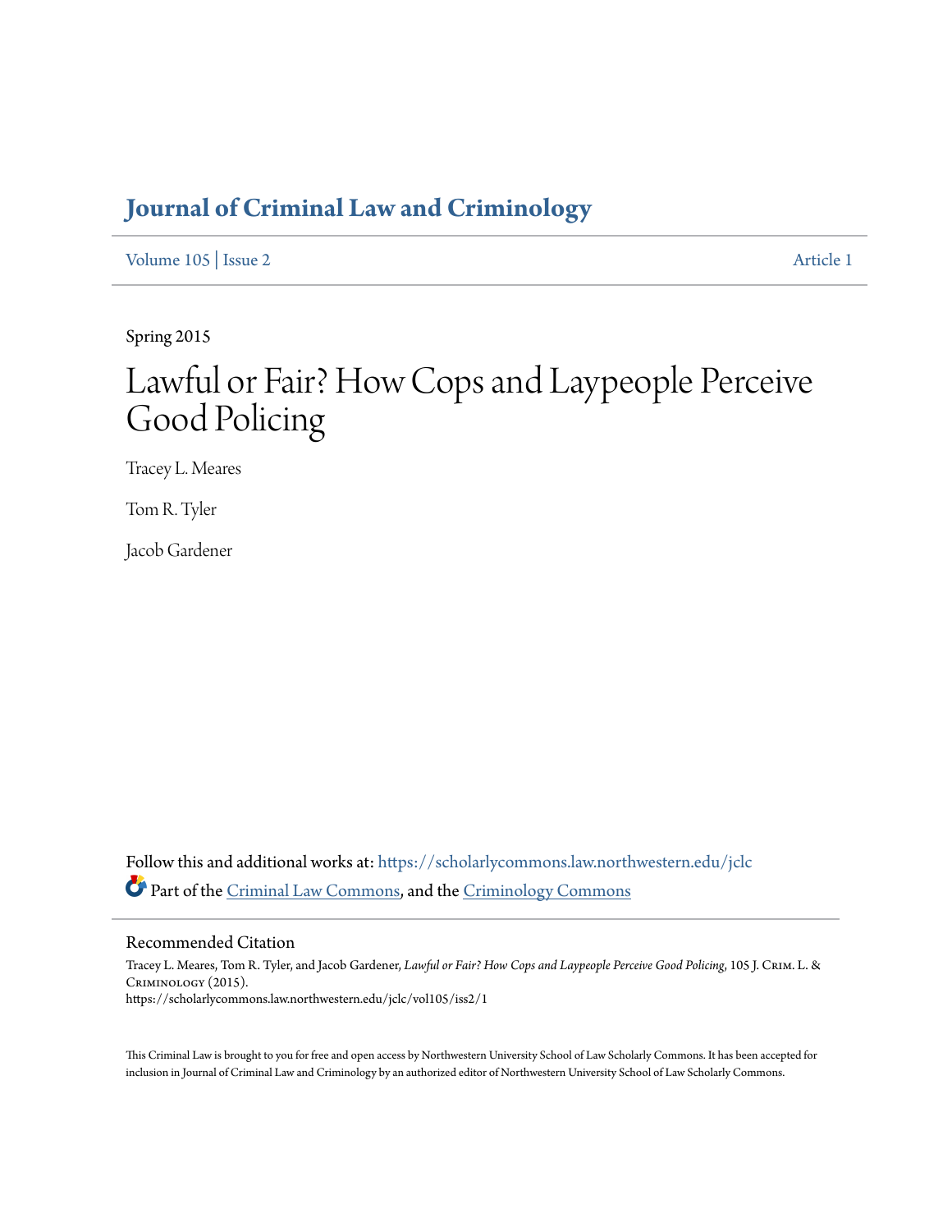# Journal of Criminal Law and Criminology

Volume 105 | Issue 2 — Article 1

Spring 2015

# Lawful or Fair? How Cops and Laypeople Perceive Good Policing

Tracey L. Meares

Tom R. Tyler

Jacob Gardener

Follow this and additional works at: https://scholarlycommons.law.northwestern.edu/jclc

Part of the Criminal Law Commons, and the Criminology Commons

## Recommended Citation

Tracey L. Meares, Tom R. Tyler, and Jacob Gardener, *Lawful or Fair? How Cops and Laypeople Perceive Good Policing*, 105 J. Crim. L. & Criminology (2015).
https://scholarlycommons.law.northwestern.edu/jclc/vol105/iss2/1

This Criminal Law is brought to you for free and open access by Northwestern University School of Law Scholarly Commons. It has been accepted for inclusion in Journal of Criminal Law and Criminology by an authorized editor of Northwestern University School of Law Scholarly Commons.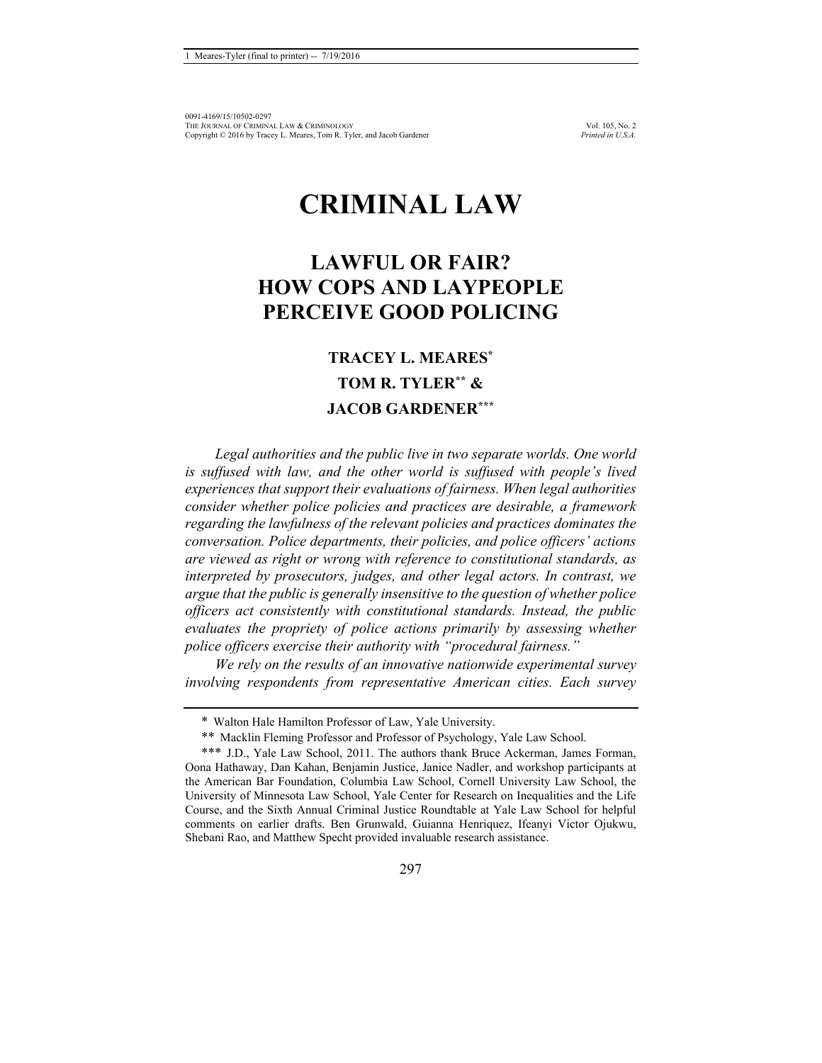# CRIMINAL LAW

## LAWFUL OR FAIR? HOW COPS AND LAYPEOPLE PERCEIVE GOOD POLICING

**TRACEY L. MEARES**[*]

**TOM R. TYLER**[**] **&**

**JACOB GARDENER**[***]

*Legal authorities and the public live in two separate worlds. One world is suffused with law, and the other world is suffused with people's lived experiences that support their evaluations of fairness. When legal authorities consider whether police policies and practices are desirable, a framework regarding the lawfulness of the relevant policies and practices dominates the conversation. Police departments, their policies, and police officers' actions are viewed as right or wrong with reference to constitutional standards, as interpreted by prosecutors, judges, and other legal actors. In contrast, we argue that the public is generally insensitive to the question of whether police officers act consistently with constitutional standards. Instead, the public evaluates the propriety of police actions primarily by assessing whether police officers exercise their authority with "procedural fairness."*

*We rely on the results of an innovative nationwide experimental survey involving respondents from representative American cities. Each survey*

---

[*] Walton Hale Hamilton Professor of Law, Yale University.

[**] Macklin Fleming Professor and Professor of Psychology, Yale Law School.

[***] J.D., Yale Law School, 2011. The authors thank Bruce Ackerman, James Forman, Oona Hathaway, Dan Kahan, Benjamin Justice, Janice Nadler, and workshop participants at the American Bar Foundation, Columbia Law School, Cornell University Law School, the University of Minnesota Law School, Yale Center for Research on Inequalities and the Life Course, and the Sixth Annual Criminal Justice Roundtable at Yale Law School for helpful comments on earlier drafts. Ben Grunwald, Guianna Henriquez, Ifeanyi Victor Ojukwu, Shebani Rao, and Matthew Specht provided invaluable research assistance.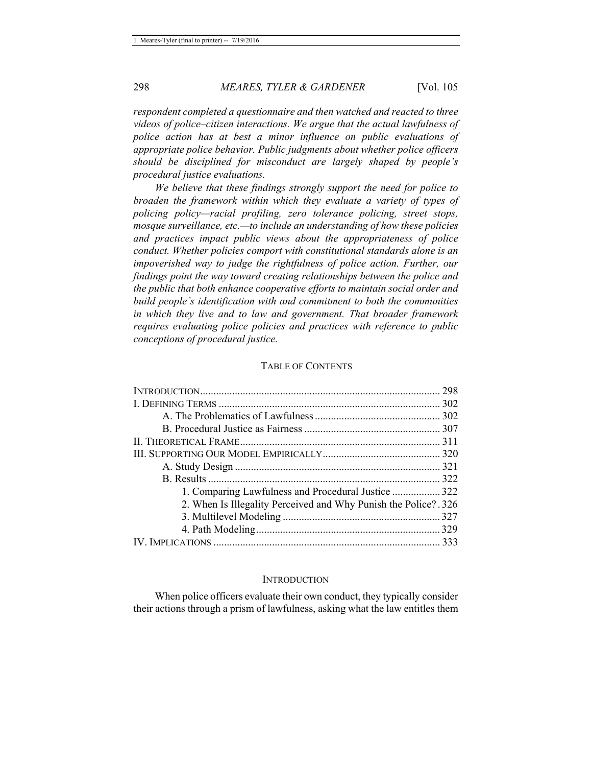*respondent completed a questionnaire and then watched and reacted to three videos of police–citizen interactions. We argue that the actual lawfulness of police action has at best a minor influence on public evaluations of appropriate police behavior. Public judgments about whether police officers should be disciplined for misconduct are largely shaped by people's procedural justice evaluations.*

*We believe that these findings strongly support the need for police to broaden the framework within which they evaluate a variety of types of policing policy—racial profiling, zero tolerance policing, street stops, mosque surveillance, etc.—to include an understanding of how these policies and practices impact public views about the appropriateness of police conduct. Whether policies comport with constitutional standards alone is an impoverished way to judge the rightfulness of police action. Further, our findings point the way toward creating relationships between the police and the public that both enhance cooperative efforts to maintain social order and build people's identification with and commitment to both the communities in which they live and to law and government. That broader framework requires evaluating police policies and practices with reference to public conceptions of procedural justice.*

TABLE OF CONTENTS

- INTRODUCTION .......... 298
- I. DEFINING TERMS .......... 302
  - A. The Problematics of Lawfulness .......... 302
  - B. Procedural Justice as Fairness .......... 307
- II. THEORETICAL FRAME .......... 311
- III. SUPPORTING OUR MODEL EMPIRICALLY .......... 320
  - A. Study Design .......... 321
  - B. Results .......... 322
    - 1. Comparing Lawfulness and Procedural Justice .......... 322
    - 2. When Is Illegality Perceived and Why Punish the Police? . 326
    - 3. Multilevel Modeling .......... 327
    - 4. Path Modeling .......... 329
- IV. IMPLICATIONS .......... 333

## INTRODUCTION

When police officers evaluate their own conduct, they typically consider their actions through a prism of lawfulness, asking what the law entitles them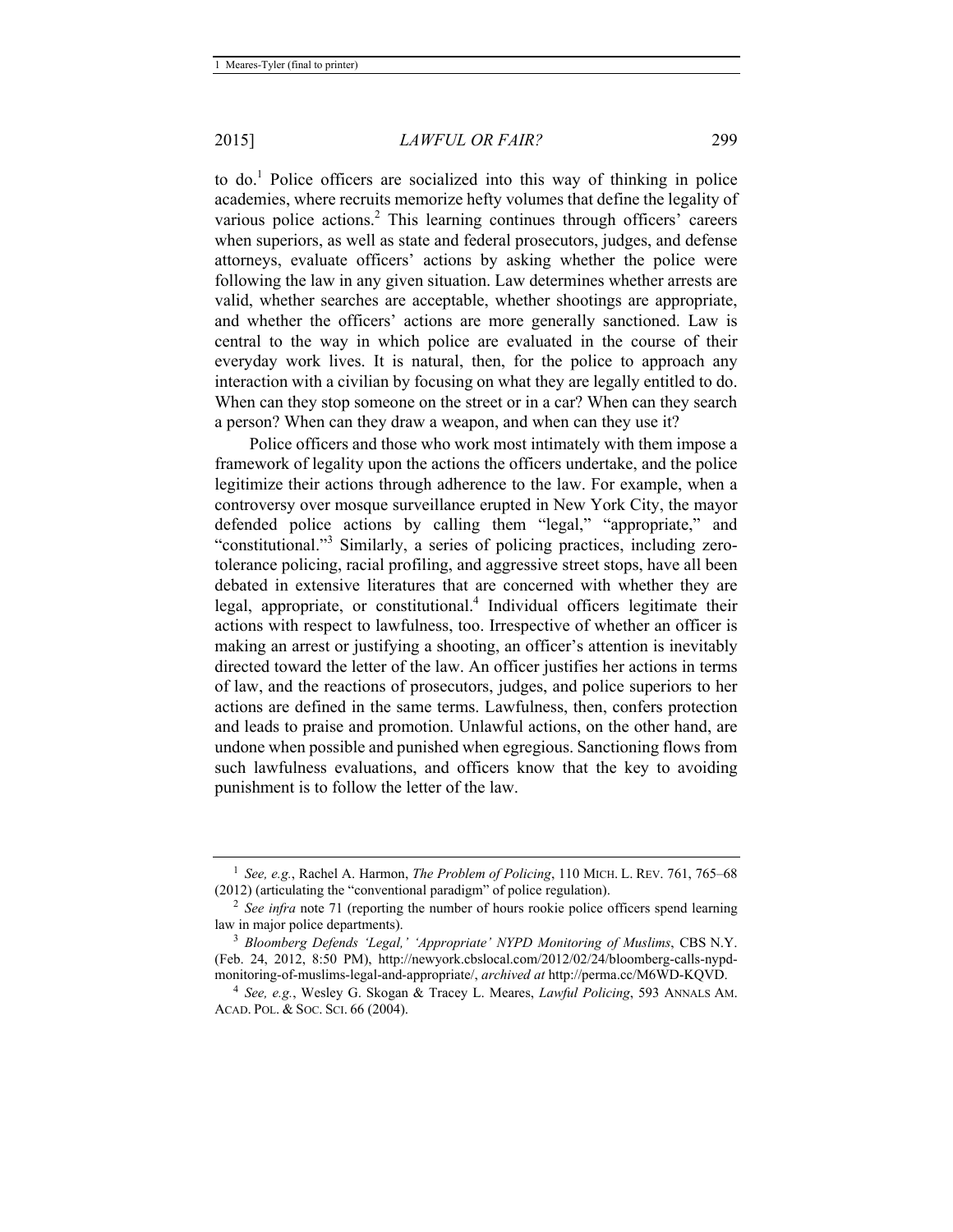to do.[1] Police officers are socialized into this way of thinking in police academies, where recruits memorize hefty volumes that define the legality of various police actions.[2] This learning continues through officers' careers when superiors, as well as state and federal prosecutors, judges, and defense attorneys, evaluate officers' actions by asking whether the police were following the law in any given situation. Law determines whether arrests are valid, whether searches are acceptable, whether shootings are appropriate, and whether the officers' actions are more generally sanctioned. Law is central to the way in which police are evaluated in the course of their everyday work lives. It is natural, then, for the police to approach any interaction with a civilian by focusing on what they are legally entitled to do. When can they stop someone on the street or in a car? When can they search a person? When can they draw a weapon, and when can they use it?

Police officers and those who work most intimately with them impose a framework of legality upon the actions the officers undertake, and the police legitimize their actions through adherence to the law. For example, when a controversy over mosque surveillance erupted in New York City, the mayor defended police actions by calling them "legal," "appropriate," and "constitutional."[3] Similarly, a series of policing practices, including zero-tolerance policing, racial profiling, and aggressive street stops, have all been debated in extensive literatures that are concerned with whether they are legal, appropriate, or constitutional.[4] Individual officers legitimate their actions with respect to lawfulness, too. Irrespective of whether an officer is making an arrest or justifying a shooting, an officer's attention is inevitably directed toward the letter of the law. An officer justifies her actions in terms of law, and the reactions of prosecutors, judges, and police superiors to her actions are defined in the same terms. Lawfulness, then, confers protection and leads to praise and promotion. Unlawful actions, on the other hand, are undone when possible and punished when egregious. Sanctioning flows from such lawfulness evaluations, and officers know that the key to avoiding punishment is to follow the letter of the law.

---

[1] *See, e.g.*, Rachel A. Harmon, *The Problem of Policing*, 110 MICH. L. REV. 761, 765–68 (2012) (articulating the "conventional paradigm" of police regulation).

[2] *See infra* note 71 (reporting the number of hours rookie police officers spend learning law in major police departments).

[3] *Bloomberg Defends 'Legal,' 'Appropriate' NYPD Monitoring of Muslims*, CBS N.Y. (Feb. 24, 2012, 8:50 PM), http://newyork.cbslocal.com/2012/02/24/bloomberg-calls-nypd-monitoring-of-muslims-legal-and-appropriate/, *archived at* http://perma.cc/M6WD-KQVD.

[4] *See, e.g.*, Wesley G. Skogan & Tracey L. Meares, *Lawful Policing*, 593 ANNALS AM. ACAD. POL. & SOC. SCI. 66 (2004).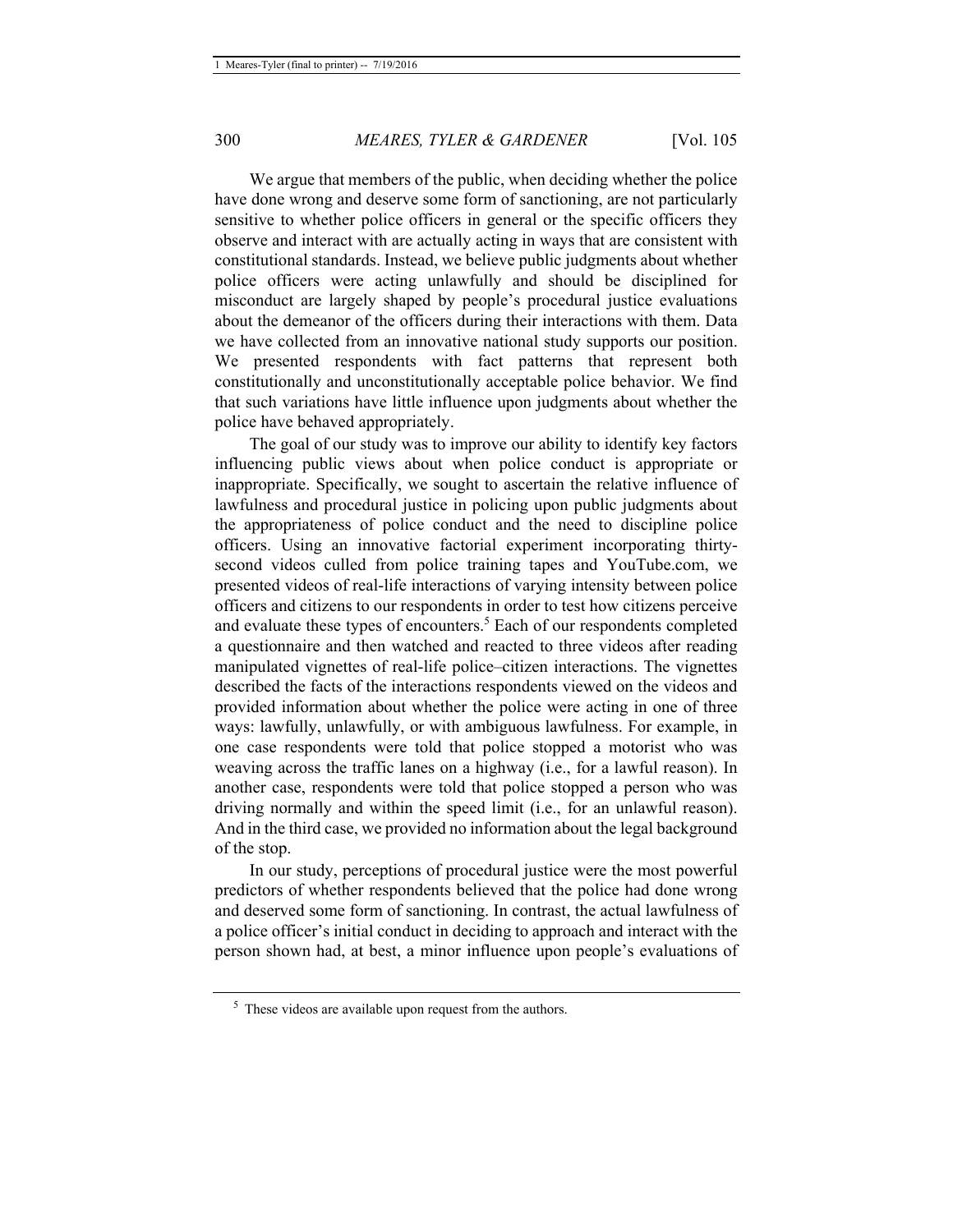We argue that members of the public, when deciding whether the police have done wrong and deserve some form of sanctioning, are not particularly sensitive to whether police officers in general or the specific officers they observe and interact with are actually acting in ways that are consistent with constitutional standards. Instead, we believe public judgments about whether police officers were acting unlawfully and should be disciplined for misconduct are largely shaped by people's procedural justice evaluations about the demeanor of the officers during their interactions with them. Data we have collected from an innovative national study supports our position. We presented respondents with fact patterns that represent both constitutionally and unconstitutionally acceptable police behavior. We find that such variations have little influence upon judgments about whether the police have behaved appropriately.

The goal of our study was to improve our ability to identify key factors influencing public views about when police conduct is appropriate or inappropriate. Specifically, we sought to ascertain the relative influence of lawfulness and procedural justice in policing upon public judgments about the appropriateness of police conduct and the need to discipline police officers. Using an innovative factorial experiment incorporating thirty-second videos culled from police training tapes and YouTube.com, we presented videos of real-life interactions of varying intensity between police officers and citizens to our respondents in order to test how citizens perceive and evaluate these types of encounters.[5] Each of our respondents completed a questionnaire and then watched and reacted to three videos after reading manipulated vignettes of real-life police–citizen interactions. The vignettes described the facts of the interactions respondents viewed on the videos and provided information about whether the police were acting in one of three ways: lawfully, unlawfully, or with ambiguous lawfulness. For example, in one case respondents were told that police stopped a motorist who was weaving across the traffic lanes on a highway (i.e., for a lawful reason). In another case, respondents were told that police stopped a person who was driving normally and within the speed limit (i.e., for an unlawful reason). And in the third case, we provided no information about the legal background of the stop.

In our study, perceptions of procedural justice were the most powerful predictors of whether respondents believed that the police had done wrong and deserved some form of sanctioning. In contrast, the actual lawfulness of a police officer's initial conduct in deciding to approach and interact with the person shown had, at best, a minor influence upon people's evaluations of

[5] These videos are available upon request from the authors.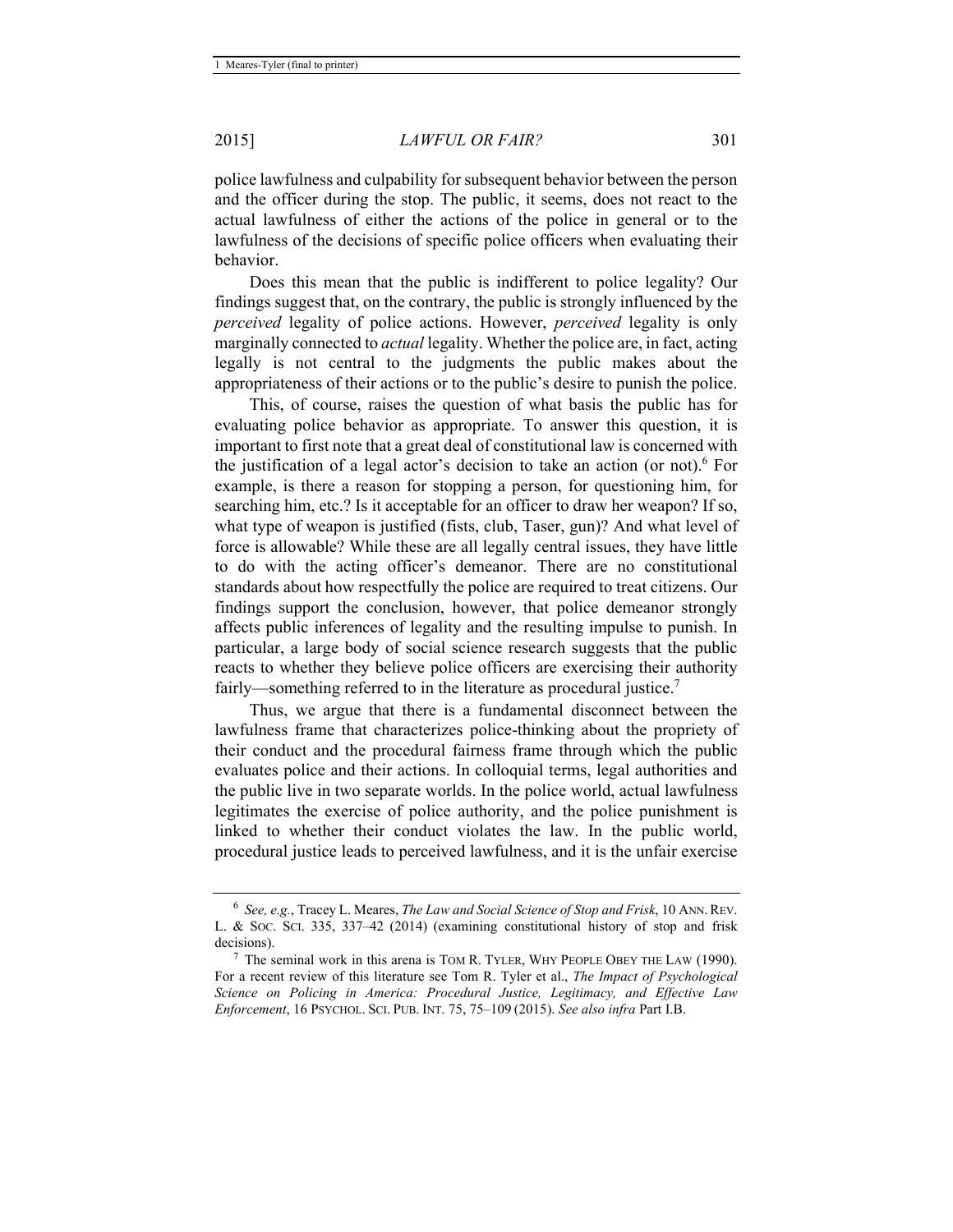police lawfulness and culpability for subsequent behavior between the person and the officer during the stop. The public, it seems, does not react to the actual lawfulness of either the actions of the police in general or to the lawfulness of the decisions of specific police officers when evaluating their behavior.

Does this mean that the public is indifferent to police legality? Our findings suggest that, on the contrary, the public is strongly influenced by the *perceived* legality of police actions. However, *perceived* legality is only marginally connected to *actual* legality. Whether the police are, in fact, acting legally is not central to the judgments the public makes about the appropriateness of their actions or to the public's desire to punish the police.

This, of course, raises the question of what basis the public has for evaluating police behavior as appropriate. To answer this question, it is important to first note that a great deal of constitutional law is concerned with the justification of a legal actor's decision to take an action (or not).[6] For example, is there a reason for stopping a person, for questioning him, for searching him, etc.? Is it acceptable for an officer to draw her weapon? If so, what type of weapon is justified (fists, club, Taser, gun)? And what level of force is allowable? While these are all legally central issues, they have little to do with the acting officer's demeanor. There are no constitutional standards about how respectfully the police are required to treat citizens. Our findings support the conclusion, however, that police demeanor strongly affects public inferences of legality and the resulting impulse to punish. In particular, a large body of social science research suggests that the public reacts to whether they believe police officers are exercising their authority fairly—something referred to in the literature as procedural justice.[7]

Thus, we argue that there is a fundamental disconnect between the lawfulness frame that characterizes police-thinking about the propriety of their conduct and the procedural fairness frame through which the public evaluates police and their actions. In colloquial terms, legal authorities and the public live in two separate worlds. In the police world, actual lawfulness legitimates the exercise of police authority, and the police punishment is linked to whether their conduct violates the law. In the public world, procedural justice leads to perceived lawfulness, and it is the unfair exercise

---

[6] *See, e.g.*, Tracey L. Meares, *The Law and Social Science of Stop and Frisk*, 10 ANN. REV. L. & SOC. SCI. 335, 337–42 (2014) (examining constitutional history of stop and frisk decisions).

[7] The seminal work in this arena is TOM R. TYLER, WHY PEOPLE OBEY THE LAW (1990). For a recent review of this literature see Tom R. Tyler et al., *The Impact of Psychological Science on Policing in America: Procedural Justice, Legitimacy, and Effective Law Enforcement*, 16 PSYCHOL. SCI. PUB. INT. 75, 75–109 (2015). *See also infra* Part I.B.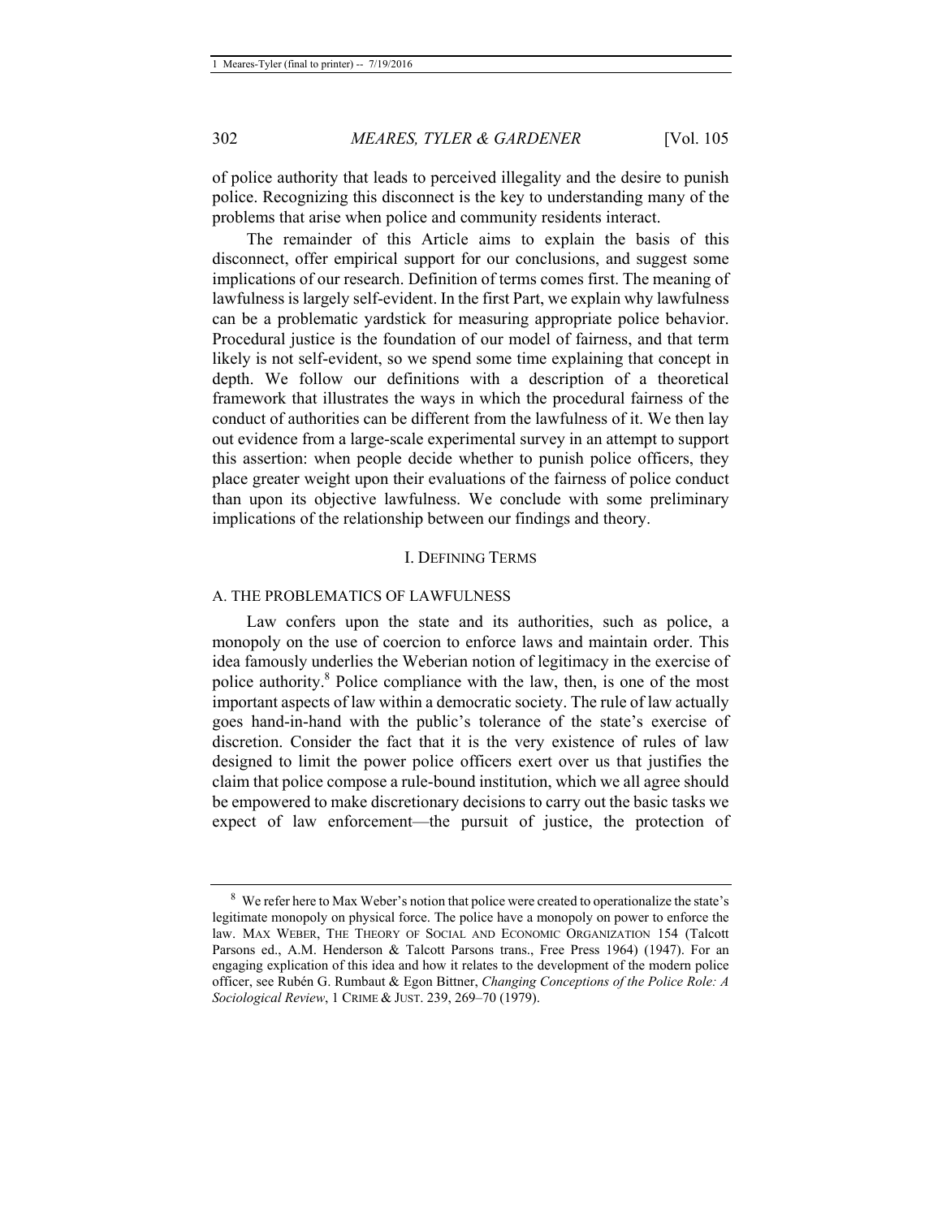of police authority that leads to perceived illegality and the desire to punish police. Recognizing this disconnect is the key to understanding many of the problems that arise when police and community residents interact.

The remainder of this Article aims to explain the basis of this disconnect, offer empirical support for our conclusions, and suggest some implications of our research. Definition of terms comes first. The meaning of lawfulness is largely self-evident. In the first Part, we explain why lawfulness can be a problematic yardstick for measuring appropriate police behavior. Procedural justice is the foundation of our model of fairness, and that term likely is not self-evident, so we spend some time explaining that concept in depth. We follow our definitions with a description of a theoretical framework that illustrates the ways in which the procedural fairness of the conduct of authorities can be different from the lawfulness of it. We then lay out evidence from a large-scale experimental survey in an attempt to support this assertion: when people decide whether to punish police officers, they place greater weight upon their evaluations of the fairness of police conduct than upon its objective lawfulness. We conclude with some preliminary implications of the relationship between our findings and theory.

## I. DEFINING TERMS

### A. THE PROBLEMATICS OF LAWFULNESS

Law confers upon the state and its authorities, such as police, a monopoly on the use of coercion to enforce laws and maintain order. This idea famously underlies the Weberian notion of legitimacy in the exercise of police authority.[8] Police compliance with the law, then, is one of the most important aspects of law within a democratic society. The rule of law actually goes hand-in-hand with the public's tolerance of the state's exercise of discretion. Consider the fact that it is the very existence of rules of law designed to limit the power police officers exert over us that justifies the claim that police compose a rule-bound institution, which we all agree should be empowered to make discretionary decisions to carry out the basic tasks we expect of law enforcement—the pursuit of justice, the protection of

---

[8] We refer here to Max Weber's notion that police were created to operationalize the state's legitimate monopoly on physical force. The police have a monopoly on power to enforce the law. MAX WEBER, THE THEORY OF SOCIAL AND ECONOMIC ORGANIZATION 154 (Talcott Parsons ed., A.M. Henderson & Talcott Parsons trans., Free Press 1964) (1947). For an engaging explication of this idea and how it relates to the development of the modern police officer, see Rubén G. Rumbaut & Egon Bittner, *Changing Conceptions of the Police Role: A Sociological Review*, 1 CRIME & JUST. 239, 269–70 (1979).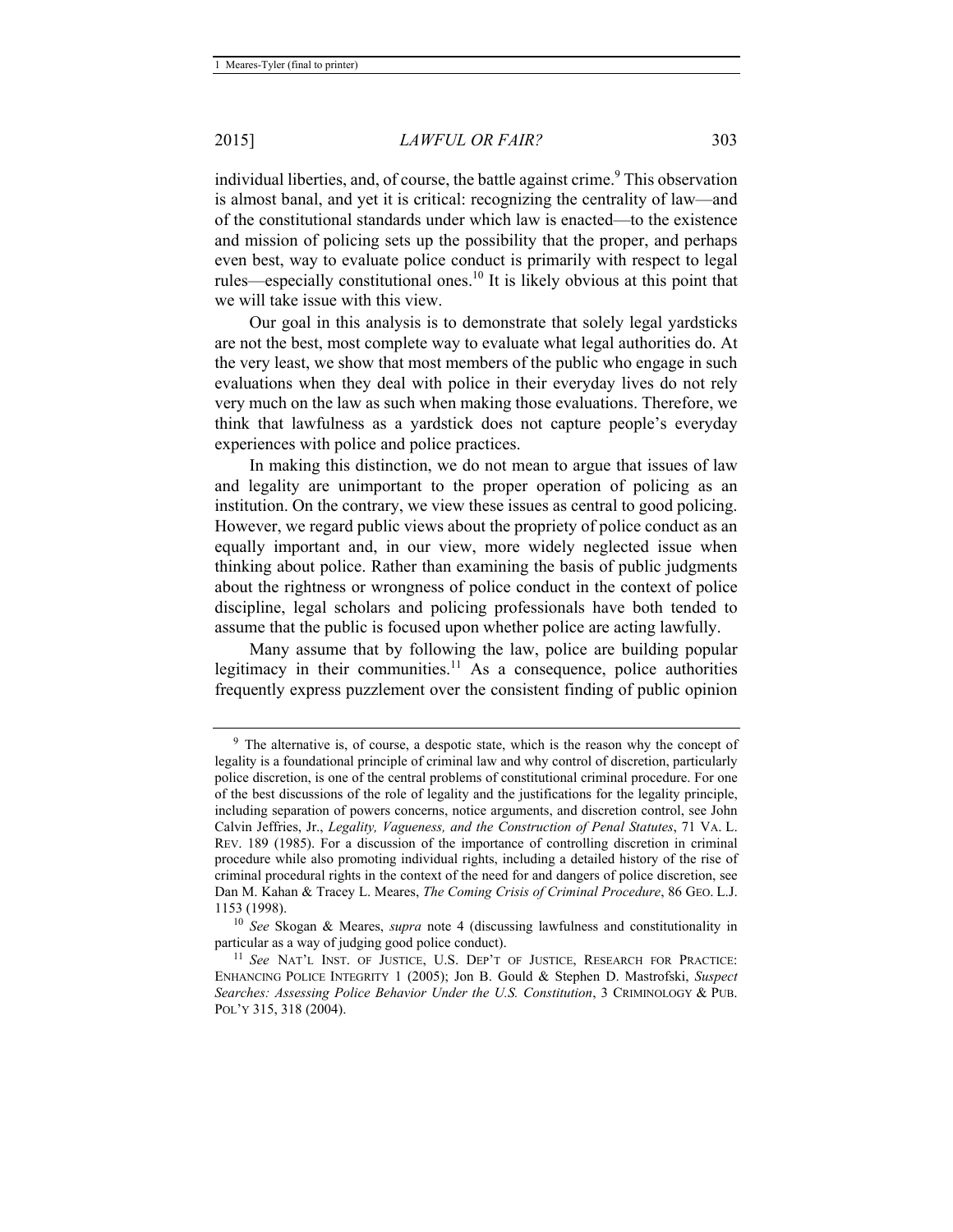individual liberties, and, of course, the battle against crime.[9] This observation is almost banal, and yet it is critical: recognizing the centrality of law—and of the constitutional standards under which law is enacted—to the existence and mission of policing sets up the possibility that the proper, and perhaps even best, way to evaluate police conduct is primarily with respect to legal rules—especially constitutional ones.[10] It is likely obvious at this point that we will take issue with this view.

Our goal in this analysis is to demonstrate that solely legal yardsticks are not the best, most complete way to evaluate what legal authorities do. At the very least, we show that most members of the public who engage in such evaluations when they deal with police in their everyday lives do not rely very much on the law as such when making those evaluations. Therefore, we think that lawfulness as a yardstick does not capture people's everyday experiences with police and police practices.

In making this distinction, we do not mean to argue that issues of law and legality are unimportant to the proper operation of policing as an institution. On the contrary, we view these issues as central to good policing. However, we regard public views about the propriety of police conduct as an equally important and, in our view, more widely neglected issue when thinking about police. Rather than examining the basis of public judgments about the rightness or wrongness of police conduct in the context of police discipline, legal scholars and policing professionals have both tended to assume that the public is focused upon whether police are acting lawfully.

Many assume that by following the law, police are building popular legitimacy in their communities.[11] As a consequence, police authorities frequently express puzzlement over the consistent finding of public opinion

---

[9] The alternative is, of course, a despotic state, which is the reason why the concept of legality is a foundational principle of criminal law and why control of discretion, particularly police discretion, is one of the central problems of constitutional criminal procedure. For one of the best discussions of the role of legality and the justifications for the legality principle, including separation of powers concerns, notice arguments, and discretion control, see John Calvin Jeffries, Jr., *Legality, Vagueness, and the Construction of Penal Statutes*, 71 VA. L. REV. 189 (1985). For a discussion of the importance of controlling discretion in criminal procedure while also promoting individual rights, including a detailed history of the rise of criminal procedural rights in the context of the need for and dangers of police discretion, see Dan M. Kahan & Tracey L. Meares, *The Coming Crisis of Criminal Procedure*, 86 GEO. L.J. 1153 (1998).

[10] *See* Skogan & Meares, *supra* note 4 (discussing lawfulness and constitutionality in particular as a way of judging good police conduct).

[11] *See* NAT'L INST. OF JUSTICE, U.S. DEP'T OF JUSTICE, RESEARCH FOR PRACTICE: ENHANCING POLICE INTEGRITY 1 (2005); Jon B. Gould & Stephen D. Mastrofski, *Suspect Searches: Assessing Police Behavior Under the U.S. Constitution*, 3 CRIMINOLOGY & PUB. POL'Y 315, 318 (2004).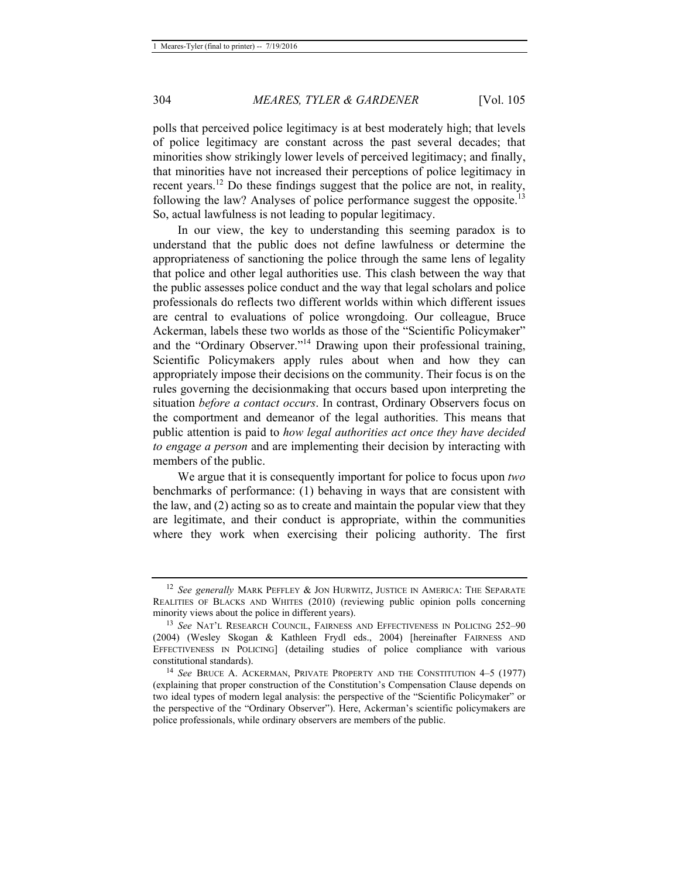polls that perceived police legitimacy is at best moderately high; that levels of police legitimacy are constant across the past several decades; that minorities show strikingly lower levels of perceived legitimacy; and finally, that minorities have not increased their perceptions of police legitimacy in recent years.[12] Do these findings suggest that the police are not, in reality, following the law? Analyses of police performance suggest the opposite.[13] So, actual lawfulness is not leading to popular legitimacy.

In our view, the key to understanding this seeming paradox is to understand that the public does not define lawfulness or determine the appropriateness of sanctioning the police through the same lens of legality that police and other legal authorities use. This clash between the way that the public assesses police conduct and the way that legal scholars and police professionals do reflects two different worlds within which different issues are central to evaluations of police wrongdoing. Our colleague, Bruce Ackerman, labels these two worlds as those of the "Scientific Policymaker" and the "Ordinary Observer."[14] Drawing upon their professional training, Scientific Policymakers apply rules about when and how they can appropriately impose their decisions on the community. Their focus is on the rules governing the decisionmaking that occurs based upon interpreting the situation *before a contact occurs*. In contrast, Ordinary Observers focus on the comportment and demeanor of the legal authorities. This means that public attention is paid to *how legal authorities act once they have decided to engage a person* and are implementing their decision by interacting with members of the public.

We argue that it is consequently important for police to focus upon *two* benchmarks of performance: (1) behaving in ways that are consistent with the law, and (2) acting so as to create and maintain the popular view that they are legitimate, and their conduct is appropriate, within the communities where they work when exercising their policing authority. The first

---

[12] *See generally* MARK PEFFLEY & JON HURWITZ, JUSTICE IN AMERICA: THE SEPARATE REALITIES OF BLACKS AND WHITES (2010) (reviewing public opinion polls concerning minority views about the police in different years).

[13] *See* NAT'L RESEARCH COUNCIL, FAIRNESS AND EFFECTIVENESS IN POLICING 252–90 (2004) (Wesley Skogan & Kathleen Frydl eds., 2004) [hereinafter FAIRNESS AND EFFECTIVENESS IN POLICING] (detailing studies of police compliance with various constitutional standards).

[14] *See* BRUCE A. ACKERMAN, PRIVATE PROPERTY AND THE CONSTITUTION 4–5 (1977) (explaining that proper construction of the Constitution's Compensation Clause depends on two ideal types of modern legal analysis: the perspective of the "Scientific Policymaker" or the perspective of the "Ordinary Observer"). Here, Ackerman's scientific policymakers are police professionals, while ordinary observers are members of the public.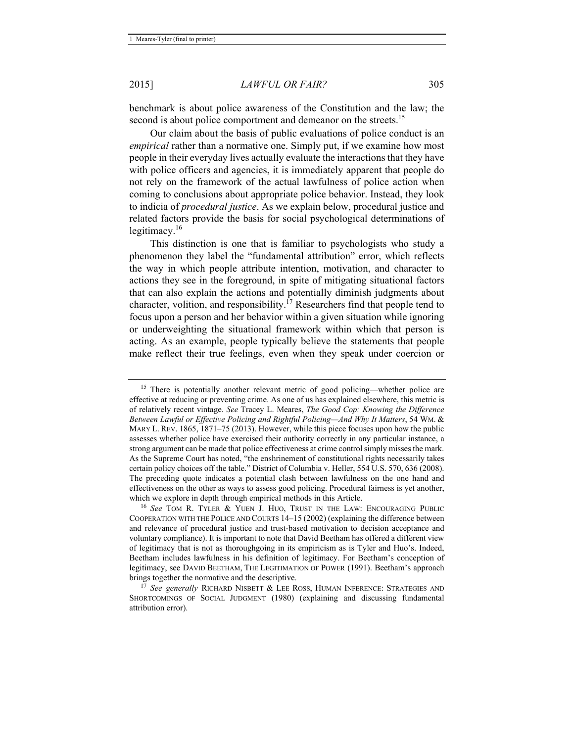benchmark is about police awareness of the Constitution and the law; the second is about police comportment and demeanor on the streets.[15]

Our claim about the basis of public evaluations of police conduct is an *empirical* rather than a normative one. Simply put, if we examine how most people in their everyday lives actually evaluate the interactions that they have with police officers and agencies, it is immediately apparent that people do not rely on the framework of the actual lawfulness of police action when coming to conclusions about appropriate police behavior. Instead, they look to indicia of *procedural justice*. As we explain below, procedural justice and related factors provide the basis for social psychological determinations of legitimacy.[16]

This distinction is one that is familiar to psychologists who study a phenomenon they label the "fundamental attribution" error, which reflects the way in which people attribute intention, motivation, and character to actions they see in the foreground, in spite of mitigating situational factors that can also explain the actions and potentially diminish judgments about character, volition, and responsibility.[17] Researchers find that people tend to focus upon a person and her behavior within a given situation while ignoring or underweighting the situational framework within which that person is acting. As an example, people typically believe the statements that people make reflect their true feelings, even when they speak under coercion or

---

[15] There is potentially another relevant metric of good policing—whether police are effective at reducing or preventing crime. As one of us has explained elsewhere, this metric is of relatively recent vintage. *See* Tracey L. Meares, *The Good Cop: Knowing the Difference Between Lawful or Effective Policing and Rightful Policing—And Why It Matters*, 54 WM. & MARY L. REV. 1865, 1871–75 (2013). However, while this piece focuses upon how the public assesses whether police have exercised their authority correctly in any particular instance, a strong argument can be made that police effectiveness at crime control simply misses the mark. As the Supreme Court has noted, "the enshrinement of constitutional rights necessarily takes certain policy choices off the table." District of Columbia v. Heller, 554 U.S. 570, 636 (2008). The preceding quote indicates a potential clash between lawfulness on the one hand and effectiveness on the other as ways to assess good policing. Procedural fairness is yet another, which we explore in depth through empirical methods in this Article.

[16] *See* TOM R. TYLER & YUEN J. HUO, TRUST IN THE LAW: ENCOURAGING PUBLIC COOPERATION WITH THE POLICE AND COURTS 14–15 (2002) (explaining the difference between and relevance of procedural justice and trust-based motivation to decision acceptance and voluntary compliance). It is important to note that David Beetham has offered a different view of legitimacy that is not as thoroughgoing in its empiricism as is Tyler and Huo's. Indeed, Beetham includes lawfulness in his definition of legitimacy. For Beetham's conception of legitimacy, see DAVID BEETHAM, THE LEGITIMATION OF POWER (1991). Beetham's approach brings together the normative and the descriptive.

[17] *See generally* RICHARD NISBETT & LEE ROSS, HUMAN INFERENCE: STRATEGIES AND SHORTCOMINGS OF SOCIAL JUDGMENT (1980) (explaining and discussing fundamental attribution error).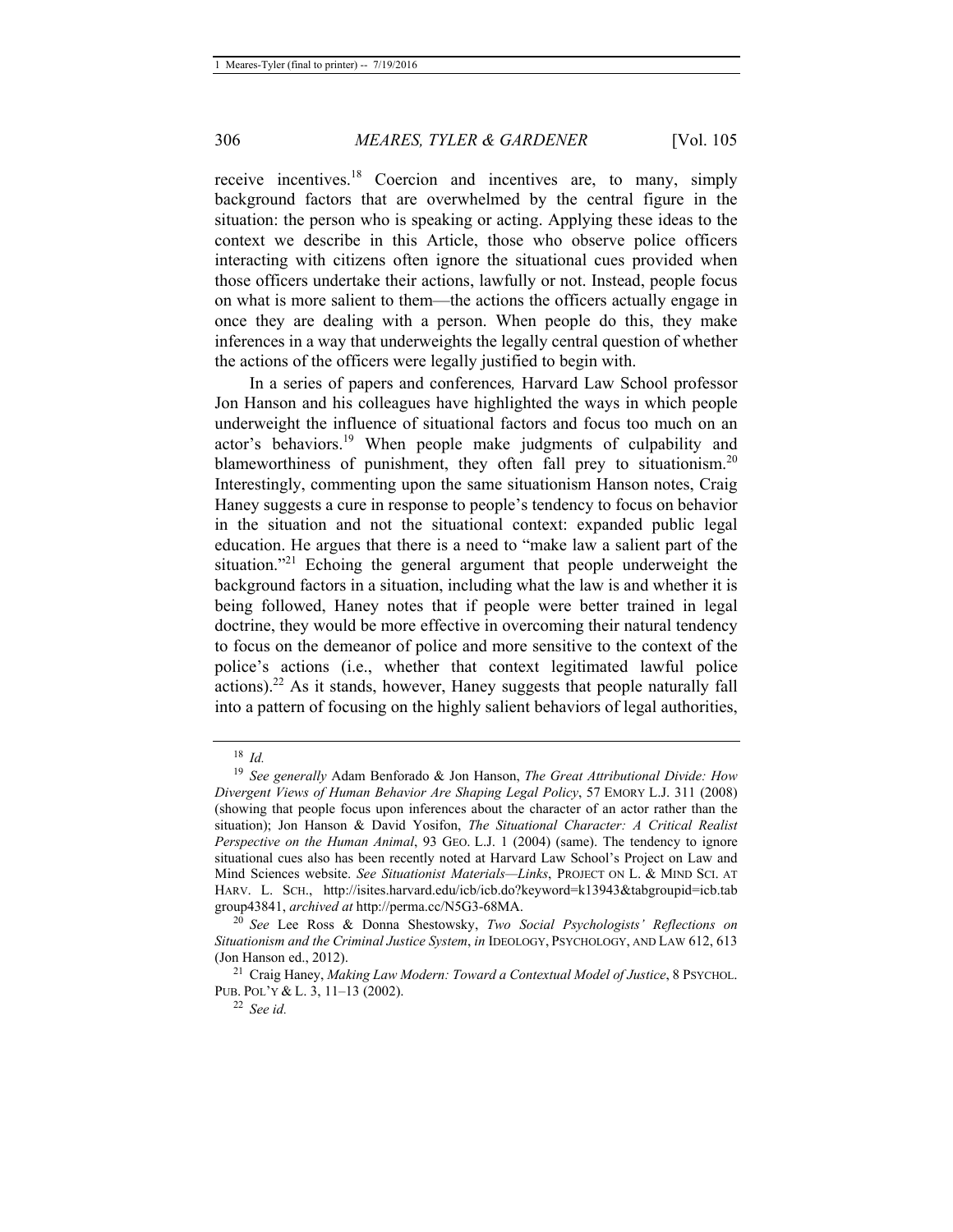receive incentives.[18] Coercion and incentives are, to many, simply background factors that are overwhelmed by the central figure in the situation: the person who is speaking or acting. Applying these ideas to the context we describe in this Article, those who observe police officers interacting with citizens often ignore the situational cues provided when those officers undertake their actions, lawfully or not. Instead, people focus on what is more salient to them—the actions the officers actually engage in once they are dealing with a person. When people do this, they make inferences in a way that underweights the legally central question of whether the actions of the officers were legally justified to begin with.

In a series of papers and conferences, Harvard Law School professor Jon Hanson and his colleagues have highlighted the ways in which people underweight the influence of situational factors and focus too much on an actor's behaviors.[19] When people make judgments of culpability and blameworthiness of punishment, they often fall prey to situationism.[20] Interestingly, commenting upon the same situationism Hanson notes, Craig Haney suggests a cure in response to people's tendency to focus on behavior in the situation and not the situational context: expanded public legal education. He argues that there is a need to "make law a salient part of the situation."[21] Echoing the general argument that people underweight the background factors in a situation, including what the law is and whether it is being followed, Haney notes that if people were better trained in legal doctrine, they would be more effective in overcoming their natural tendency to focus on the demeanor of police and more sensitive to the context of the police's actions (i.e., whether that context legitimated lawful police actions).[22] As it stands, however, Haney suggests that people naturally fall into a pattern of focusing on the highly salient behaviors of legal authorities,

---

[18] *Id.*

[19] *See generally* Adam Benforado & Jon Hanson, *The Great Attributional Divide: How Divergent Views of Human Behavior Are Shaping Legal Policy*, 57 EMORY L.J. 311 (2008) (showing that people focus upon inferences about the character of an actor rather than the situation); Jon Hanson & David Yosifon, *The Situational Character: A Critical Realist Perspective on the Human Animal*, 93 GEO. L.J. 1 (2004) (same). The tendency to ignore situational cues also has been recently noted at Harvard Law School's Project on Law and Mind Sciences website. *See Situationist Materials—Links*, PROJECT ON L. & MIND SCI. AT HARV. L. SCH., http://isites.harvard.edu/icb/icb.do?keyword=k13943&tabgroupid=icb.tabgroup43841, *archived at* http://perma.cc/N5G3-68MA.

[20] *See* Lee Ross & Donna Shestowsky, *Two Social Psychologists' Reflections on Situationism and the Criminal Justice System*, *in* IDEOLOGY, PSYCHOLOGY, AND LAW 612, 613 (Jon Hanson ed., 2012).

[21] Craig Haney, *Making Law Modern: Toward a Contextual Model of Justice*, 8 PSYCHOL. PUB. POL'Y & L. 3, 11–13 (2002).

[22] *See id.*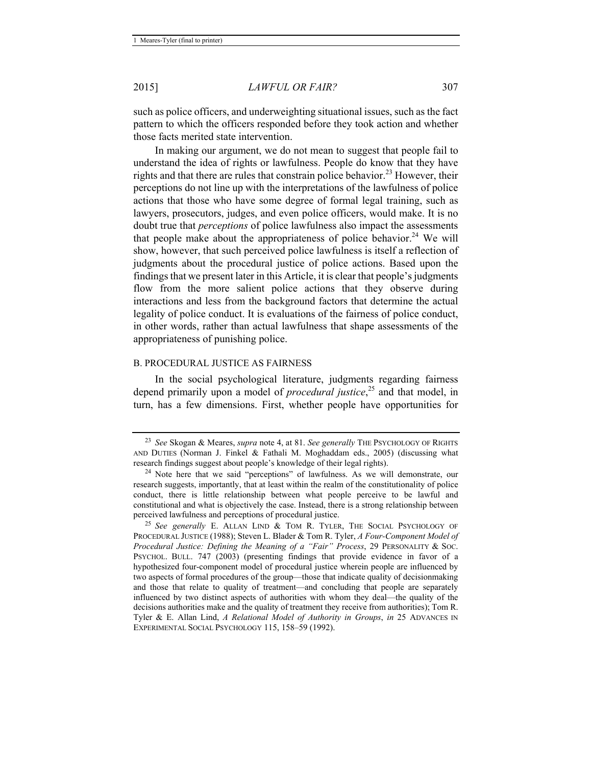such as police officers, and underweighting situational issues, such as the fact pattern to which the officers responded before they took action and whether those facts merited state intervention.

In making our argument, we do not mean to suggest that people fail to understand the idea of rights or lawfulness. People do know that they have rights and that there are rules that constrain police behavior.[23] However, their perceptions do not line up with the interpretations of the lawfulness of police actions that those who have some degree of formal legal training, such as lawyers, prosecutors, judges, and even police officers, would make. It is no doubt true that *perceptions* of police lawfulness also impact the assessments that people make about the appropriateness of police behavior.[24] We will show, however, that such perceived police lawfulness is itself a reflection of judgments about the procedural justice of police actions. Based upon the findings that we present later in this Article, it is clear that people's judgments flow from the more salient police actions that they observe during interactions and less from the background factors that determine the actual legality of police conduct. It is evaluations of the fairness of police conduct, in other words, rather than actual lawfulness that shape assessments of the appropriateness of punishing police.

### B. PROCEDURAL JUSTICE AS FAIRNESS

In the social psychological literature, judgments regarding fairness depend primarily upon a model of *procedural justice*,[25] and that model, in turn, has a few dimensions. First, whether people have opportunities for

---

[23] *See* Skogan & Meares, *supra* note 4, at 81. *See generally* THE PSYCHOLOGY OF RIGHTS AND DUTIES (Norman J. Finkel & Fathali M. Moghaddam eds., 2005) (discussing what research findings suggest about people's knowledge of their legal rights).

[24] Note here that we said "perceptions" of lawfulness. As we will demonstrate, our research suggests, importantly, that at least within the realm of the constitutionality of police conduct, there is little relationship between what people perceive to be lawful and constitutional and what is objectively the case. Instead, there is a strong relationship between perceived lawfulness and perceptions of procedural justice.

[25] *See generally* E. ALLAN LIND & TOM R. TYLER, THE SOCIAL PSYCHOLOGY OF PROCEDURAL JUSTICE (1988); Steven L. Blader & Tom R. Tyler, *A Four-Component Model of Procedural Justice: Defining the Meaning of a "Fair" Process*, 29 PERSONALITY & SOC. PSYCHOL. BULL. 747 (2003) (presenting findings that provide evidence in favor of a hypothesized four-component model of procedural justice wherein people are influenced by two aspects of formal procedures of the group—those that indicate quality of decisionmaking and those that relate to quality of treatment—and concluding that people are separately influenced by two distinct aspects of authorities with whom they deal—the quality of the decisions authorities make and the quality of treatment they receive from authorities); Tom R. Tyler & E. Allan Lind, *A Relational Model of Authority in Groups*, *in* 25 ADVANCES IN EXPERIMENTAL SOCIAL PSYCHOLOGY 115, 158–59 (1992).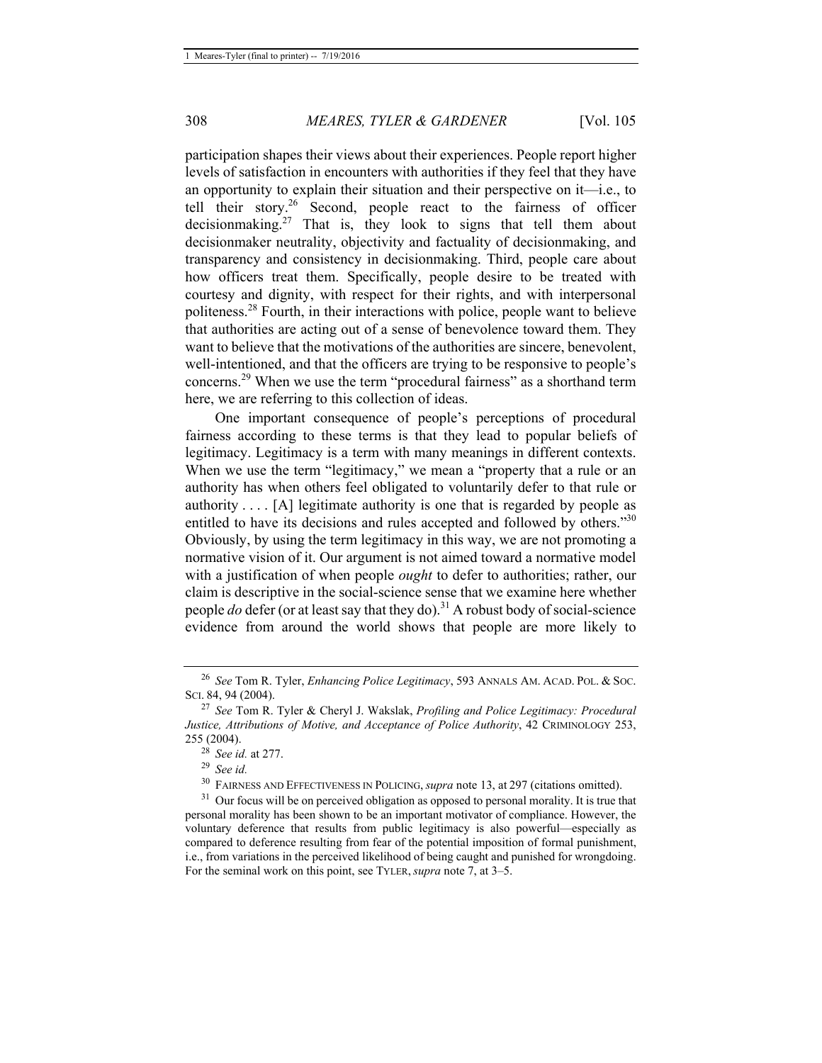participation shapes their views about their experiences. People report higher levels of satisfaction in encounters with authorities if they feel that they have an opportunity to explain their situation and their perspective on it—i.e., to tell their story.[26] Second, people react to the fairness of officer decisionmaking.[27] That is, they look to signs that tell them about decisionmaker neutrality, objectivity and factuality of decisionmaking, and transparency and consistency in decisionmaking. Third, people care about how officers treat them. Specifically, people desire to be treated with courtesy and dignity, with respect for their rights, and with interpersonal politeness.[28] Fourth, in their interactions with police, people want to believe that authorities are acting out of a sense of benevolence toward them. They want to believe that the motivations of the authorities are sincere, benevolent, well-intentioned, and that the officers are trying to be responsive to people's concerns.[29] When we use the term "procedural fairness" as a shorthand term here, we are referring to this collection of ideas.

One important consequence of people's perceptions of procedural fairness according to these terms is that they lead to popular beliefs of legitimacy. Legitimacy is a term with many meanings in different contexts. When we use the term "legitimacy," we mean a "property that a rule or an authority has when others feel obligated to voluntarily defer to that rule or authority . . . . [A] legitimate authority is one that is regarded by people as entitled to have its decisions and rules accepted and followed by others."[30] Obviously, by using the term legitimacy in this way, we are not promoting a normative vision of it. Our argument is not aimed toward a normative model with a justification of when people *ought* to defer to authorities; rather, our claim is descriptive in the social-science sense that we examine here whether people *do* defer (or at least say that they do).[31] A robust body of social-science evidence from around the world shows that people are more likely to

---

[26] *See* Tom R. Tyler, *Enhancing Police Legitimacy*, 593 ANNALS AM. ACAD. POL. & SOC. SCI. 84, 94 (2004).

[27] *See* Tom R. Tyler & Cheryl J. Wakslak, *Profiling and Police Legitimacy: Procedural Justice, Attributions of Motive, and Acceptance of Police Authority*, 42 CRIMINOLOGY 253, 255 (2004).

[28] *See id.* at 277.

[29] *See id.*

[30] FAIRNESS AND EFFECTIVENESS IN POLICING, *supra* note 13, at 297 (citations omitted).

[31] Our focus will be on perceived obligation as opposed to personal morality. It is true that personal morality has been shown to be an important motivator of compliance. However, the voluntary deference that results from public legitimacy is also powerful—especially as compared to deference resulting from fear of the potential imposition of formal punishment, i.e., from variations in the perceived likelihood of being caught and punished for wrongdoing. For the seminal work on this point, see TYLER, *supra* note 7, at 3–5.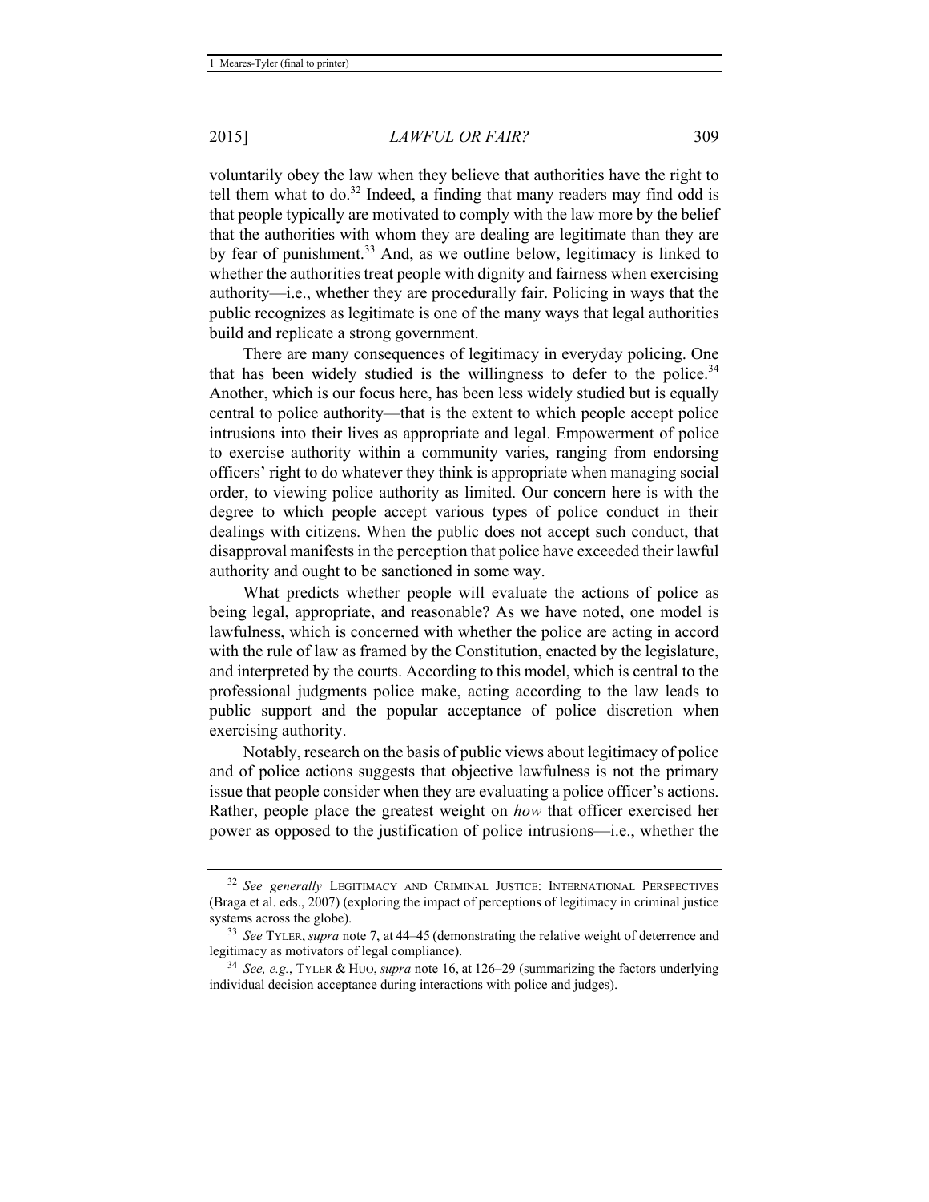voluntarily obey the law when they believe that authorities have the right to tell them what to do.[32] Indeed, a finding that many readers may find odd is that people typically are motivated to comply with the law more by the belief that the authorities with whom they are dealing are legitimate than they are by fear of punishment.[33] And, as we outline below, legitimacy is linked to whether the authorities treat people with dignity and fairness when exercising authority—i.e., whether they are procedurally fair. Policing in ways that the public recognizes as legitimate is one of the many ways that legal authorities build and replicate a strong government.

There are many consequences of legitimacy in everyday policing. One that has been widely studied is the willingness to defer to the police.[34] Another, which is our focus here, has been less widely studied but is equally central to police authority—that is the extent to which people accept police intrusions into their lives as appropriate and legal. Empowerment of police to exercise authority within a community varies, ranging from endorsing officers' right to do whatever they think is appropriate when managing social order, to viewing police authority as limited. Our concern here is with the degree to which people accept various types of police conduct in their dealings with citizens. When the public does not accept such conduct, that disapproval manifests in the perception that police have exceeded their lawful authority and ought to be sanctioned in some way.

What predicts whether people will evaluate the actions of police as being legal, appropriate, and reasonable? As we have noted, one model is lawfulness, which is concerned with whether the police are acting in accord with the rule of law as framed by the Constitution, enacted by the legislature, and interpreted by the courts. According to this model, which is central to the professional judgments police make, acting according to the law leads to public support and the popular acceptance of police discretion when exercising authority.

Notably, research on the basis of public views about legitimacy of police and of police actions suggests that objective lawfulness is not the primary issue that people consider when they are evaluating a police officer's actions. Rather, people place the greatest weight on *how* that officer exercised her power as opposed to the justification of police intrusions—i.e., whether the

---

[32] *See generally* LEGITIMACY AND CRIMINAL JUSTICE: INTERNATIONAL PERSPECTIVES (Braga et al. eds., 2007) (exploring the impact of perceptions of legitimacy in criminal justice systems across the globe).

[33] *See* TYLER, *supra* note 7, at 44–45 (demonstrating the relative weight of deterrence and legitimacy as motivators of legal compliance).

[34] *See, e.g.*, TYLER & HUO, *supra* note 16, at 126–29 (summarizing the factors underlying individual decision acceptance during interactions with police and judges).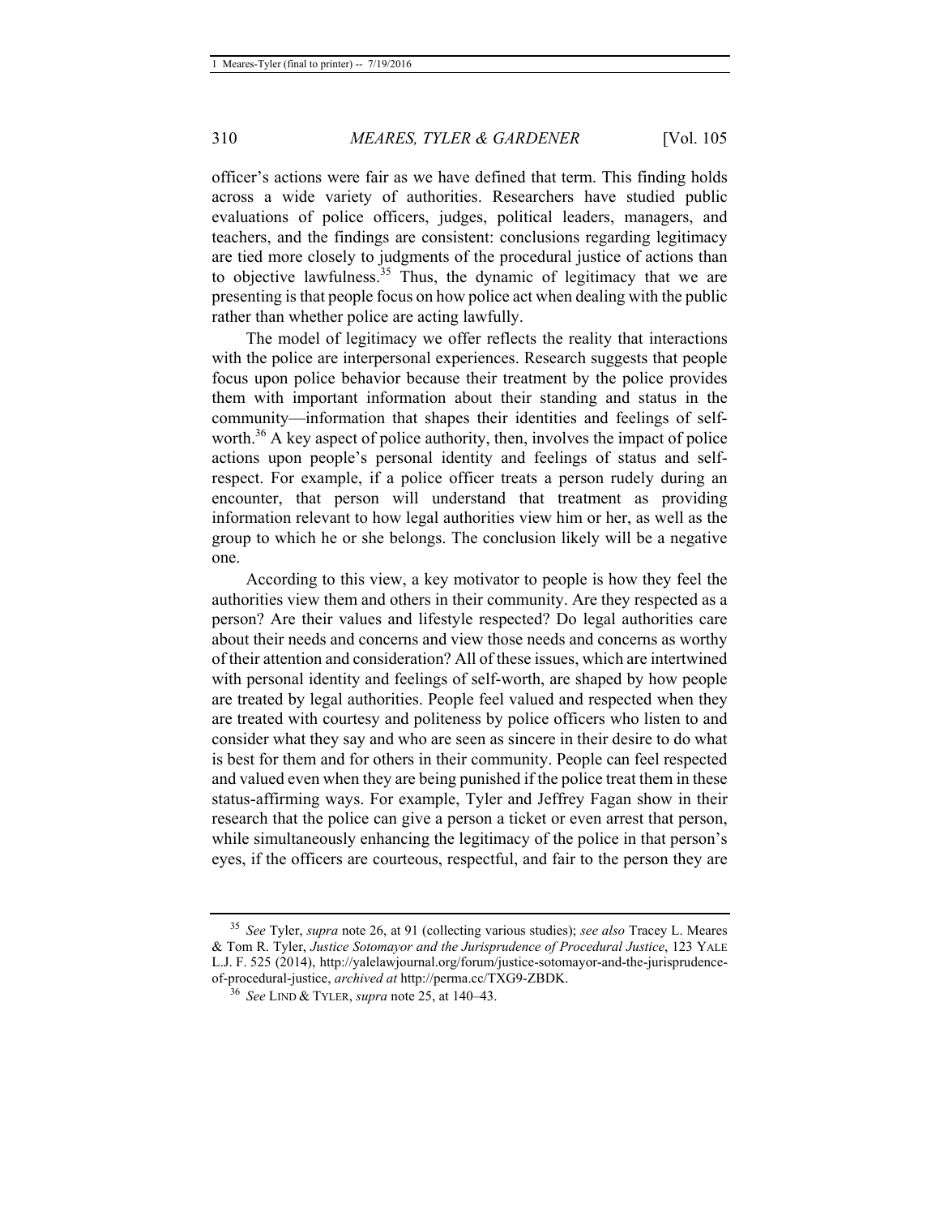officer's actions were fair as we have defined that term. This finding holds across a wide variety of authorities. Researchers have studied public evaluations of police officers, judges, political leaders, managers, and teachers, and the findings are consistent: conclusions regarding legitimacy are tied more closely to judgments of the procedural justice of actions than to objective lawfulness.[35] Thus, the dynamic of legitimacy that we are presenting is that people focus on how police act when dealing with the public rather than whether police are acting lawfully.

The model of legitimacy we offer reflects the reality that interactions with the police are interpersonal experiences. Research suggests that people focus upon police behavior because their treatment by the police provides them with important information about their standing and status in the community—information that shapes their identities and feelings of self-worth.[36] A key aspect of police authority, then, involves the impact of police actions upon people's personal identity and feelings of status and self-respect. For example, if a police officer treats a person rudely during an encounter, that person will understand that treatment as providing information relevant to how legal authorities view him or her, as well as the group to which he or she belongs. The conclusion likely will be a negative one.

According to this view, a key motivator to people is how they feel the authorities view them and others in their community. Are they respected as a person? Are their values and lifestyle respected? Do legal authorities care about their needs and concerns and view those needs and concerns as worthy of their attention and consideration? All of these issues, which are intertwined with personal identity and feelings of self-worth, are shaped by how people are treated by legal authorities. People feel valued and respected when they are treated with courtesy and politeness by police officers who listen to and consider what they say and who are seen as sincere in their desire to do what is best for them and for others in their community. People can feel respected and valued even when they are being punished if the police treat them in these status-affirming ways. For example, Tyler and Jeffrey Fagan show in their research that the police can give a person a ticket or even arrest that person, while simultaneously enhancing the legitimacy of the police in that person's eyes, if the officers are courteous, respectful, and fair to the person they are

---

[35] *See* Tyler, *supra* note 26, at 91 (collecting various studies); *see also* Tracey L. Meares & Tom R. Tyler, *Justice Sotomayor and the Jurisprudence of Procedural Justice*, 123 YALE L.J. F. 525 (2014), http://yalelawjournal.org/forum/justice-sotomayor-and-the-jurisprudence-of-procedural-justice, *archived at* http://perma.cc/TXG9-ZBDK.

[36] *See* LIND & TYLER, *supra* note 25, at 140–43.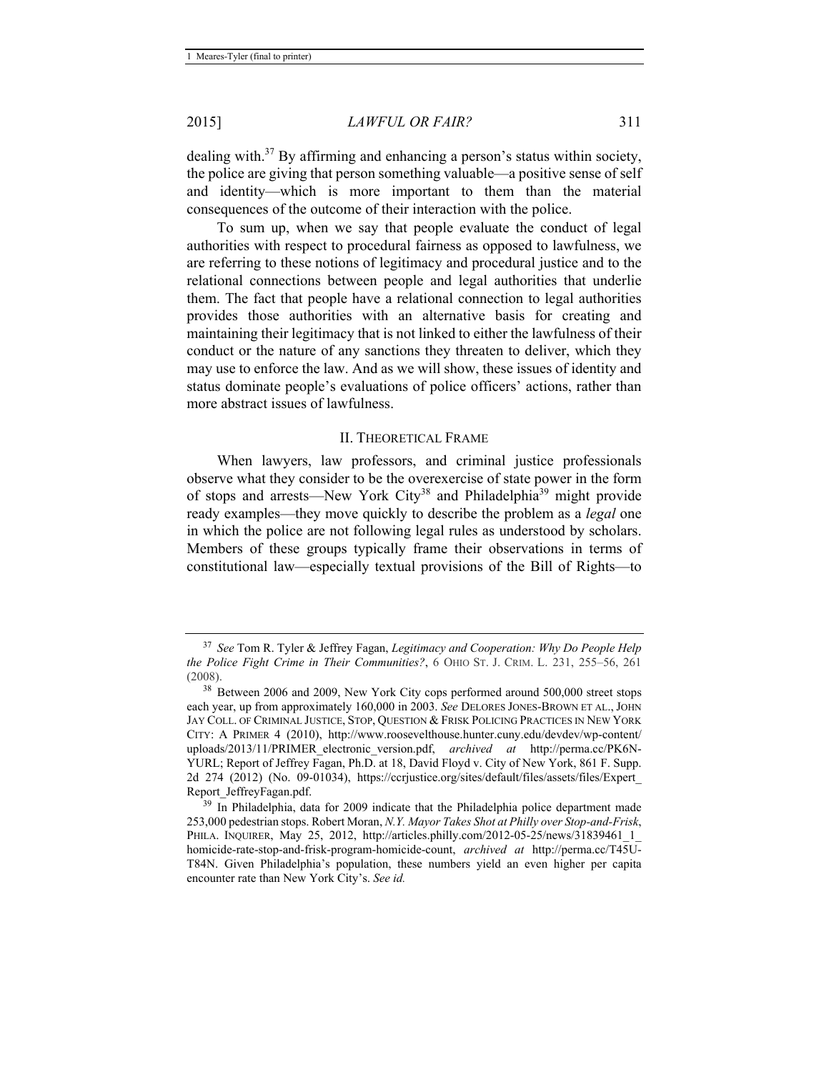dealing with.[37] By affirming and enhancing a person's status within society, the police are giving that person something valuable—a positive sense of self and identity—which is more important to them than the material consequences of the outcome of their interaction with the police.

To sum up, when we say that people evaluate the conduct of legal authorities with respect to procedural fairness as opposed to lawfulness, we are referring to these notions of legitimacy and procedural justice and to the relational connections between people and legal authorities that underlie them. The fact that people have a relational connection to legal authorities provides those authorities with an alternative basis for creating and maintaining their legitimacy that is not linked to either the lawfulness of their conduct or the nature of any sanctions they threaten to deliver, which they may use to enforce the law. And as we will show, these issues of identity and status dominate people's evaluations of police officers' actions, rather than more abstract issues of lawfulness.

## II. Theoretical Frame

When lawyers, law professors, and criminal justice professionals observe what they consider to be the overexercise of state power in the form of stops and arrests—New York City[38] and Philadelphia[39] might provide ready examples—they move quickly to describe the problem as a *legal* one in which the police are not following legal rules as understood by scholars. Members of these groups typically frame their observations in terms of constitutional law—especially textual provisions of the Bill of Rights—to

---

[37] *See* Tom R. Tyler & Jeffrey Fagan, *Legitimacy and Cooperation: Why Do People Help the Police Fight Crime in Their Communities?*, 6 Ohio St. J. Crim. L. 231, 255–56, 261 (2008).

[38] Between 2006 and 2009, New York City cops performed around 500,000 street stops each year, up from approximately 160,000 in 2003. *See* Delores Jones-Brown et al., John Jay Coll. of Criminal Justice, Stop, Question & Frisk Policing Practices in New York City: A Primer 4 (2010), http://www.roosevelthouse.hunter.cuny.edu/devdev/wp-content/uploads/2013/11/PRIMER_electronic_version.pdf, *archived at* http://perma.cc/PK6N-YURL; Report of Jeffrey Fagan, Ph.D. at 18, David Floyd v. City of New York, 861 F. Supp. 2d 274 (2012) (No. 09-01034), https://ccrjustice.org/sites/default/files/assets/files/Expert_Report_JeffreyFagan.pdf.

[39] In Philadelphia, data for 2009 indicate that the Philadelphia police department made 253,000 pedestrian stops. Robert Moran, *N.Y. Mayor Takes Shot at Philly over Stop-and-Frisk*, Phila. Inquirer, May 25, 2012, http://articles.philly.com/2012-05-25/news/31839461_1_homicide-rate-stop-and-frisk-program-homicide-count, *archived at* http://perma.cc/T45U-T84N. Given Philadelphia's population, these numbers yield an even higher per capita encounter rate than New York City's. *See id.*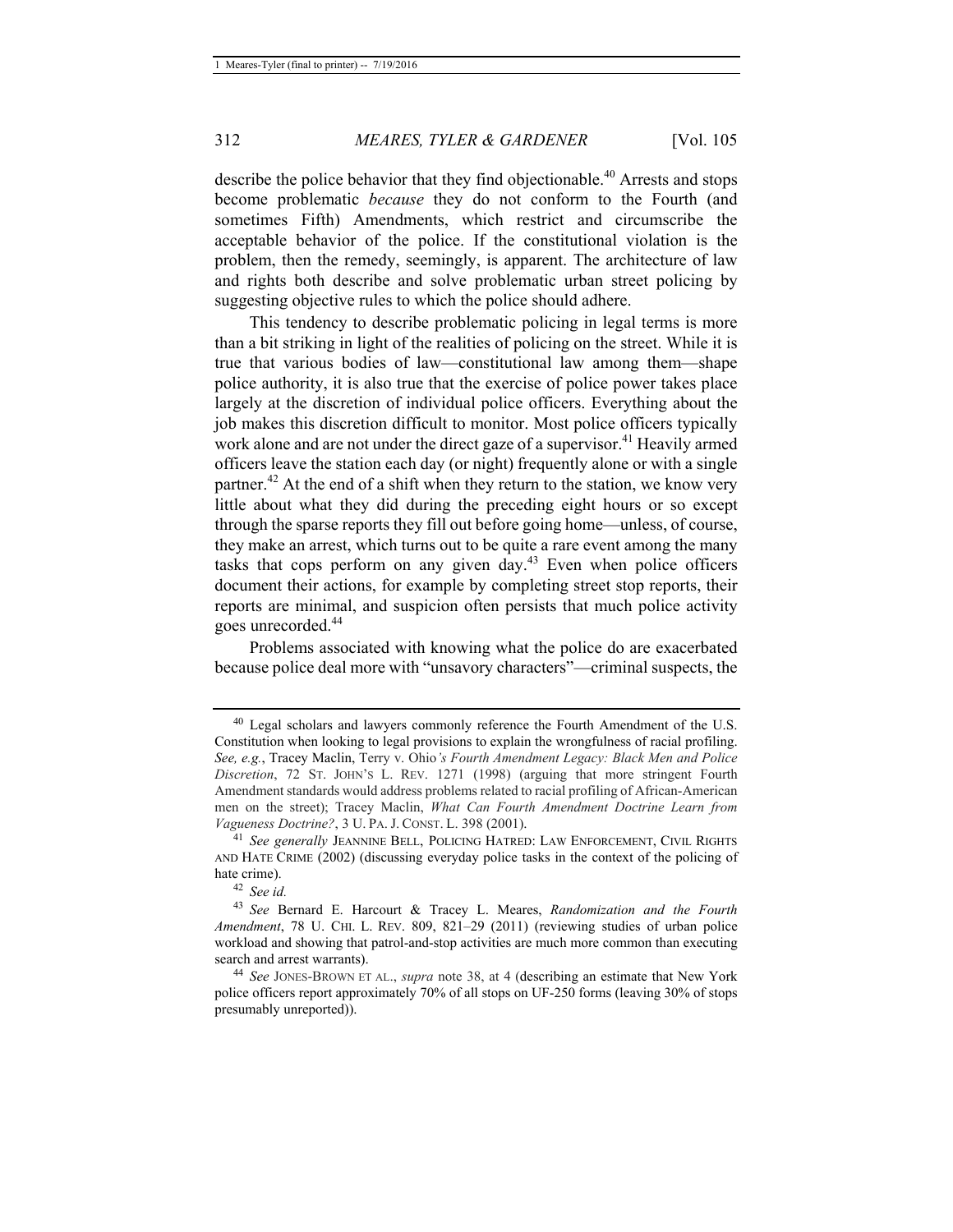describe the police behavior that they find objectionable.[40] Arrests and stops become problematic *because* they do not conform to the Fourth (and sometimes Fifth) Amendments, which restrict and circumscribe the acceptable behavior of the police. If the constitutional violation is the problem, then the remedy, seemingly, is apparent. The architecture of law and rights both describe and solve problematic urban street policing by suggesting objective rules to which the police should adhere.

This tendency to describe problematic policing in legal terms is more than a bit striking in light of the realities of policing on the street. While it is true that various bodies of law—constitutional law among them—shape police authority, it is also true that the exercise of police power takes place largely at the discretion of individual police officers. Everything about the job makes this discretion difficult to monitor. Most police officers typically work alone and are not under the direct gaze of a supervisor.[41] Heavily armed officers leave the station each day (or night) frequently alone or with a single partner.[42] At the end of a shift when they return to the station, we know very little about what they did during the preceding eight hours or so except through the sparse reports they fill out before going home—unless, of course, they make an arrest, which turns out to be quite a rare event among the many tasks that cops perform on any given day.[43] Even when police officers document their actions, for example by completing street stop reports, their reports are minimal, and suspicion often persists that much police activity goes unrecorded.[44]

Problems associated with knowing what the police do are exacerbated because police deal more with "unsavory characters"—criminal suspects, the

---

[40] Legal scholars and lawyers commonly reference the Fourth Amendment of the U.S. Constitution when looking to legal provisions to explain the wrongfulness of racial profiling. *See, e.g.*, Tracey Maclin, *Terry v. Ohio's Fourth Amendment Legacy: Black Men and Police Discretion*, 72 ST. JOHN'S L. REV. 1271 (1998) (arguing that more stringent Fourth Amendment standards would address problems related to racial profiling of African-American men on the street); Tracey Maclin, *What Can Fourth Amendment Doctrine Learn from Vagueness Doctrine?*, 3 U. PA. J. CONST. L. 398 (2001).

[41] *See generally* JEANNINE BELL, POLICING HATRED: LAW ENFORCEMENT, CIVIL RIGHTS AND HATE CRIME (2002) (discussing everyday police tasks in the context of the policing of hate crime).

[42] *See id.*

[43] *See* Bernard E. Harcourt & Tracey L. Meares, *Randomization and the Fourth Amendment*, 78 U. CHI. L. REV. 809, 821–29 (2011) (reviewing studies of urban police workload and showing that patrol-and-stop activities are much more common than executing search and arrest warrants).

[44] *See* JONES-BROWN ET AL., *supra* note 38, at 4 (describing an estimate that New York police officers report approximately 70% of all stops on UF-250 forms (leaving 30% of stops presumably unreported)).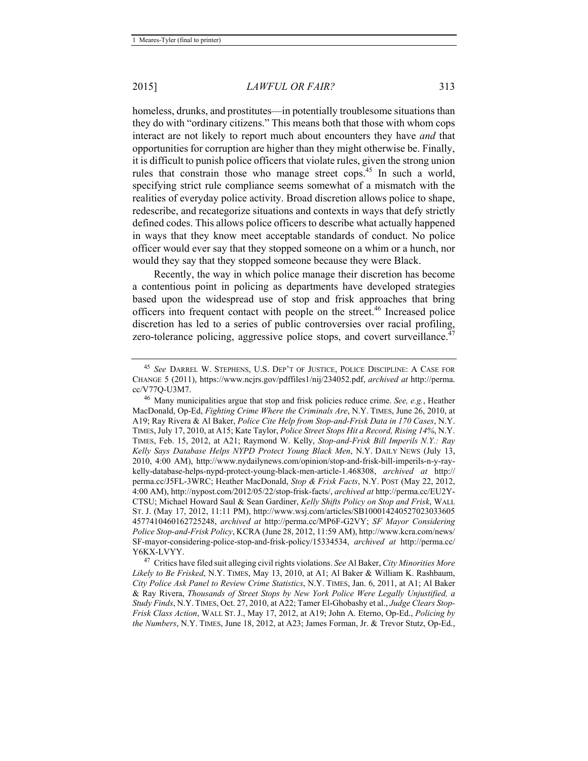homeless, drunks, and prostitutes—in potentially troublesome situations than they do with "ordinary citizens." This means both that those with whom cops interact are not likely to report much about encounters they have *and* that opportunities for corruption are higher than they might otherwise be. Finally, it is difficult to punish police officers that violate rules, given the strong union rules that constrain those who manage street cops.[45] In such a world, specifying strict rule compliance seems somewhat of a mismatch with the realities of everyday police activity. Broad discretion allows police to shape, redescribe, and recategorize situations and contexts in ways that defy strictly defined codes. This allows police officers to describe what actually happened in ways that they know meet acceptable standards of conduct. No police officer would ever say that they stopped someone on a whim or a hunch, nor would they say that they stopped someone because they were Black.

Recently, the way in which police manage their discretion has become a contentious point in policing as departments have developed strategies based upon the widespread use of stop and frisk approaches that bring officers into frequent contact with people on the street.[46] Increased police discretion has led to a series of public controversies over racial profiling, zero-tolerance policing, aggressive police stops, and covert surveillance.[47]

---

[45] *See* DARREL W. STEPHENS, U.S. DEP'T OF JUSTICE, POLICE DISCIPLINE: A CASE FOR CHANGE 5 (2011), https://www.ncjrs.gov/pdffiles1/nij/234052.pdf, *archived at* http://perma.cc/V77Q-U3M7.

[46] Many municipalities argue that stop and frisk policies reduce crime. *See, e.g.*, Heather MacDonald, Op-Ed, *Fighting Crime Where the Criminals Are*, N.Y. TIMES, June 26, 2010, at A19; Ray Rivera & Al Baker, *Police Cite Help from Stop-and-Frisk Data in 170 Cases*, N.Y. TIMES, July 17, 2010, at A15; Kate Taylor, *Police Street Stops Hit a Record, Rising 14%*, N.Y. TIMES, Feb. 15, 2012, at A21; Raymond W. Kelly, *Stop-and-Frisk Bill Imperils N.Y.: Ray Kelly Says Database Helps NYPD Protect Young Black Men*, N.Y. DAILY NEWS (July 13, 2010, 4:00 AM), http://www.nydailynews.com/opinion/stop-and-frisk-bill-imperils-n-y-ray-kelly-database-helps-nypd-protect-young-black-men-article-1.468308, *archived at* http://perma.cc/J5FL-3WRC; Heather MacDonald, *Stop & Frisk Facts*, N.Y. POST (May 22, 2012, 4:00 AM), http://nypost.com/2012/05/22/stop-frisk-facts/, *archived at* http://perma.cc/EU2Y-CTSU; Michael Howard Saul & Sean Gardiner, *Kelly Shifts Policy on Stop and Frisk*, WALL ST. J. (May 17, 2012, 11:11 PM), http://www.wsj.com/articles/SB10001424052702303360545774104601627252​48, *archived at* http://perma.cc/MP6F-G2VY; *SF Mayor Considering Police Stop-and-Frisk Policy*, KCRA (June 28, 2012, 11:59 AM), http://www.kcra.com/news/SF-mayor-considering-police-stop-and-frisk-policy/15334534, *archived at* http://perma.cc/Y6KX-LVYY.

[47] Critics have filed suit alleging civil rights violations. *See* Al Baker, *City Minorities More Likely to Be Frisked*, N.Y. TIMES, May 13, 2010, at A1; Al Baker & William K. Rashbaum, *City Police Ask Panel to Review Crime Statistics*, N.Y. TIMES, Jan. 6, 2011, at A1; Al Baker & Ray Rivera, *Thousands of Street Stops by New York Police Were Legally Unjustified, a Study Finds*, N.Y. TIMES, Oct. 27, 2010, at A22; Tamer El-Ghobashy et al., *Judge Clears Stop-Frisk Class Action*, WALL ST. J., May 17, 2012, at A19; John A. Eterno, Op-Ed., *Policing by the Numbers*, N.Y. TIMES, June 18, 2012, at A23; James Forman, Jr. & Trevor Stutz, Op-Ed.,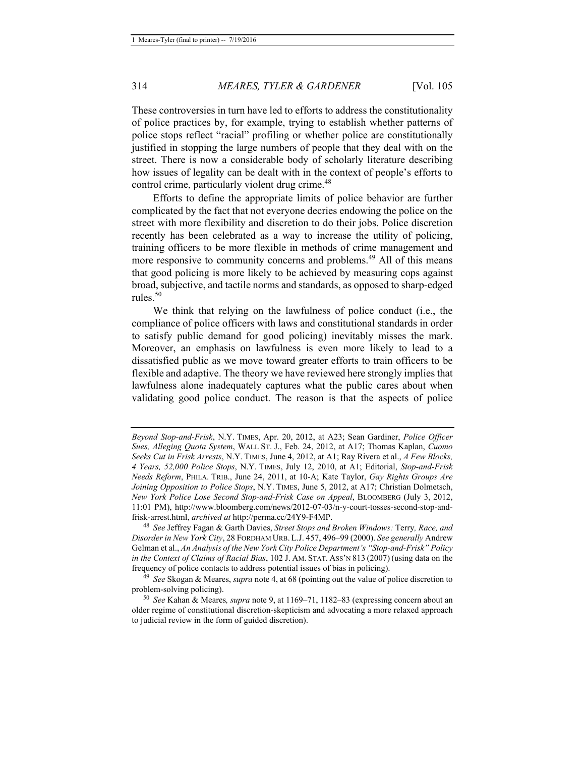These controversies in turn have led to efforts to address the constitutionality of police practices by, for example, trying to establish whether patterns of police stops reflect "racial" profiling or whether police are constitutionally justified in stopping the large numbers of people that they deal with on the street. There is now a considerable body of scholarly literature describing how issues of legality can be dealt with in the context of people's efforts to control crime, particularly violent drug crime.[48]

Efforts to define the appropriate limits of police behavior are further complicated by the fact that not everyone decries endowing the police on the street with more flexibility and discretion to do their jobs. Police discretion recently has been celebrated as a way to increase the utility of policing, training officers to be more flexible in methods of crime management and more responsive to community concerns and problems.[49] All of this means that good policing is more likely to be achieved by measuring cops against broad, subjective, and tactile norms and standards, as opposed to sharp-edged rules.[50]

We think that relying on the lawfulness of police conduct (i.e., the compliance of police officers with laws and constitutional standards in order to satisfy public demand for good policing) inevitably misses the mark. Moreover, an emphasis on lawfulness is even more likely to lead to a dissatisfied public as we move toward greater efforts to train officers to be flexible and adaptive. The theory we have reviewed here strongly implies that lawfulness alone inadequately captures what the public cares about when validating good police conduct. The reason is that the aspects of police

---

*Beyond Stop-and-Frisk*, N.Y. TIMES, Apr. 20, 2012, at A23; Sean Gardiner, *Police Officer Sues, Alleging Quota System*, WALL ST. J., Feb. 24, 2012, at A17; Thomas Kaplan, *Cuomo Seeks Cut in Frisk Arrests*, N.Y. TIMES, June 4, 2012, at A1; Ray Rivera et al., *A Few Blocks, 4 Years, 52,000 Police Stops*, N.Y. TIMES, July 12, 2010, at A1; Editorial, *Stop-and-Frisk Needs Reform*, PHILA. TRIB., June 24, 2011, at 10-A; Kate Taylor, *Gay Rights Groups Are Joining Opposition to Police Stops*, N.Y. TIMES, June 5, 2012, at A17; Christian Dolmetsch, *New York Police Lose Second Stop-and-Frisk Case on Appeal*, BLOOMBERG (July 3, 2012, 11:01 PM), http://www.bloomberg.com/news/2012-07-03/n-y-court-tosses-second-stop-and-frisk-arrest.html, *archived at* http://perma.cc/24Y9-F4MP.

[48] *See* Jeffrey Fagan & Garth Davies, *Street Stops and Broken Windows:* Terry*, Race, and Disorder in New York City*, 28 FORDHAM URB. L.J. 457, 496–99 (2000). *See generally* Andrew Gelman et al., *An Analysis of the New York City Police Department's "Stop-and-Frisk" Policy in the Context of Claims of Racial Bias*, 102 J. AM. STAT. ASS'N 813 (2007) (using data on the frequency of police contacts to address potential issues of bias in policing).

[49] *See* Skogan & Meares, *supra* note 4, at 68 (pointing out the value of police discretion to problem-solving policing).

[50] *See* Kahan & Meares*, supra* note 9, at 1169–71, 1182–83 (expressing concern about an older regime of constitutional discretion-skepticism and advocating a more relaxed approach to judicial review in the form of guided discretion).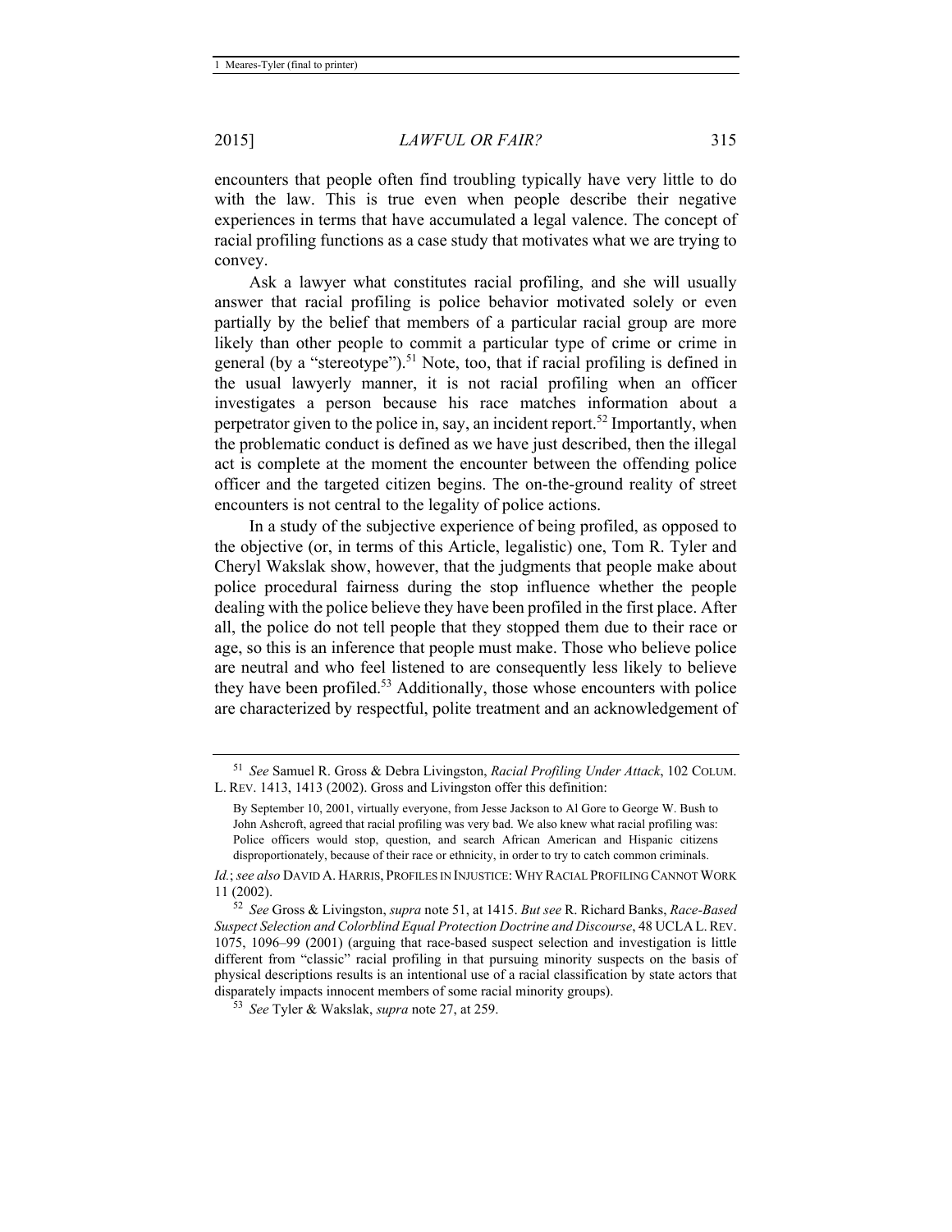encounters that people often find troubling typically have very little to do with the law. This is true even when people describe their negative experiences in terms that have accumulated a legal valence. The concept of racial profiling functions as a case study that motivates what we are trying to convey.

Ask a lawyer what constitutes racial profiling, and she will usually answer that racial profiling is police behavior motivated solely or even partially by the belief that members of a particular racial group are more likely than other people to commit a particular type of crime or crime in general (by a "stereotype").[51] Note, too, that if racial profiling is defined in the usual lawyerly manner, it is not racial profiling when an officer investigates a person because his race matches information about a perpetrator given to the police in, say, an incident report.[52] Importantly, when the problematic conduct is defined as we have just described, then the illegal act is complete at the moment the encounter between the offending police officer and the targeted citizen begins. The on-the-ground reality of street encounters is not central to the legality of police actions.

In a study of the subjective experience of being profiled, as opposed to the objective (or, in terms of this Article, legalistic) one, Tom R. Tyler and Cheryl Wakslak show, however, that the judgments that people make about police procedural fairness during the stop influence whether the people dealing with the police believe they have been profiled in the first place. After all, the police do not tell people that they stopped them due to their race or age, so this is an inference that people must make. Those who believe police are neutral and who feel listened to are consequently less likely to believe they have been profiled.[53] Additionally, those whose encounters with police are characterized by respectful, polite treatment and an acknowledgement of

---

[51] *See* Samuel R. Gross & Debra Livingston, *Racial Profiling Under Attack*, 102 COLUM. L. REV. 1413, 1413 (2002). Gross and Livingston offer this definition:

> By September 10, 2001, virtually everyone, from Jesse Jackson to Al Gore to George W. Bush to John Ashcroft, agreed that racial profiling was very bad. We also knew what racial profiling was: Police officers would stop, question, and search African American and Hispanic citizens disproportionately, because of their race or ethnicity, in order to try to catch common criminals.

*Id.*; *see also* DAVID A. HARRIS, PROFILES IN INJUSTICE: WHY RACIAL PROFILING CANNOT WORK 11 (2002).

[52] *See* Gross & Livingston, *supra* note 51, at 1415. *But see* R. Richard Banks, *Race-Based Suspect Selection and Colorblind Equal Protection Doctrine and Discourse*, 48 UCLA L. REV. 1075, 1096–99 (2001) (arguing that race-based suspect selection and investigation is little different from "classic" racial profiling in that pursuing minority suspects on the basis of physical descriptions results is an intentional use of a racial classification by state actors that disparately impacts innocent members of some racial minority groups).

[53] *See* Tyler & Wakslak, *supra* note 27, at 259.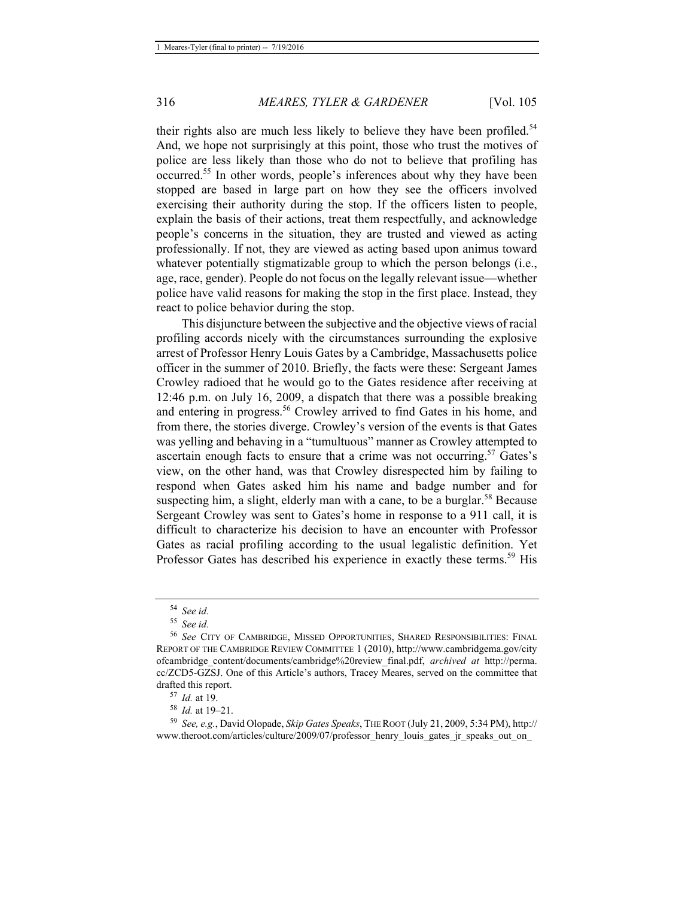their rights also are much less likely to believe they have been profiled.[54] And, we hope not surprisingly at this point, those who trust the motives of police are less likely than those who do not to believe that profiling has occurred.[55] In other words, people's inferences about why they have been stopped are based in large part on how they see the officers involved exercising their authority during the stop. If the officers listen to people, explain the basis of their actions, treat them respectfully, and acknowledge people's concerns in the situation, they are trusted and viewed as acting professionally. If not, they are viewed as acting based upon animus toward whatever potentially stigmatizable group to which the person belongs (i.e., age, race, gender). People do not focus on the legally relevant issue—whether police have valid reasons for making the stop in the first place. Instead, they react to police behavior during the stop.

This disjuncture between the subjective and the objective views of racial profiling accords nicely with the circumstances surrounding the explosive arrest of Professor Henry Louis Gates by a Cambridge, Massachusetts police officer in the summer of 2010. Briefly, the facts were these: Sergeant James Crowley radioed that he would go to the Gates residence after receiving at 12:46 p.m. on July 16, 2009, a dispatch that there was a possible breaking and entering in progress.[56] Crowley arrived to find Gates in his home, and from there, the stories diverge. Crowley's version of the events is that Gates was yelling and behaving in a "tumultuous" manner as Crowley attempted to ascertain enough facts to ensure that a crime was not occurring.[57] Gates's view, on the other hand, was that Crowley disrespected him by failing to respond when Gates asked him his name and badge number and for suspecting him, a slight, elderly man with a cane, to be a burglar.[58] Because Sergeant Crowley was sent to Gates's home in response to a 911 call, it is difficult to characterize his decision to have an encounter with Professor Gates as racial profiling according to the usual legalistic definition. Yet Professor Gates has described his experience in exactly these terms.[59] His

---

[54] *See id.*

[55] *See id.*

[56] *See* CITY OF CAMBRIDGE, MISSED OPPORTUNITIES, SHARED RESPONSIBILITIES: FINAL REPORT OF THE CAMBRIDGE REVIEW COMMITTEE 1 (2010), http://www.cambridgema.gov/cityofcambridge_content/documents/cambridge%20review_final.pdf, *archived at* http://perma.cc/ZCD5-GZSJ. One of this Article's authors, Tracey Meares, served on the committee that drafted this report.

[57] *Id.* at 19.

[58] *Id.* at 19–21.

[59] *See, e.g.*, David Olopade, *Skip Gates Speaks*, THE ROOT (July 21, 2009, 5:34 PM), http://www.theroot.com/articles/culture/2009/07/professor_henry_louis_gates_jr_speaks_out_on_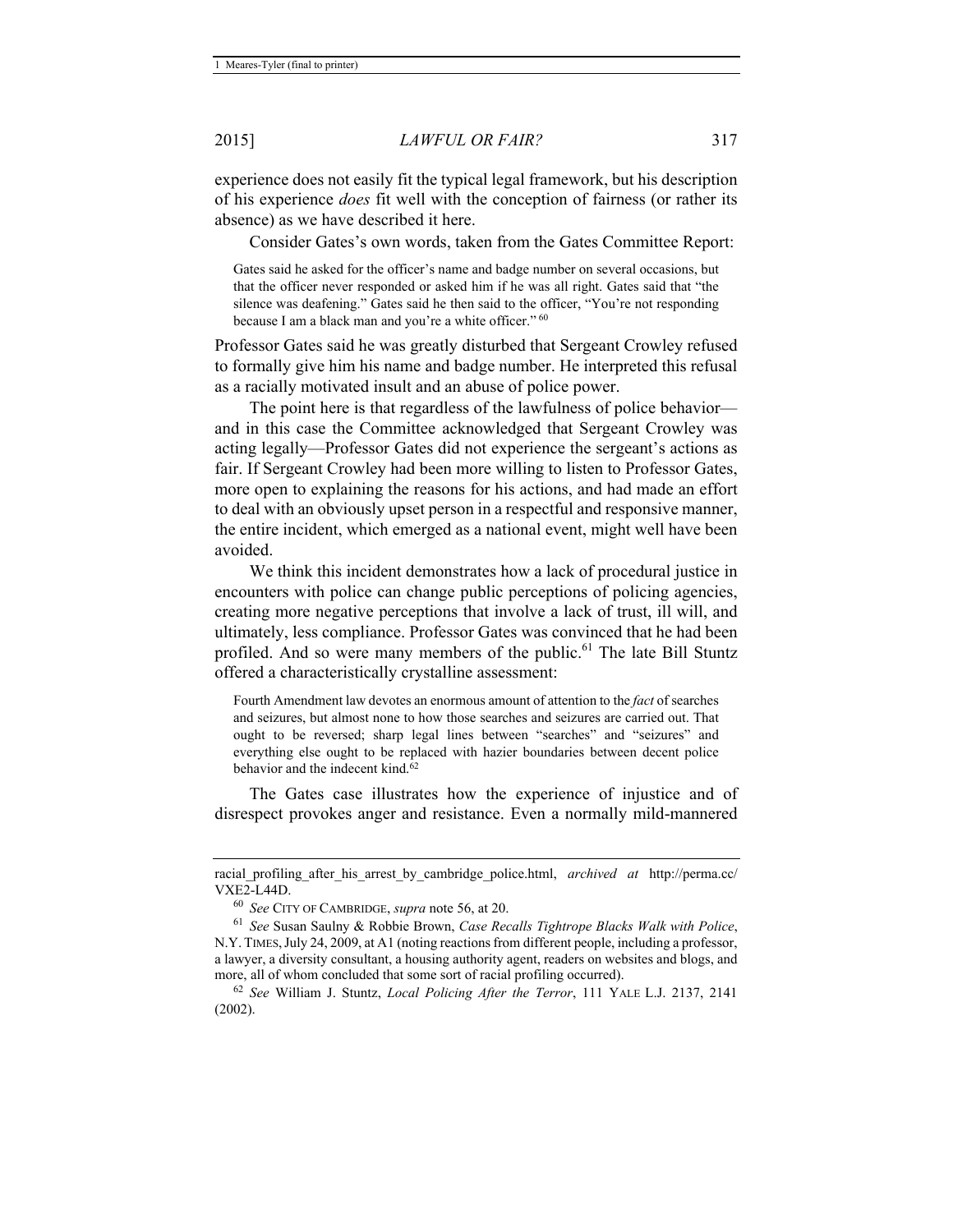experience does not easily fit the typical legal framework, but his description of his experience *does* fit well with the conception of fairness (or rather its absence) as we have described it here.

Consider Gates's own words, taken from the Gates Committee Report:

> Gates said he asked for the officer's name and badge number on several occasions, but that the officer never responded or asked him if he was all right. Gates said that "the silence was deafening." Gates said he then said to the officer, "You're not responding because I am a black man and you're a white officer." [60]

Professor Gates said he was greatly disturbed that Sergeant Crowley refused to formally give him his name and badge number. He interpreted this refusal as a racially motivated insult and an abuse of police power.

The point here is that regardless of the lawfulness of police behavior—and in this case the Committee acknowledged that Sergeant Crowley was acting legally—Professor Gates did not experience the sergeant's actions as fair. If Sergeant Crowley had been more willing to listen to Professor Gates, more open to explaining the reasons for his actions, and had made an effort to deal with an obviously upset person in a respectful and responsive manner, the entire incident, which emerged as a national event, might well have been avoided.

We think this incident demonstrates how a lack of procedural justice in encounters with police can change public perceptions of policing agencies, creating more negative perceptions that involve a lack of trust, ill will, and ultimately, less compliance. Professor Gates was convinced that he had been profiled. And so were many members of the public.[61] The late Bill Stuntz offered a characteristically crystalline assessment:

> Fourth Amendment law devotes an enormous amount of attention to the *fact* of searches and seizures, but almost none to how those searches and seizures are carried out. That ought to be reversed; sharp legal lines between "searches" and "seizures" and everything else ought to be replaced with hazier boundaries between decent police behavior and the indecent kind.[62]

The Gates case illustrates how the experience of injustice and of disrespect provokes anger and resistance. Even a normally mild-mannered

---

racial_profiling_after_his_arrest_by_cambridge_police.html, *archived at* http://perma.cc/VXE2-L44D.

[60] *See* CITY OF CAMBRIDGE, *supra* note 56, at 20.

[61] *See* Susan Saulny & Robbie Brown, *Case Recalls Tightrope Blacks Walk with Police*, N.Y. TIMES, July 24, 2009, at A1 (noting reactions from different people, including a professor, a lawyer, a diversity consultant, a housing authority agent, readers on websites and blogs, and more, all of whom concluded that some sort of racial profiling occurred).

[62] *See* William J. Stuntz, *Local Policing After the Terror*, 111 YALE L.J. 2137, 2141 (2002).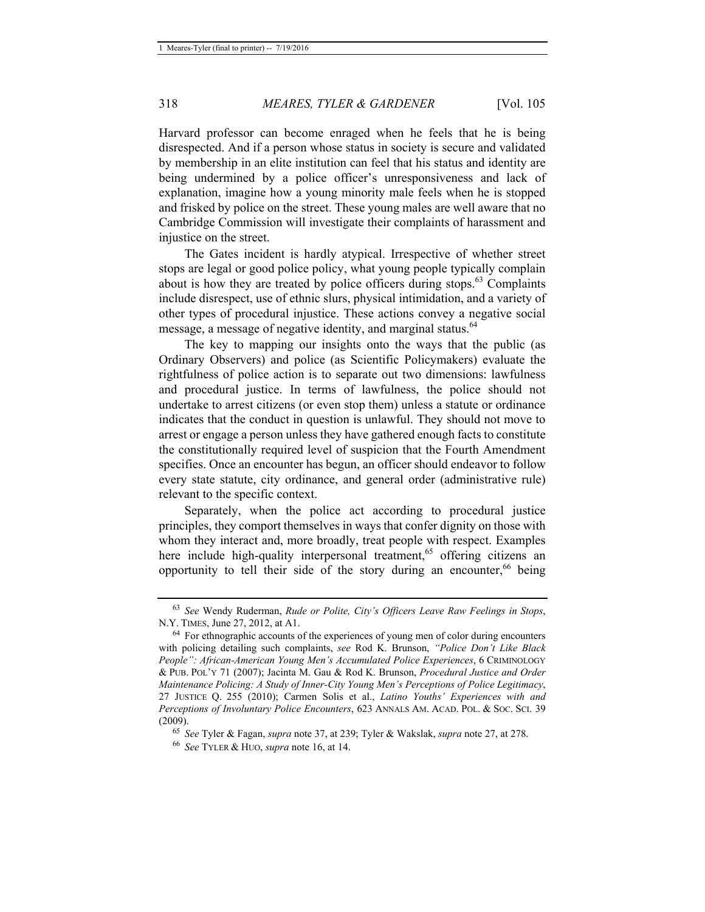Harvard professor can become enraged when he feels that he is being disrespected. And if a person whose status in society is secure and validated by membership in an elite institution can feel that his status and identity are being undermined by a police officer's unresponsiveness and lack of explanation, imagine how a young minority male feels when he is stopped and frisked by police on the street. These young males are well aware that no Cambridge Commission will investigate their complaints of harassment and injustice on the street.

The Gates incident is hardly atypical. Irrespective of whether street stops are legal or good police policy, what young people typically complain about is how they are treated by police officers during stops.[63] Complaints include disrespect, use of ethnic slurs, physical intimidation, and a variety of other types of procedural injustice. These actions convey a negative social message, a message of negative identity, and marginal status.[64]

The key to mapping our insights onto the ways that the public (as Ordinary Observers) and police (as Scientific Policymakers) evaluate the rightfulness of police action is to separate out two dimensions: lawfulness and procedural justice. In terms of lawfulness, the police should not undertake to arrest citizens (or even stop them) unless a statute or ordinance indicates that the conduct in question is unlawful. They should not move to arrest or engage a person unless they have gathered enough facts to constitute the constitutionally required level of suspicion that the Fourth Amendment specifies. Once an encounter has begun, an officer should endeavor to follow every state statute, city ordinance, and general order (administrative rule) relevant to the specific context.

Separately, when the police act according to procedural justice principles, they comport themselves in ways that confer dignity on those with whom they interact and, more broadly, treat people with respect. Examples here include high-quality interpersonal treatment,[65] offering citizens an opportunity to tell their side of the story during an encounter,[66] being

---

[63] *See* Wendy Ruderman, *Rude or Polite, City's Officers Leave Raw Feelings in Stops*, N.Y. TIMES, June 27, 2012, at A1.

[64] For ethnographic accounts of the experiences of young men of color during encounters with policing detailing such complaints, *see* Rod K. Brunson, *"Police Don't Like Black People": African-American Young Men's Accumulated Police Experiences*, 6 CRIMINOLOGY & PUB. POL'Y 71 (2007); Jacinta M. Gau & Rod K. Brunson, *Procedural Justice and Order Maintenance Policing: A Study of Inner-City Young Men's Perceptions of Police Legitimacy*, 27 JUSTICE Q. 255 (2010); Carmen Solis et al., *Latino Youths' Experiences with and Perceptions of Involuntary Police Encounters*, 623 ANNALS AM. ACAD. POL. & SOC. SCI. 39 (2009).

[65] *See* Tyler & Fagan, *supra* note 37, at 239; Tyler & Wakslak, *supra* note 27, at 278.

[66] *See* TYLER & HUO, *supra* note 16, at 14.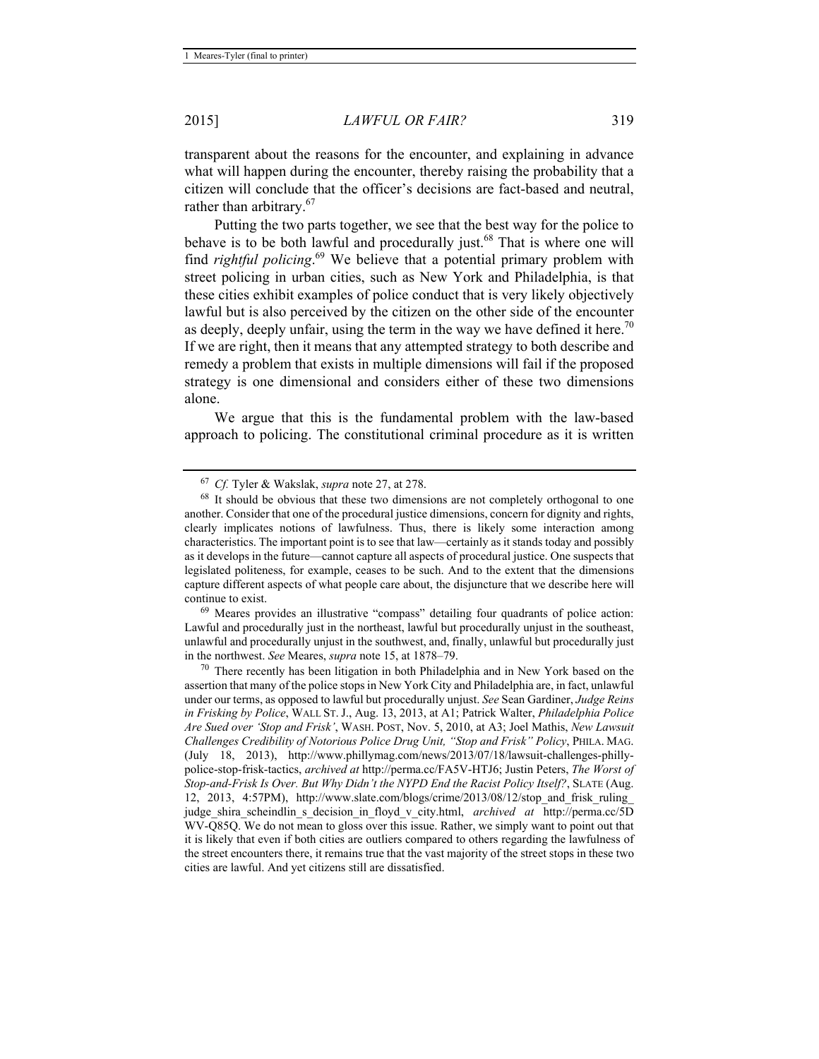transparent about the reasons for the encounter, and explaining in advance what will happen during the encounter, thereby raising the probability that a citizen will conclude that the officer's decisions are fact-based and neutral, rather than arbitrary.[67]

Putting the two parts together, we see that the best way for the police to behave is to be both lawful and procedurally just.[68] That is where one will find *rightful policing*.[69] We believe that a potential primary problem with street policing in urban cities, such as New York and Philadelphia, is that these cities exhibit examples of police conduct that is very likely objectively lawful but is also perceived by the citizen on the other side of the encounter as deeply, deeply unfair, using the term in the way we have defined it here.[70] If we are right, then it means that any attempted strategy to both describe and remedy a problem that exists in multiple dimensions will fail if the proposed strategy is one dimensional and considers either of these two dimensions alone.

We argue that this is the fundamental problem with the law-based approach to policing. The constitutional criminal procedure as it is written

---

[67] *Cf.* Tyler & Wakslak, *supra* note 27, at 278.

[68] It should be obvious that these two dimensions are not completely orthogonal to one another. Consider that one of the procedural justice dimensions, concern for dignity and rights, clearly implicates notions of lawfulness. Thus, there is likely some interaction among characteristics. The important point is to see that law—certainly as it stands today and possibly as it develops in the future—cannot capture all aspects of procedural justice. One suspects that legislated politeness, for example, ceases to be such. And to the extent that the dimensions capture different aspects of what people care about, the disjuncture that we describe here will continue to exist.

[69] Meares provides an illustrative "compass" detailing four quadrants of police action: Lawful and procedurally just in the northeast, lawful but procedurally unjust in the southeast, unlawful and procedurally unjust in the southwest, and, finally, unlawful but procedurally just in the northwest. *See* Meares, *supra* note 15, at 1878–79.

[70] There recently has been litigation in both Philadelphia and in New York based on the assertion that many of the police stops in New York City and Philadelphia are, in fact, unlawful under our terms, as opposed to lawful but procedurally unjust. *See* Sean Gardiner, *Judge Reins in Frisking by Police*, WALL ST. J., Aug. 13, 2013, at A1; Patrick Walter, *Philadelphia Police Are Sued over 'Stop and Frisk'*, WASH. POST, Nov. 5, 2010, at A3; Joel Mathis, *New Lawsuit Challenges Credibility of Notorious Police Drug Unit, "Stop and Frisk" Policy*, PHILA. MAG. (July 18, 2013), http://www.phillymag.com/news/2013/07/18/lawsuit-challenges-philly-police-stop-frisk-tactics, *archived at* http://perma.cc/FA5V-HTJ6; Justin Peters, *The Worst of Stop-and-Frisk Is Over. But Why Didn't the NYPD End the Racist Policy Itself?*, SLATE (Aug. 12, 2013, 4:57PM), http://www.slate.com/blogs/crime/2013/08/12/stop_and_frisk_ruling_judge_shira_scheindlin_s_decision_in_floyd_v_city.html, *archived at* http://perma.cc/5DWV-Q85Q. We do not mean to gloss over this issue. Rather, we simply want to point out that it is likely that even if both cities are outliers compared to others regarding the lawfulness of the street encounters there, it remains true that the vast majority of the street stops in these two cities are lawful. And yet citizens still are dissatisfied.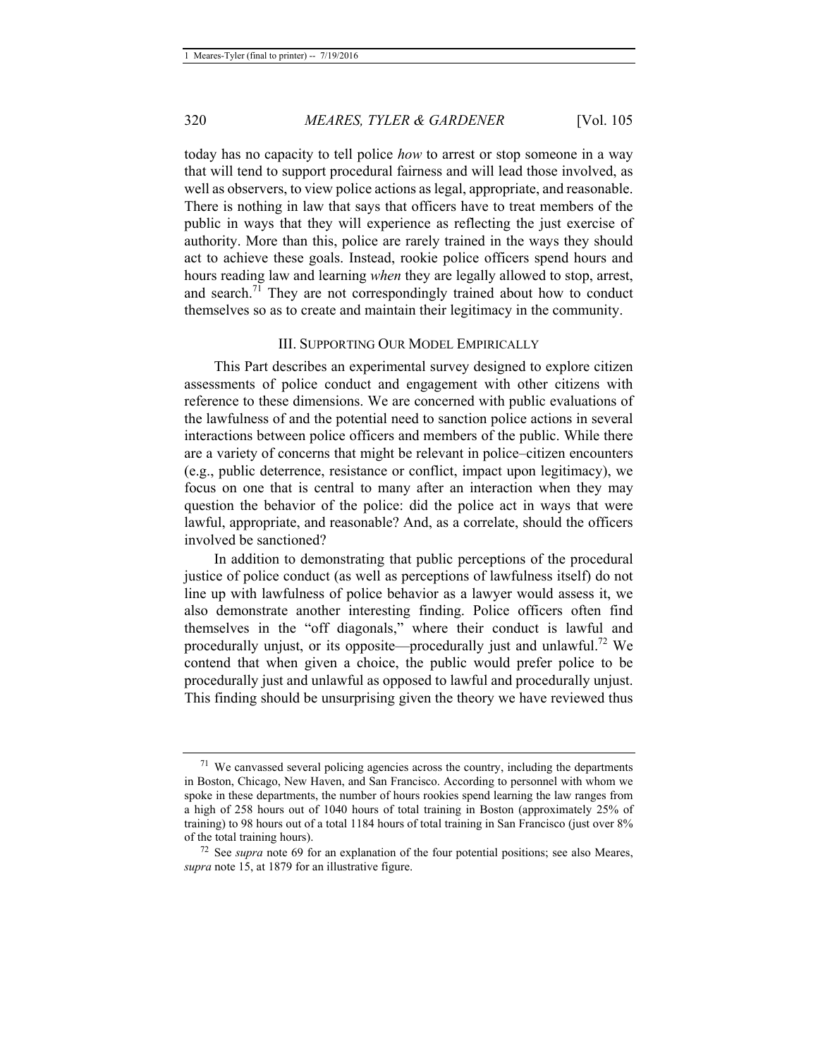today has no capacity to tell police *how* to arrest or stop someone in a way that will tend to support procedural fairness and will lead those involved, as well as observers, to view police actions as legal, appropriate, and reasonable. There is nothing in law that says that officers have to treat members of the public in ways that they will experience as reflecting the just exercise of authority. More than this, police are rarely trained in the ways they should act to achieve these goals. Instead, rookie police officers spend hours and hours reading law and learning *when* they are legally allowed to stop, arrest, and search.[71] They are not correspondingly trained about how to conduct themselves so as to create and maintain their legitimacy in the community.

## III. Supporting Our Model Empirically

This Part describes an experimental survey designed to explore citizen assessments of police conduct and engagement with other citizens with reference to these dimensions. We are concerned with public evaluations of the lawfulness of and the potential need to sanction police actions in several interactions between police officers and members of the public. While there are a variety of concerns that might be relevant in police–citizen encounters (e.g., public deterrence, resistance or conflict, impact upon legitimacy), we focus on one that is central to many after an interaction when they may question the behavior of the police: did the police act in ways that were lawful, appropriate, and reasonable? And, as a correlate, should the officers involved be sanctioned?

In addition to demonstrating that public perceptions of the procedural justice of police conduct (as well as perceptions of lawfulness itself) do not line up with lawfulness of police behavior as a lawyer would assess it, we also demonstrate another interesting finding. Police officers often find themselves in the "off diagonals," where their conduct is lawful and procedurally unjust, or its opposite—procedurally just and unlawful.[72] We contend that when given a choice, the public would prefer police to be procedurally just and unlawful as opposed to lawful and procedurally unjust. This finding should be unsurprising given the theory we have reviewed thus

---

[71] We canvassed several policing agencies across the country, including the departments in Boston, Chicago, New Haven, and San Francisco. According to personnel with whom we spoke in these departments, the number of hours rookies spend learning the law ranges from a high of 258 hours out of 1040 hours of total training in Boston (approximately 25% of training) to 98 hours out of a total 1184 hours of total training in San Francisco (just over 8% of the total training hours).

[72] See *supra* note 69 for an explanation of the four potential positions; see also Meares, *supra* note 15, at 1879 for an illustrative figure.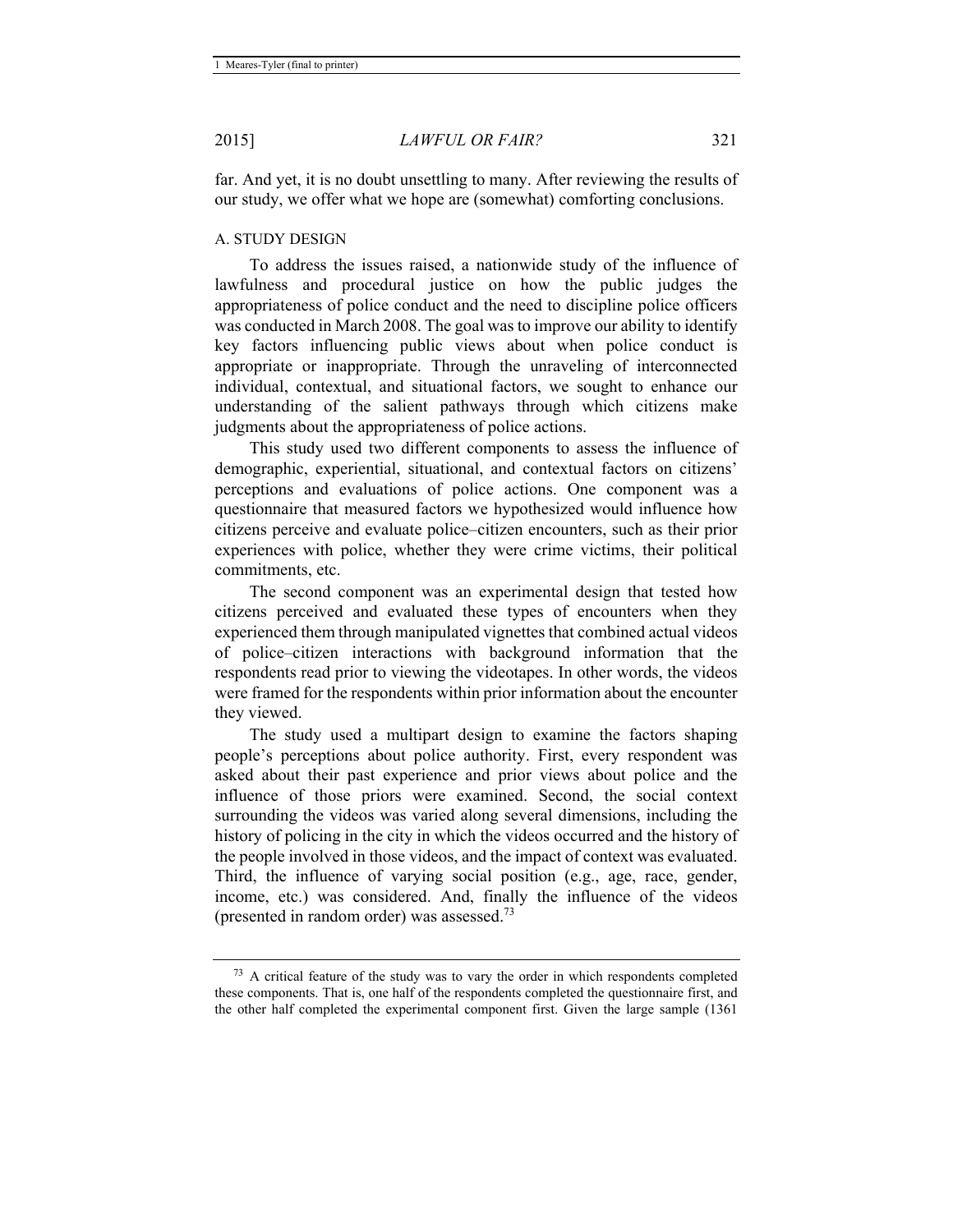far. And yet, it is no doubt unsettling to many. After reviewing the results of our study, we offer what we hope are (somewhat) comforting conclusions.

### A. STUDY DESIGN

To address the issues raised, a nationwide study of the influence of lawfulness and procedural justice on how the public judges the appropriateness of police conduct and the need to discipline police officers was conducted in March 2008. The goal was to improve our ability to identify key factors influencing public views about when police conduct is appropriate or inappropriate. Through the unraveling of interconnected individual, contextual, and situational factors, we sought to enhance our understanding of the salient pathways through which citizens make judgments about the appropriateness of police actions.

This study used two different components to assess the influence of demographic, experiential, situational, and contextual factors on citizens' perceptions and evaluations of police actions. One component was a questionnaire that measured factors we hypothesized would influence how citizens perceive and evaluate police–citizen encounters, such as their prior experiences with police, whether they were crime victims, their political commitments, etc.

The second component was an experimental design that tested how citizens perceived and evaluated these types of encounters when they experienced them through manipulated vignettes that combined actual videos of police–citizen interactions with background information that the respondents read prior to viewing the videotapes. In other words, the videos were framed for the respondents within prior information about the encounter they viewed.

The study used a multipart design to examine the factors shaping people's perceptions about police authority. First, every respondent was asked about their past experience and prior views about police and the influence of those priors were examined. Second, the social context surrounding the videos was varied along several dimensions, including the history of policing in the city in which the videos occurred and the history of the people involved in those videos, and the impact of context was evaluated. Third, the influence of varying social position (e.g., age, race, gender, income, etc.) was considered. And, finally the influence of the videos (presented in random order) was assessed.[73]

---

[73] A critical feature of the study was to vary the order in which respondents completed these components. That is, one half of the respondents completed the questionnaire first, and the other half completed the experimental component first. Given the large sample (1361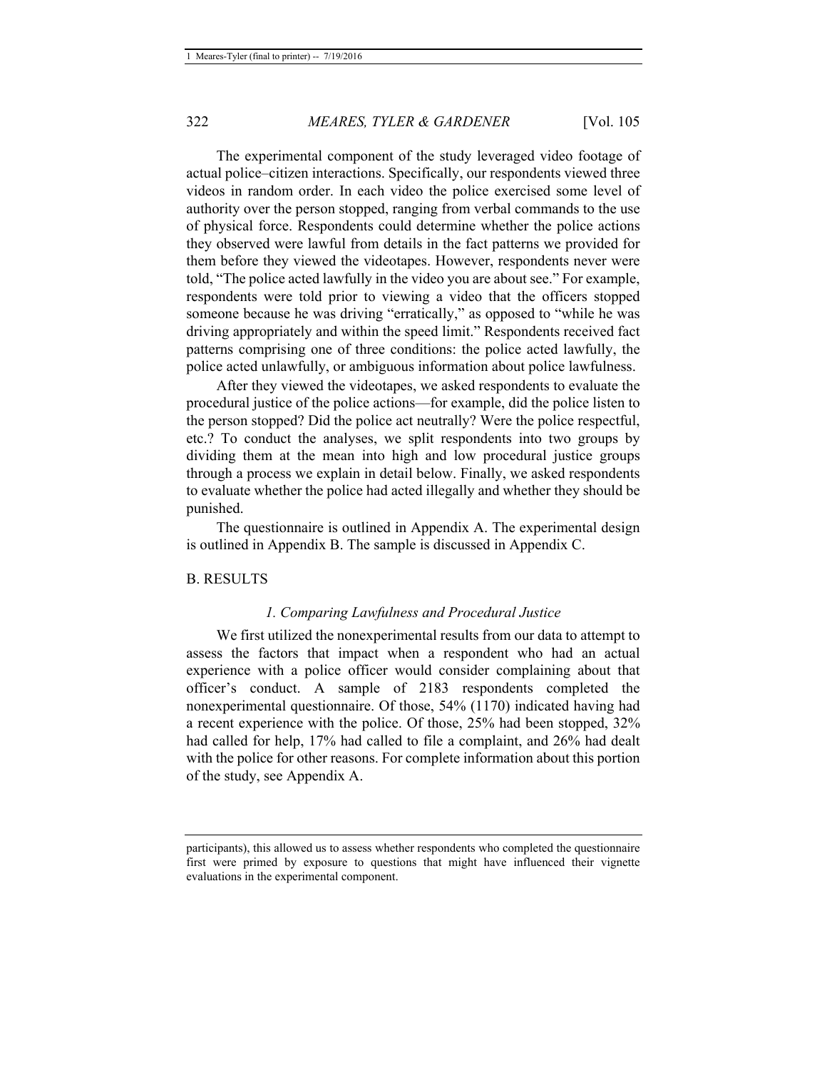The experimental component of the study leveraged video footage of actual police–citizen interactions. Specifically, our respondents viewed three videos in random order. In each video the police exercised some level of authority over the person stopped, ranging from verbal commands to the use of physical force. Respondents could determine whether the police actions they observed were lawful from details in the fact patterns we provided for them before they viewed the videotapes. However, respondents never were told, "The police acted lawfully in the video you are about see." For example, respondents were told prior to viewing a video that the officers stopped someone because he was driving "erratically," as opposed to "while he was driving appropriately and within the speed limit." Respondents received fact patterns comprising one of three conditions: the police acted lawfully, the police acted unlawfully, or ambiguous information about police lawfulness.

After they viewed the videotapes, we asked respondents to evaluate the procedural justice of the police actions—for example, did the police listen to the person stopped? Did the police act neutrally? Were the police respectful, etc.? To conduct the analyses, we split respondents into two groups by dividing them at the mean into high and low procedural justice groups through a process we explain in detail below. Finally, we asked respondents to evaluate whether the police had acted illegally and whether they should be punished.

The questionnaire is outlined in Appendix A. The experimental design is outlined in Appendix B. The sample is discussed in Appendix C.

## B. RESULTS

### *1. Comparing Lawfulness and Procedural Justice*

We first utilized the nonexperimental results from our data to attempt to assess the factors that impact when a respondent who had an actual experience with a police officer would consider complaining about that officer's conduct. A sample of 2183 respondents completed the nonexperimental questionnaire. Of those, 54% (1170) indicated having had a recent experience with the police. Of those, 25% had been stopped, 32% had called for help, 17% had called to file a complaint, and 26% had dealt with the police for other reasons. For complete information about this portion of the study, see Appendix A.

---

participants), this allowed us to assess whether respondents who completed the questionnaire first were primed by exposure to questions that might have influenced their vignette evaluations in the experimental component.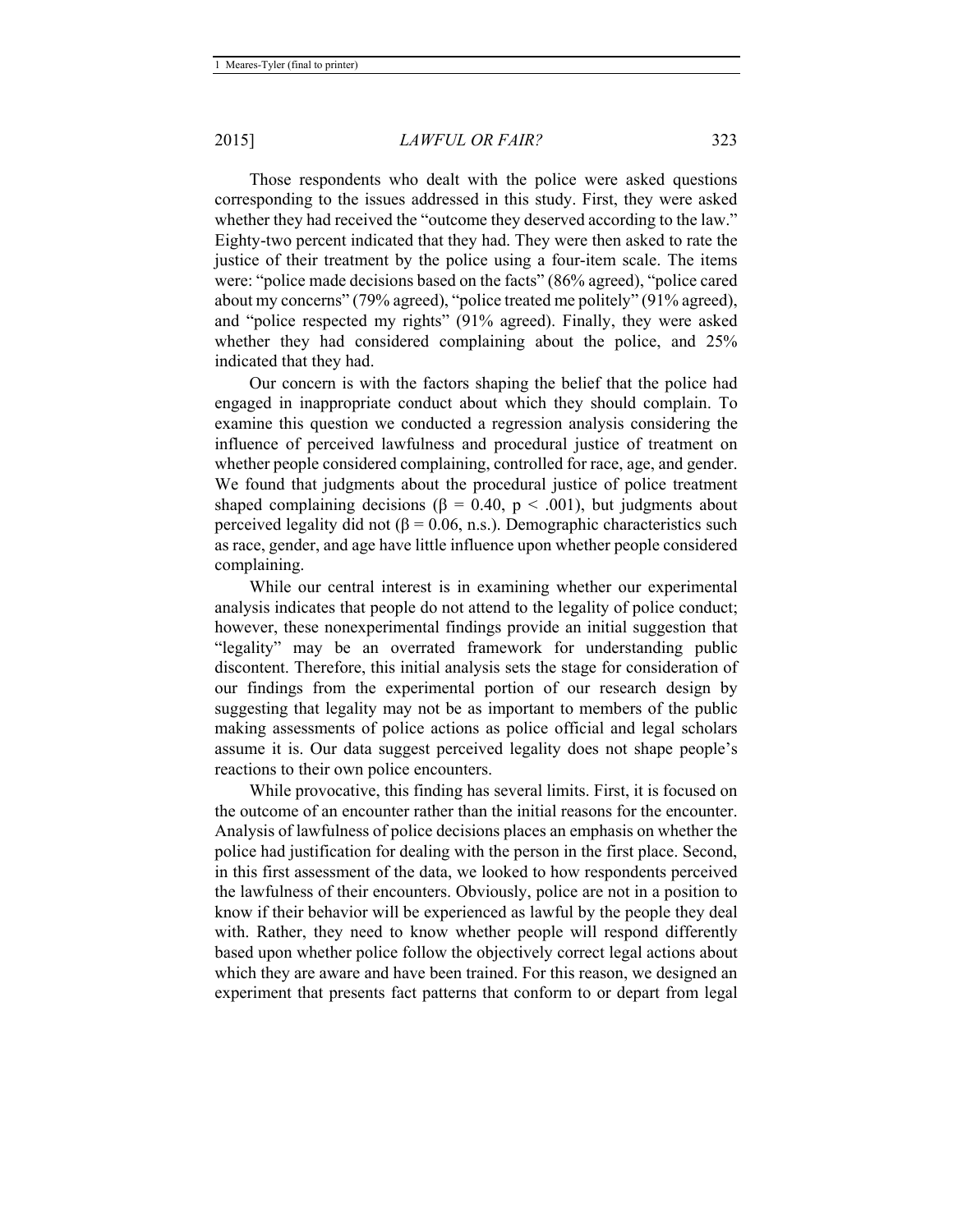Those respondents who dealt with the police were asked questions corresponding to the issues addressed in this study. First, they were asked whether they had received the "outcome they deserved according to the law." Eighty-two percent indicated that they had. They were then asked to rate the justice of their treatment by the police using a four-item scale. The items were: "police made decisions based on the facts" (86% agreed), "police cared about my concerns" (79% agreed), "police treated me politely" (91% agreed), and "police respected my rights" (91% agreed). Finally, they were asked whether they had considered complaining about the police, and 25% indicated that they had.

Our concern is with the factors shaping the belief that the police had engaged in inappropriate conduct about which they should complain. To examine this question we conducted a regression analysis considering the influence of perceived lawfulness and procedural justice of treatment on whether people considered complaining, controlled for race, age, and gender. We found that judgments about the procedural justice of police treatment shaped complaining decisions ($\beta = 0.40$, $p < .001$), but judgments about perceived legality did not ($\beta = 0.06$, n.s.). Demographic characteristics such as race, gender, and age have little influence upon whether people considered complaining.

While our central interest is in examining whether our experimental analysis indicates that people do not attend to the legality of police conduct; however, these nonexperimental findings provide an initial suggestion that "legality" may be an overrated framework for understanding public discontent. Therefore, this initial analysis sets the stage for consideration of our findings from the experimental portion of our research design by suggesting that legality may not be as important to members of the public making assessments of police actions as police official and legal scholars assume it is. Our data suggest perceived legality does not shape people's reactions to their own police encounters.

While provocative, this finding has several limits. First, it is focused on the outcome of an encounter rather than the initial reasons for the encounter. Analysis of lawfulness of police decisions places an emphasis on whether the police had justification for dealing with the person in the first place. Second, in this first assessment of the data, we looked to how respondents perceived the lawfulness of their encounters. Obviously, police are not in a position to know if their behavior will be experienced as lawful by the people they deal with. Rather, they need to know whether people will respond differently based upon whether police follow the objectively correct legal actions about which they are aware and have been trained. For this reason, we designed an experiment that presents fact patterns that conform to or depart from legal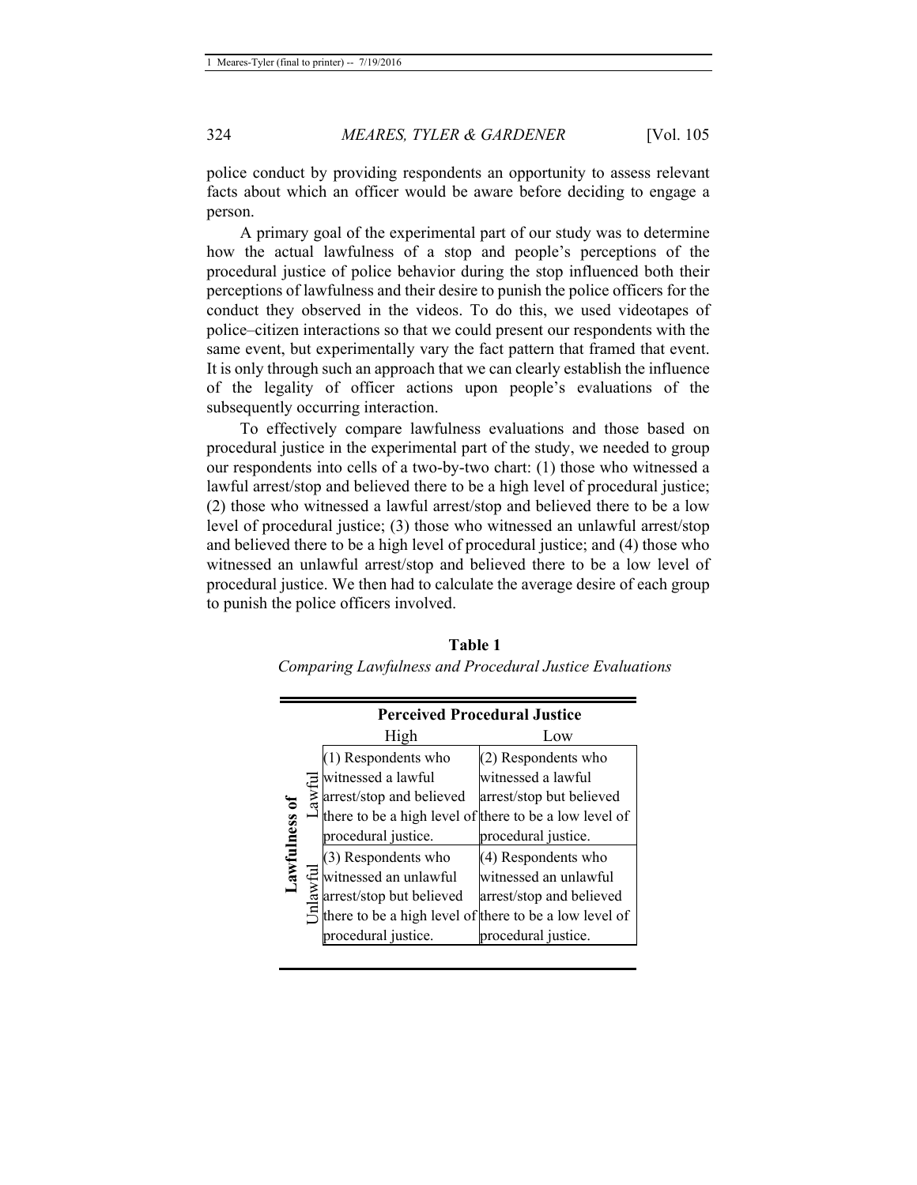police conduct by providing respondents an opportunity to assess relevant facts about which an officer would be aware before deciding to engage a person.

A primary goal of the experimental part of our study was to determine how the actual lawfulness of a stop and people's perceptions of the procedural justice of police behavior during the stop influenced both their perceptions of lawfulness and their desire to punish the police officers for the conduct they observed in the videos. To do this, we used videotapes of police–citizen interactions so that we could present our respondents with the same event, but experimentally vary the fact pattern that framed that event. It is only through such an approach that we can clearly establish the influence of the legality of officer actions upon people's evaluations of the subsequently occurring interaction.

To effectively compare lawfulness evaluations and those based on procedural justice in the experimental part of the study, we needed to group our respondents into cells of a two-by-two chart: (1) those who witnessed a lawful arrest/stop and believed there to be a high level of procedural justice; (2) those who witnessed a lawful arrest/stop and believed there to be a low level of procedural justice; (3) those who witnessed an unlawful arrest/stop and believed there to be a high level of procedural justice; and (4) those who witnessed an unlawful arrest/stop and believed there to be a low level of procedural justice. We then had to calculate the average desire of each group to punish the police officers involved.

**Table 1**

*Comparing Lawfulness and Procedural Justice Evaluations*

| | | **Perceived Procedural Justice** | |
|---|---|---|---|
| | | High | Low |
| **Lawfulness of** | Lawful | (1) Respondents who witnessed a lawful arrest/stop and believed there to be a high level of procedural justice. | (2) Respondents who witnessed a lawful arrest/stop but believed there to be a low level of procedural justice. |
| | Unlawful | (3) Respondents who witnessed an unlawful arrest/stop but believed there to be a high level of procedural justice. | (4) Respondents who witnessed an unlawful arrest/stop and believed there to be a low level of procedural justice. |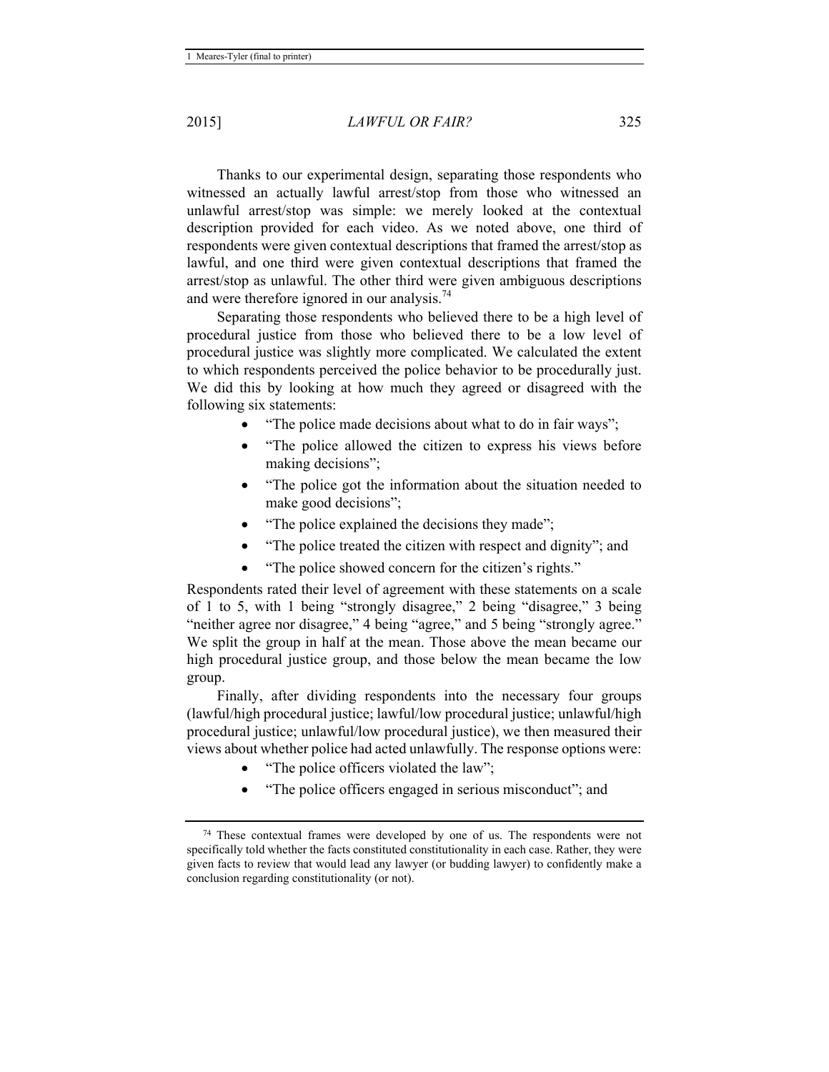Thanks to our experimental design, separating those respondents who witnessed an actually lawful arrest/stop from those who witnessed an unlawful arrest/stop was simple: we merely looked at the contextual description provided for each video. As we noted above, one third of respondents were given contextual descriptions that framed the arrest/stop as lawful, and one third were given contextual descriptions that framed the arrest/stop as unlawful. The other third were given ambiguous descriptions and were therefore ignored in our analysis.[74]

Separating those respondents who believed there to be a high level of procedural justice from those who believed there to be a low level of procedural justice was slightly more complicated. We calculated the extent to which respondents perceived the police behavior to be procedurally just. We did this by looking at how much they agreed or disagreed with the following six statements:

- "The police made decisions about what to do in fair ways";
- "The police allowed the citizen to express his views before making decisions";
- "The police got the information about the situation needed to make good decisions";
- "The police explained the decisions they made";
- "The police treated the citizen with respect and dignity"; and
- "The police showed concern for the citizen's rights."

Respondents rated their level of agreement with these statements on a scale of 1 to 5, with 1 being "strongly disagree," 2 being "disagree," 3 being "neither agree nor disagree," 4 being "agree," and 5 being "strongly agree." We split the group in half at the mean. Those above the mean became our high procedural justice group, and those below the mean became the low group.

Finally, after dividing respondents into the necessary four groups (lawful/high procedural justice; lawful/low procedural justice; unlawful/high procedural justice; unlawful/low procedural justice), we then measured their views about whether police had acted unlawfully. The response options were:

- "The police officers violated the law";
- "The police officers engaged in serious misconduct"; and

[74] These contextual frames were developed by one of us. The respondents were not specifically told whether the facts constituted constitutionality in each case. Rather, they were given facts to review that would lead any lawyer (or budding lawyer) to confidently make a conclusion regarding constitutionality (or not).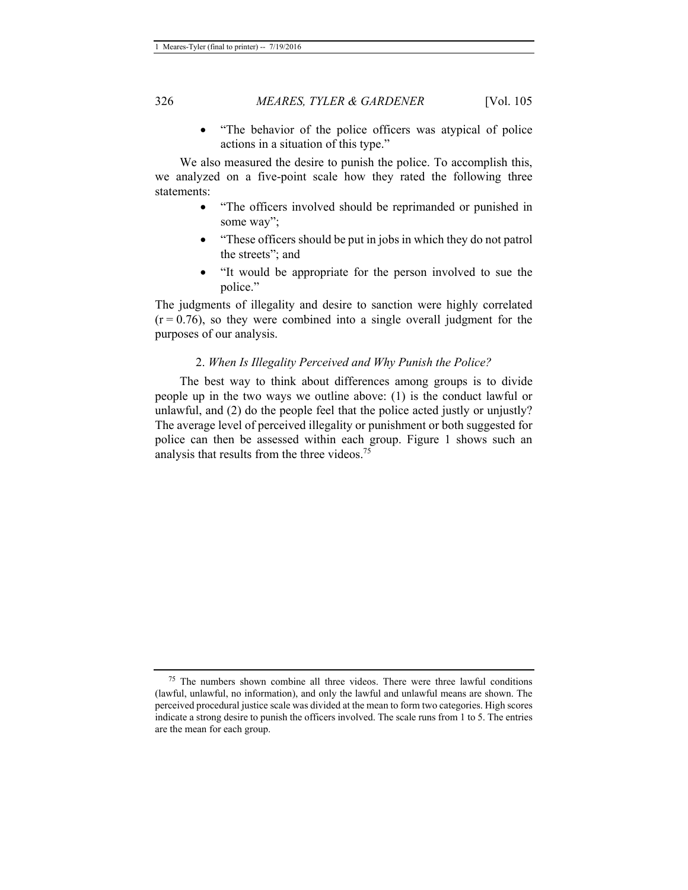- "The behavior of the police officers was atypical of police actions in a situation of this type."

We also measured the desire to punish the police. To accomplish this, we analyzed on a five-point scale how they rated the following three statements:

- "The officers involved should be reprimanded or punished in some way";
- "These officers should be put in jobs in which they do not patrol the streets"; and
- "It would be appropriate for the person involved to sue the police."

The judgments of illegality and desire to sanction were highly correlated ($r = 0.76$), so they were combined into a single overall judgment for the purposes of our analysis.

### 2. *When Is Illegality Perceived and Why Punish the Police?*

The best way to think about differences among groups is to divide people up in the two ways we outline above: (1) is the conduct lawful or unlawful, and (2) do the people feel that the police acted justly or unjustly? The average level of perceived illegality or punishment or both suggested for police can then be assessed within each group. Figure 1 shows such an analysis that results from the three videos.[75]

[75] The numbers shown combine all three videos. There were three lawful conditions (lawful, unlawful, no information), and only the lawful and unlawful means are shown. The perceived procedural justice scale was divided at the mean to form two categories. High scores indicate a strong desire to punish the officers involved. The scale runs from 1 to 5. The entries are the mean for each group.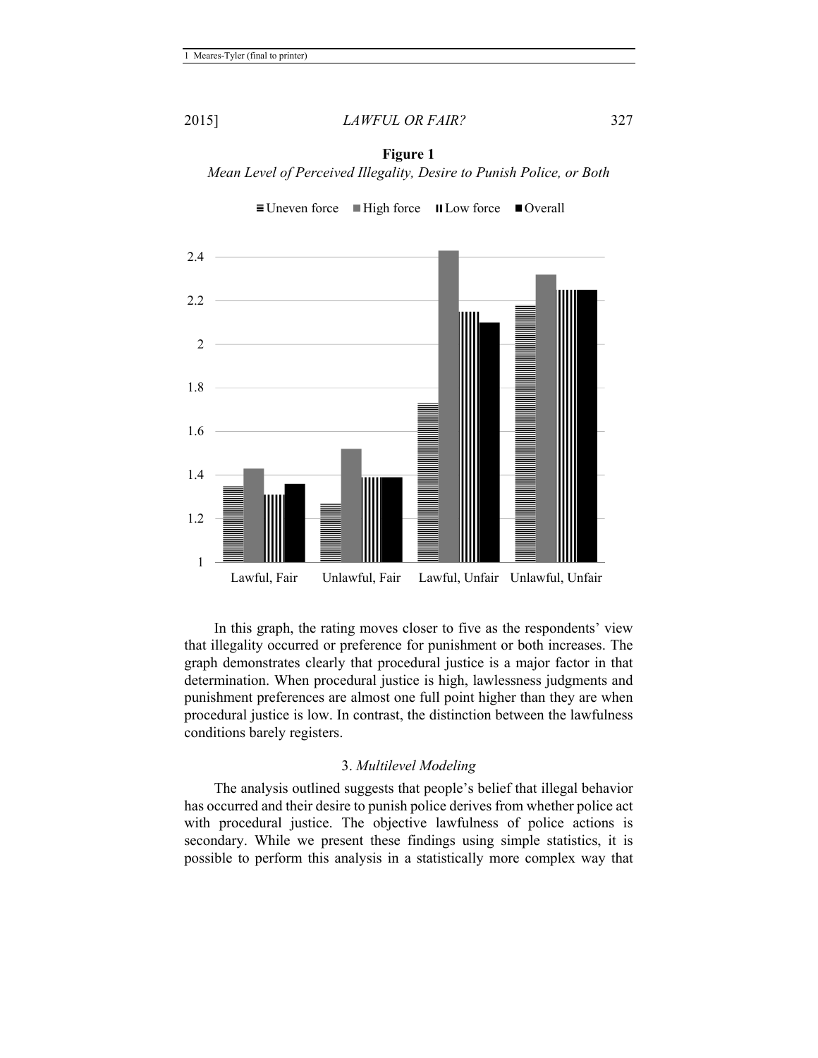**Figure 1**

*Mean Level of Perceived Illegality, Desire to Punish Police, or Both*

In this graph, the rating moves closer to five as the respondents' view that illegality occurred or preference for punishment or both increases. The graph demonstrates clearly that procedural justice is a major factor in that determination. When procedural justice is high, lawlessness judgments and punishment preferences are almost one full point higher than they are when procedural justice is low. In contrast, the distinction between the lawfulness conditions barely registers.

### 3. *Multilevel Modeling*

The analysis outlined suggests that people's belief that illegal behavior has occurred and their desire to punish police derives from whether police act with procedural justice. The objective lawfulness of police actions is secondary. While we present these findings using simple statistics, it is possible to perform this analysis in a statistically more complex way that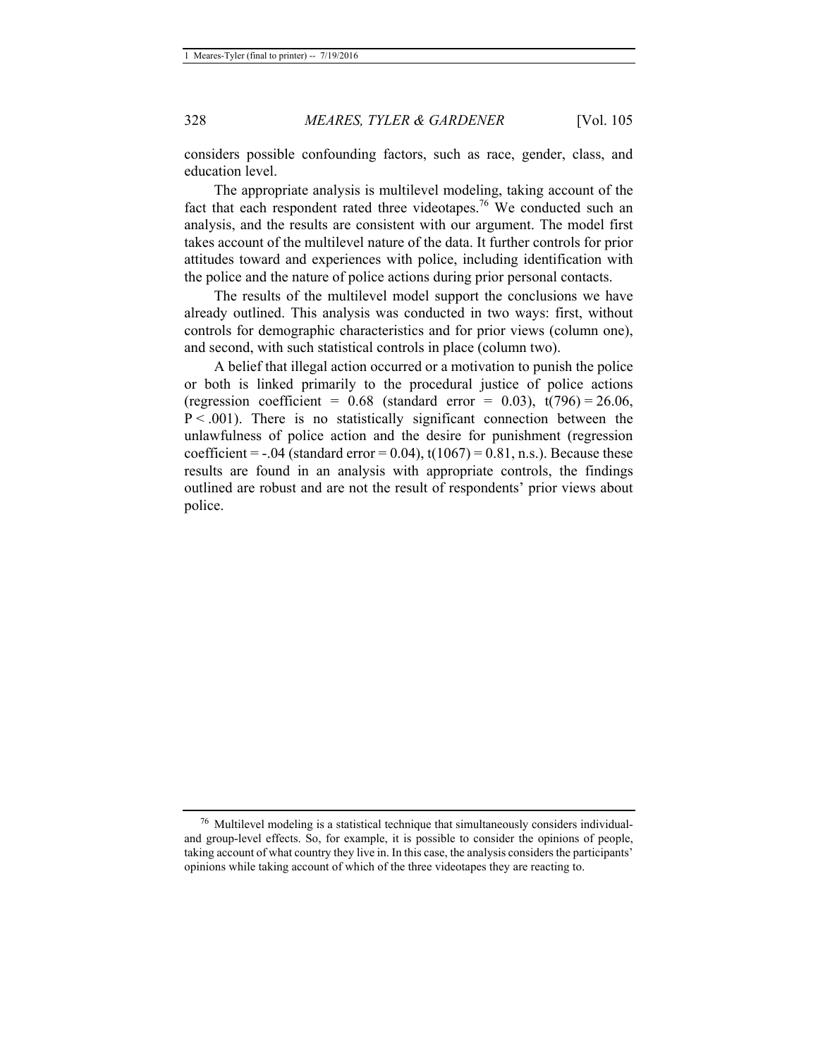considers possible confounding factors, such as race, gender, class, and education level.

The appropriate analysis is multilevel modeling, taking account of the fact that each respondent rated three videotapes.[76] We conducted such an analysis, and the results are consistent with our argument. The model first takes account of the multilevel nature of the data. It further controls for prior attitudes toward and experiences with police, including identification with the police and the nature of police actions during prior personal contacts.

The results of the multilevel model support the conclusions we have already outlined. This analysis was conducted in two ways: first, without controls for demographic characteristics and for prior views (column one), and second, with such statistical controls in place (column two).

A belief that illegal action occurred or a motivation to punish the police or both is linked primarily to the procedural justice of police actions (regression coefficient = 0.68 (standard error = 0.03), $t(796) = 26.06$, $P < .001$). There is no statistically significant connection between the unlawfulness of police action and the desire for punishment (regression coefficient = -.04 (standard error = 0.04), $t(1067) = 0.81$, n.s.). Because these results are found in an analysis with appropriate controls, the findings outlined are robust and are not the result of respondents' prior views about police.

[76] Multilevel modeling is a statistical technique that simultaneously considers individual- and group-level effects. So, for example, it is possible to consider the opinions of people, taking account of what country they live in. In this case, the analysis considers the participants' opinions while taking account of which of the three videotapes they are reacting to.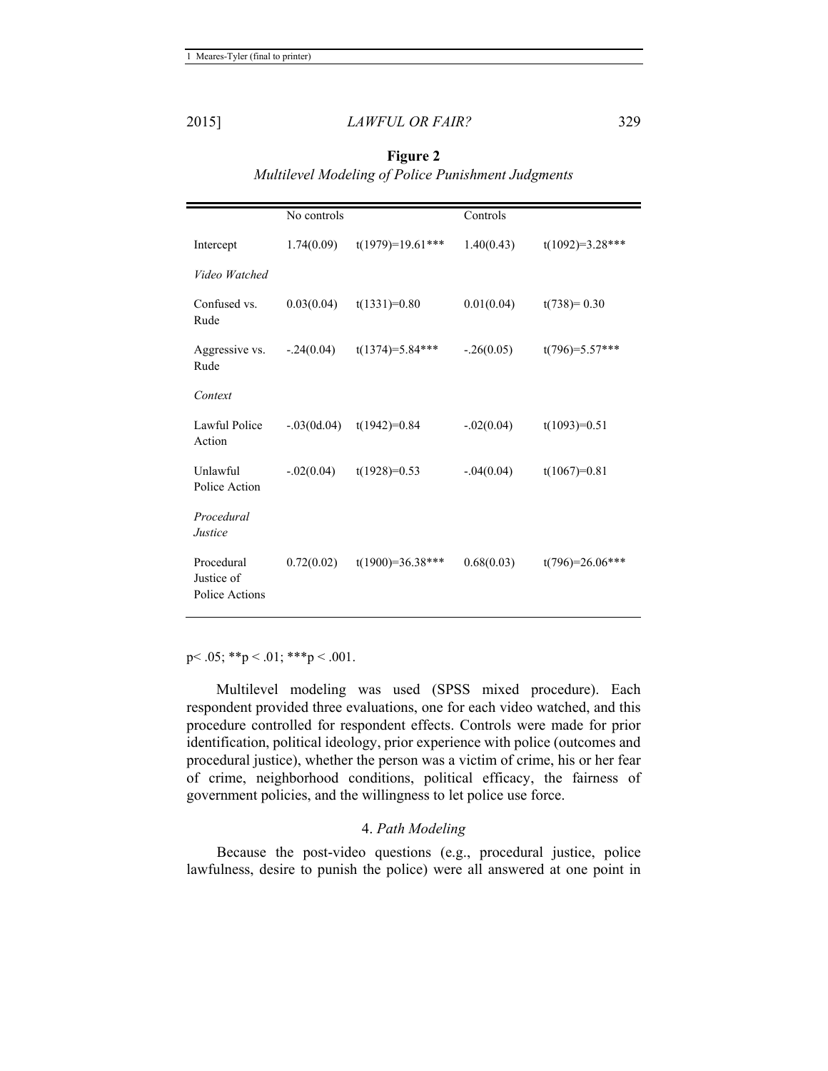**Figure 2**

*Multilevel Modeling of Police Punishment Judgments*

| | No controls | | Controls | |
|---|---|---|---|---|
| Intercept | 1.74(0.09) | t(1979)=19.61*** | 1.40(0.43) | t(1092)=3.28*** |
| *Video Watched* | | | | |
| Confused vs. Rude | 0.03(0.04) | t(1331)=0.80 | 0.01(0.04) | t(738)= 0.30 |
| Aggressive vs. Rude | -.24(0.04) | t(1374)=5.84*** | -.26(0.05) | t(796)=5.57*** |
| *Context* | | | | |
| Lawful Police Action | -.03(0d.04) | t(1942)=0.84 | -.02(0.04) | t(1093)=0.51 |
| Unlawful Police Action | -.02(0.04) | t(1928)=0.53 | -.04(0.04) | t(1067)=0.81 |
| *Procedural Justice* | | | | |
| Procedural Justice of Police Actions | 0.72(0.02) | t(1900)=36.38*** | 0.68(0.03) | t(796)=26.06*** |

p< .05; **p < .01; ***p < .001.

Multilevel modeling was used (SPSS mixed procedure). Each respondent provided three evaluations, one for each video watched, and this procedure controlled for respondent effects. Controls were made for prior identification, political ideology, prior experience with police (outcomes and procedural justice), whether the person was a victim of crime, his or her fear of crime, neighborhood conditions, political efficacy, the fairness of government policies, and the willingness to let police use force.

#### 4. *Path Modeling*

Because the post-video questions (e.g., procedural justice, police lawfulness, desire to punish the police) were all answered at one point in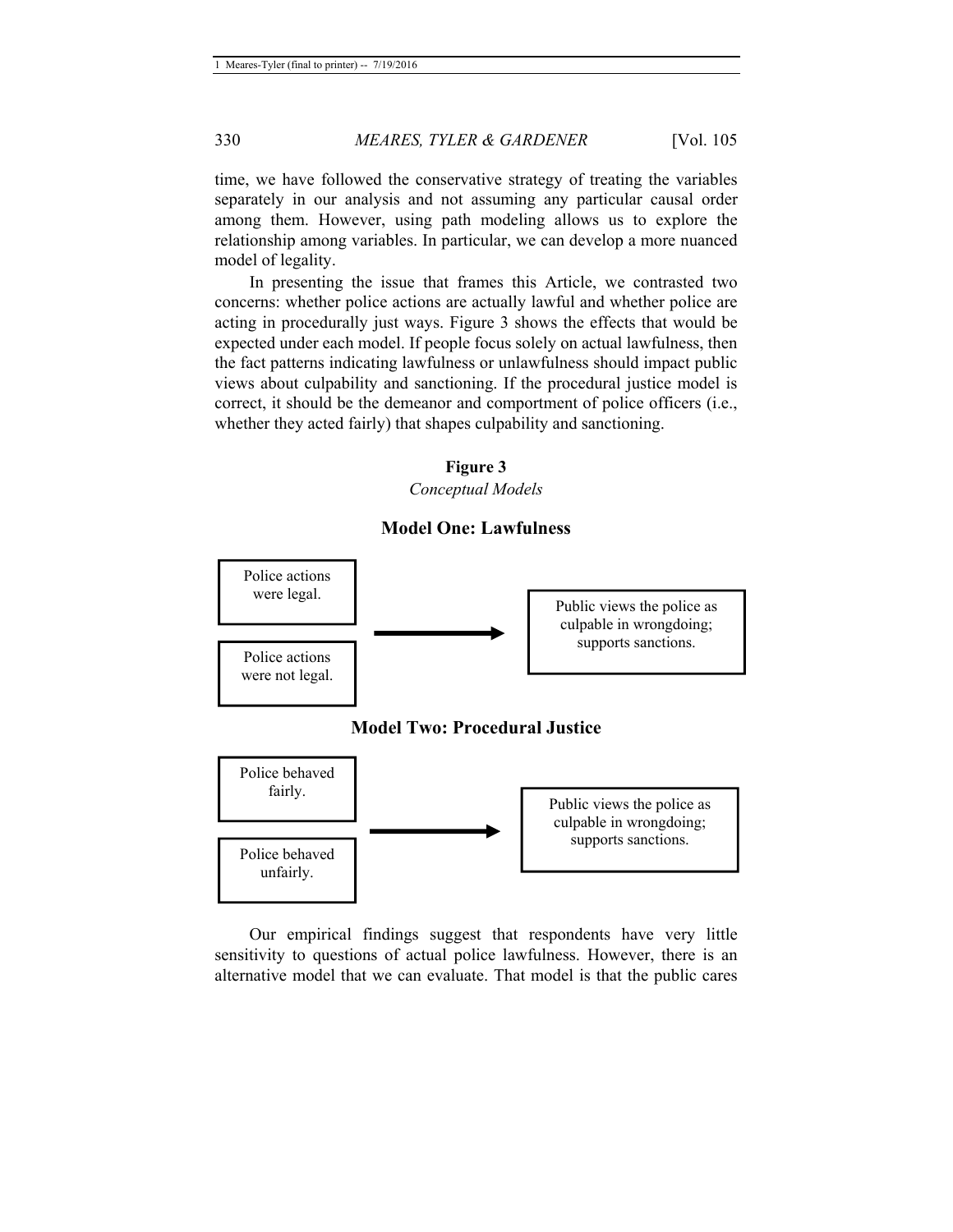time, we have followed the conservative strategy of treating the variables separately in our analysis and not assuming any particular causal order among them. However, using path modeling allows us to explore the relationship among variables. In particular, we can develop a more nuanced model of legality.

In presenting the issue that frames this Article, we contrasted two concerns: whether police actions are actually lawful and whether police are acting in procedurally just ways. Figure 3 shows the effects that would be expected under each model. If people focus solely on actual lawfulness, then the fact patterns indicating lawfulness or unlawfulness should impact public views about culpability and sanctioning. If the procedural justice model is correct, it should be the demeanor and comportment of police officers (i.e., whether they acted fairly) that shapes culpability and sanctioning.

**Figure 3**

*Conceptual Models*

**Model One: Lawfulness**

Police actions were legal.

Police actions were not legal.

→

Public views the police as culpable in wrongdoing; supports sanctions.

**Model Two: Procedural Justice**

Police behaved fairly.

Police behaved unfairly.

→

Public views the police as culpable in wrongdoing; supports sanctions.

Our empirical findings suggest that respondents have very little sensitivity to questions of actual police lawfulness. However, there is an alternative model that we can evaluate. That model is that the public cares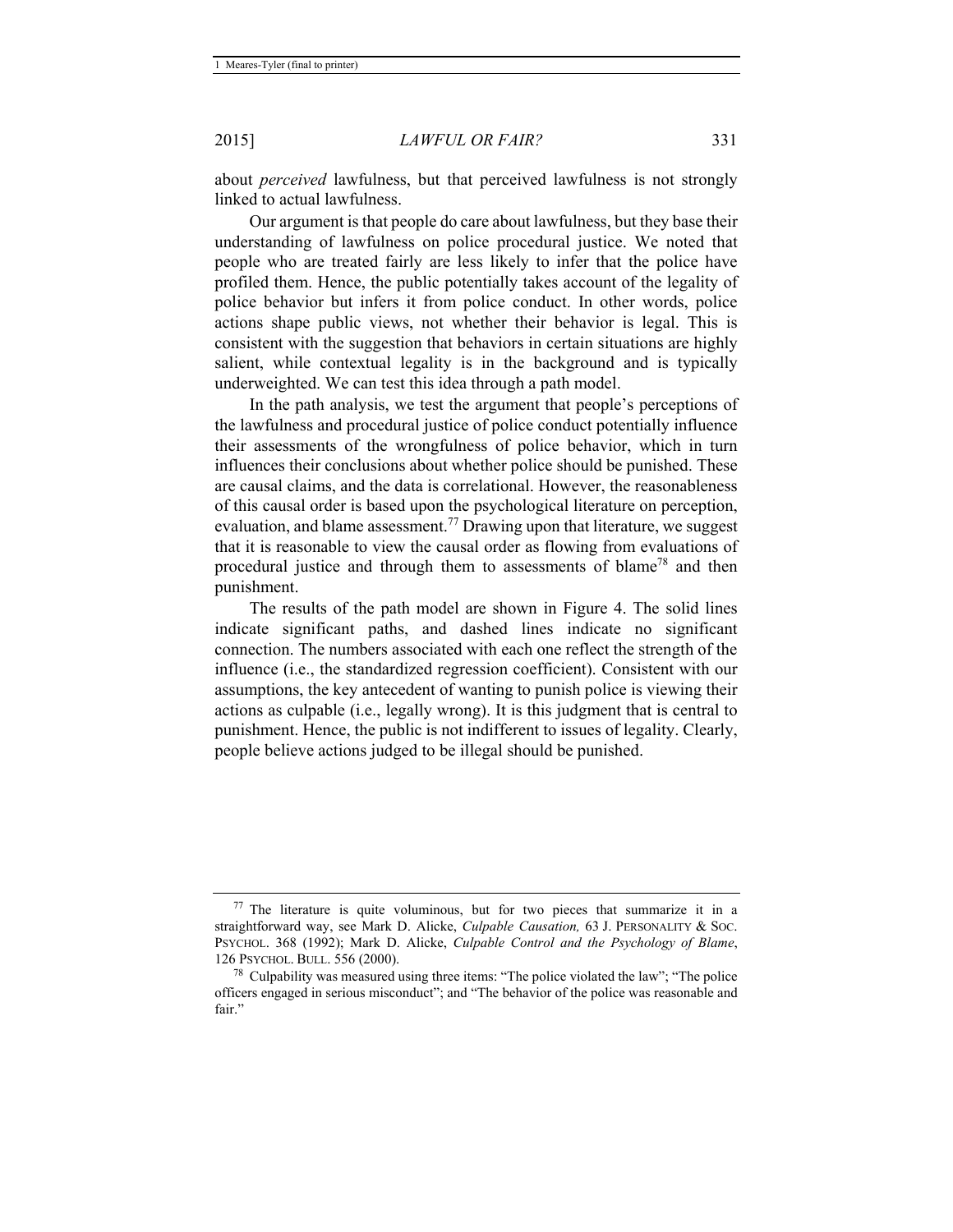about *perceived* lawfulness, but that perceived lawfulness is not strongly linked to actual lawfulness.

Our argument is that people do care about lawfulness, but they base their understanding of lawfulness on police procedural justice. We noted that people who are treated fairly are less likely to infer that the police have profiled them. Hence, the public potentially takes account of the legality of police behavior but infers it from police conduct. In other words, police actions shape public views, not whether their behavior is legal. This is consistent with the suggestion that behaviors in certain situations are highly salient, while contextual legality is in the background and is typically underweighted. We can test this idea through a path model.

In the path analysis, we test the argument that people's perceptions of the lawfulness and procedural justice of police conduct potentially influence their assessments of the wrongfulness of police behavior, which in turn influences their conclusions about whether police should be punished. These are causal claims, and the data is correlational. However, the reasonableness of this causal order is based upon the psychological literature on perception, evaluation, and blame assessment.[77] Drawing upon that literature, we suggest that it is reasonable to view the causal order as flowing from evaluations of procedural justice and through them to assessments of blame[78] and then punishment.

The results of the path model are shown in Figure 4. The solid lines indicate significant paths, and dashed lines indicate no significant connection. The numbers associated with each one reflect the strength of the influence (i.e., the standardized regression coefficient). Consistent with our assumptions, the key antecedent of wanting to punish police is viewing their actions as culpable (i.e., legally wrong). It is this judgment that is central to punishment. Hence, the public is not indifferent to issues of legality. Clearly, people believe actions judged to be illegal should be punished.

---

[77] The literature is quite voluminous, but for two pieces that summarize it in a straightforward way, see Mark D. Alicke, *Culpable Causation,* 63 J. PERSONALITY & SOC. PSYCHOL. 368 (1992); Mark D. Alicke, *Culpable Control and the Psychology of Blame*, 126 PSYCHOL. BULL. 556 (2000).

[78] Culpability was measured using three items: "The police violated the law"; "The police officers engaged in serious misconduct"; and "The behavior of the police was reasonable and fair."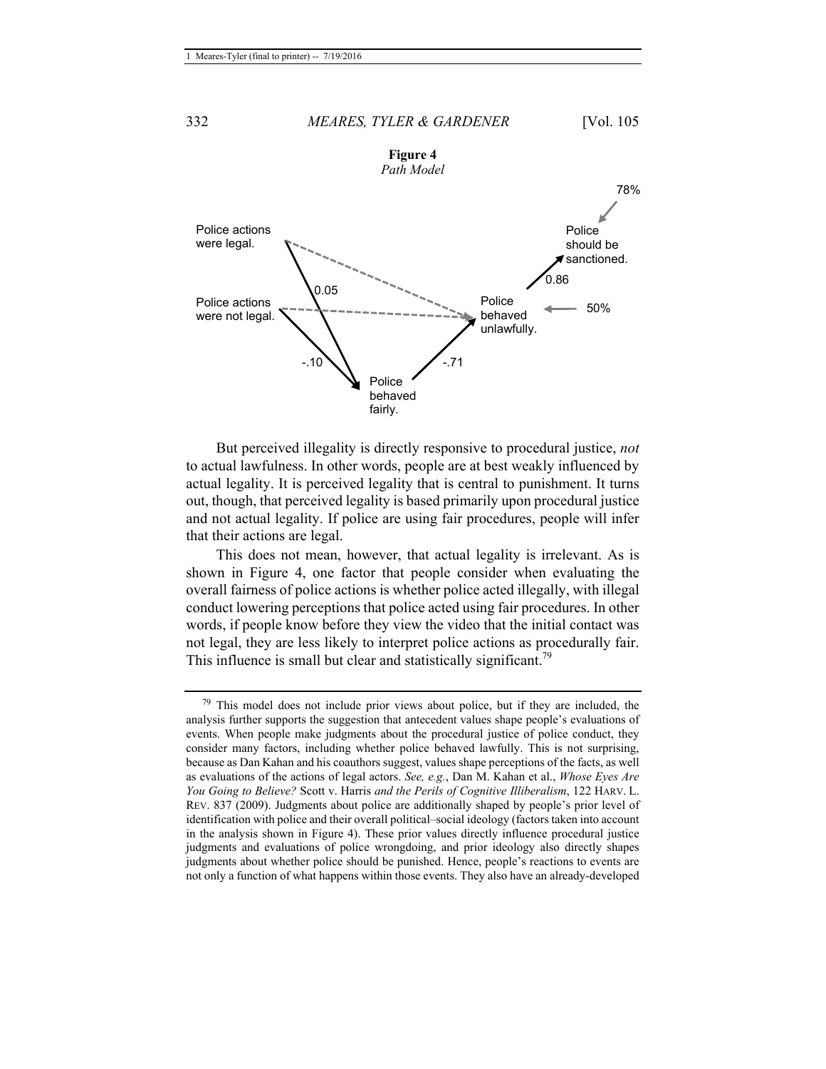**Figure 4**
*Path Model*

Police actions were legal.

Police actions were not legal.

0.05

-.10

Police behaved fairly.

-.71

Police behaved unlawfully.

50%

0.86

Police should be sanctioned.

78%

But perceived illegality is directly responsive to procedural justice, *not* to actual lawfulness. In other words, people are at best weakly influenced by actual legality. It is perceived legality that is central to punishment. It turns out, though, that perceived legality is based primarily upon procedural justice and not actual legality. If police are using fair procedures, people will infer that their actions are legal.

This does not mean, however, that actual legality is irrelevant. As is shown in Figure 4, one factor that people consider when evaluating the overall fairness of police actions is whether police acted illegally, with illegal conduct lowering perceptions that police acted using fair procedures. In other words, if people know before they view the video that the initial contact was not legal, they are less likely to interpret police actions as procedurally fair. This influence is small but clear and statistically significant.[79]

---

[79] This model does not include prior views about police, but if they are included, the analysis further supports the suggestion that antecedent values shape people's evaluations of events. When people make judgments about the procedural justice of police conduct, they consider many factors, including whether police behaved lawfully. This is not surprising, because as Dan Kahan and his coauthors suggest, values shape perceptions of the facts, as well as evaluations of the actions of legal actors. *See, e.g.*, Dan M. Kahan et al., *Whose Eyes Are You Going to Believe?* Scott v. Harris *and the Perils of Cognitive Illiberalism*, 122 HARV. L. REV. 837 (2009). Judgments about police are additionally shaped by people's prior level of identification with police and their overall political–social ideology (factors taken into account in the analysis shown in Figure 4). These prior values directly influence procedural justice judgments and evaluations of police wrongdoing, and prior ideology also directly shapes judgments about whether police should be punished. Hence, people's reactions to events are not only a function of what happens within those events. They also have an already-developed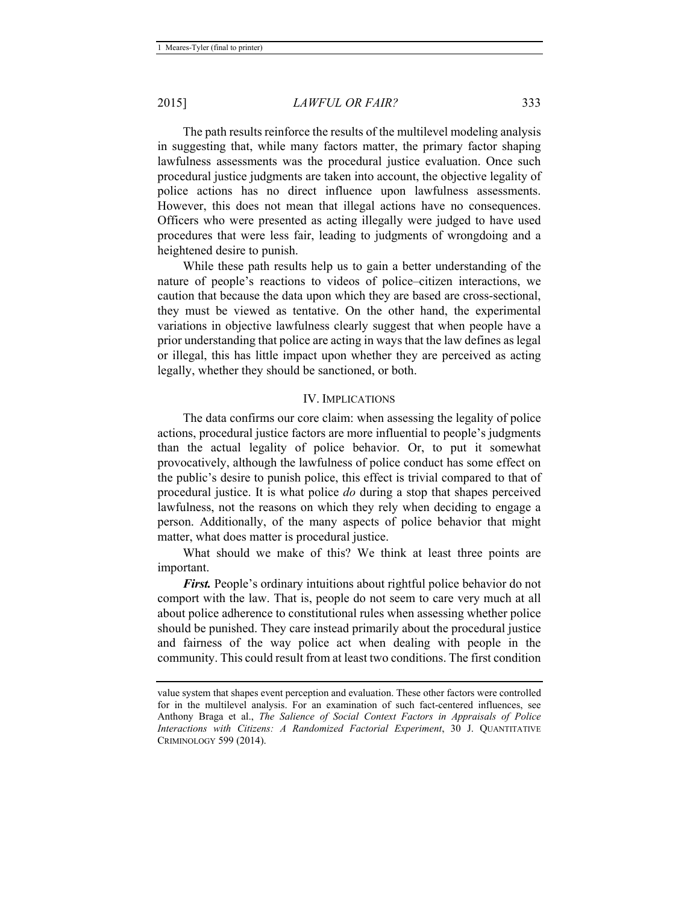The path results reinforce the results of the multilevel modeling analysis in suggesting that, while many factors matter, the primary factor shaping lawfulness assessments was the procedural justice evaluation. Once such procedural justice judgments are taken into account, the objective legality of police actions has no direct influence upon lawfulness assessments. However, this does not mean that illegal actions have no consequences. Officers who were presented as acting illegally were judged to have used procedures that were less fair, leading to judgments of wrongdoing and a heightened desire to punish.

While these path results help us to gain a better understanding of the nature of people's reactions to videos of police–citizen interactions, we caution that because the data upon which they are based are cross-sectional, they must be viewed as tentative. On the other hand, the experimental variations in objective lawfulness clearly suggest that when people have a prior understanding that police are acting in ways that the law defines as legal or illegal, this has little impact upon whether they are perceived as acting legally, whether they should be sanctioned, or both.

## IV. IMPLICATIONS

The data confirms our core claim: when assessing the legality of police actions, procedural justice factors are more influential to people's judgments than the actual legality of police behavior. Or, to put it somewhat provocatively, although the lawfulness of police conduct has some effect on the public's desire to punish police, this effect is trivial compared to that of procedural justice. It is what police *do* during a stop that shapes perceived lawfulness, not the reasons on which they rely when deciding to engage a person. Additionally, of the many aspects of police behavior that might matter, what does matter is procedural justice.

What should we make of this? We think at least three points are important.

***First.*** People's ordinary intuitions about rightful police behavior do not comport with the law. That is, people do not seem to care very much at all about police adherence to constitutional rules when assessing whether police should be punished. They care instead primarily about the procedural justice and fairness of the way police act when dealing with people in the community. This could result from at least two conditions. The first condition

value system that shapes event perception and evaluation. These other factors were controlled for in the multilevel analysis. For an examination of such fact-centered influences, see Anthony Braga et al., *The Salience of Social Context Factors in Appraisals of Police Interactions with Citizens: A Randomized Factorial Experiment*, 30 J. QUANTITATIVE CRIMINOLOGY 599 (2014).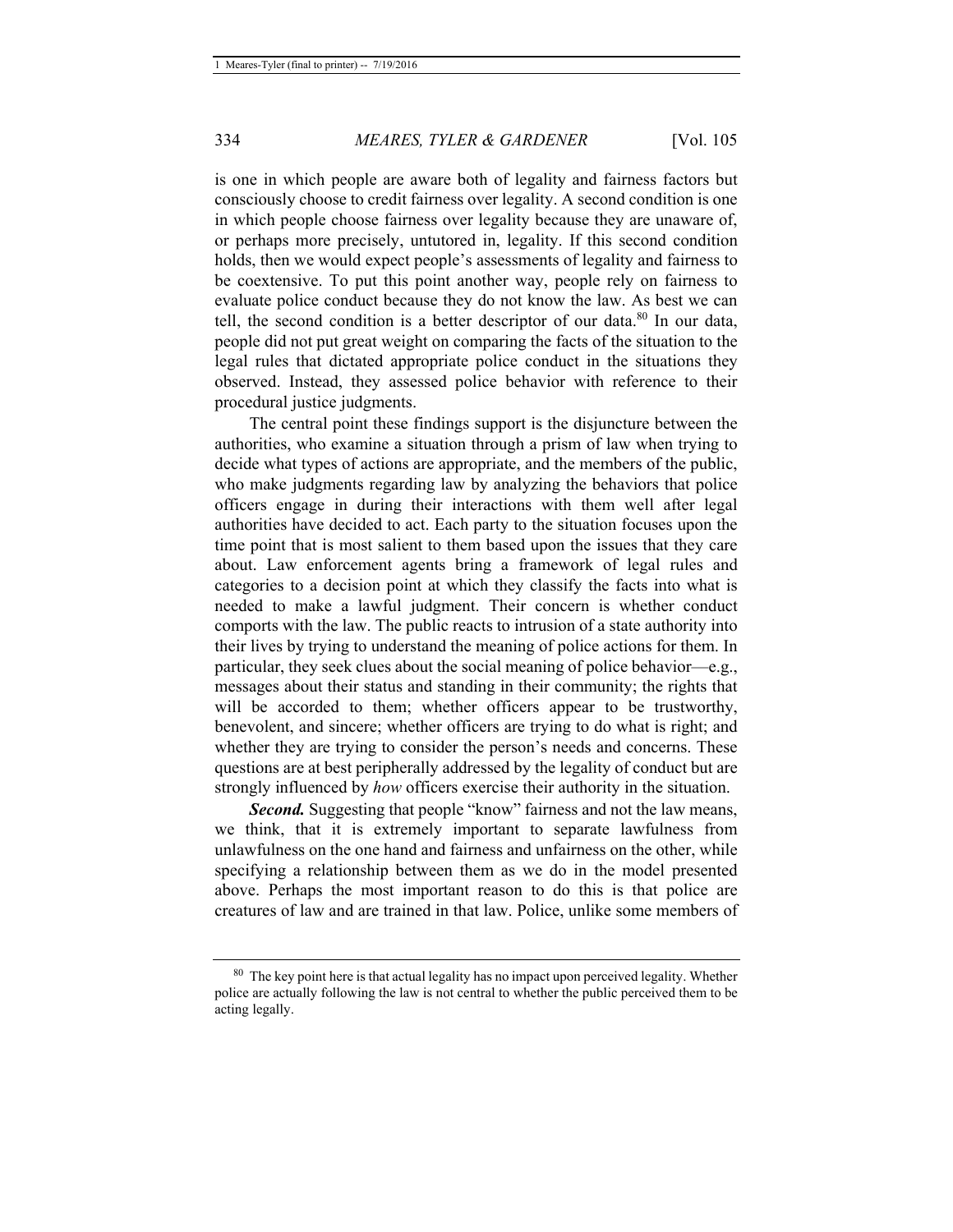is one in which people are aware both of legality and fairness factors but consciously choose to credit fairness over legality. A second condition is one in which people choose fairness over legality because they are unaware of, or perhaps more precisely, untutored in, legality. If this second condition holds, then we would expect people's assessments of legality and fairness to be coextensive. To put this point another way, people rely on fairness to evaluate police conduct because they do not know the law. As best we can tell, the second condition is a better descriptor of our data.[80] In our data, people did not put great weight on comparing the facts of the situation to the legal rules that dictated appropriate police conduct in the situations they observed. Instead, they assessed police behavior with reference to their procedural justice judgments.

The central point these findings support is the disjuncture between the authorities, who examine a situation through a prism of law when trying to decide what types of actions are appropriate, and the members of the public, who make judgments regarding law by analyzing the behaviors that police officers engage in during their interactions with them well after legal authorities have decided to act. Each party to the situation focuses upon the time point that is most salient to them based upon the issues that they care about. Law enforcement agents bring a framework of legal rules and categories to a decision point at which they classify the facts into what is needed to make a lawful judgment. Their concern is whether conduct comports with the law. The public reacts to intrusion of a state authority into their lives by trying to understand the meaning of police actions for them. In particular, they seek clues about the social meaning of police behavior—e.g., messages about their status and standing in their community; the rights that will be accorded to them; whether officers appear to be trustworthy, benevolent, and sincere; whether officers are trying to do what is right; and whether they are trying to consider the person's needs and concerns. These questions are at best peripherally addressed by the legality of conduct but are strongly influenced by *how* officers exercise their authority in the situation.

***Second.*** Suggesting that people "know" fairness and not the law means, we think, that it is extremely important to separate lawfulness from unlawfulness on the one hand and fairness and unfairness on the other, while specifying a relationship between them as we do in the model presented above. Perhaps the most important reason to do this is that police are creatures of law and are trained in that law. Police, unlike some members of

---

[80] The key point here is that actual legality has no impact upon perceived legality. Whether police are actually following the law is not central to whether the public perceived them to be acting legally.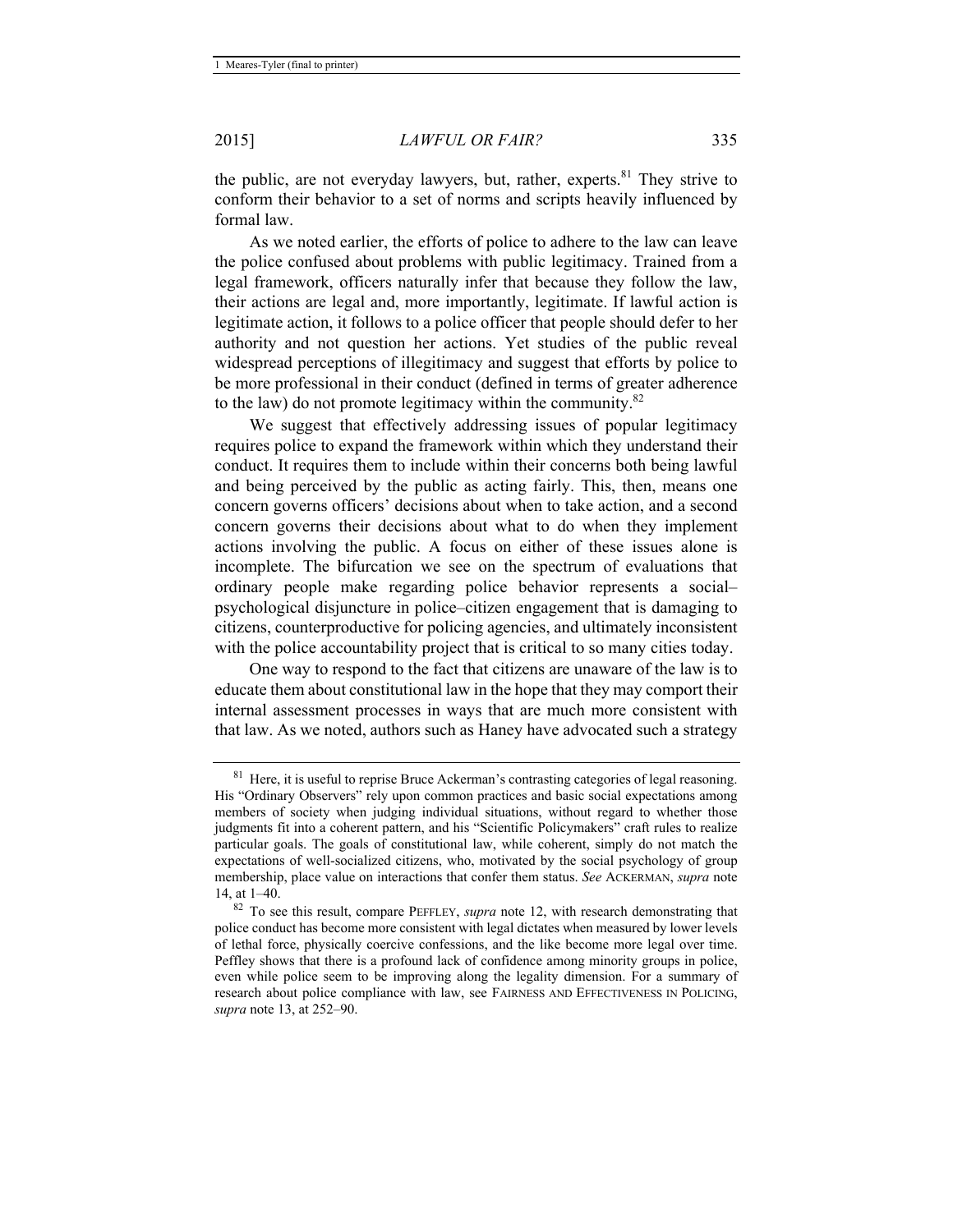the public, are not everyday lawyers, but, rather, experts.[81] They strive to conform their behavior to a set of norms and scripts heavily influenced by formal law.

As we noted earlier, the efforts of police to adhere to the law can leave the police confused about problems with public legitimacy. Trained from a legal framework, officers naturally infer that because they follow the law, their actions are legal and, more importantly, legitimate. If lawful action is legitimate action, it follows to a police officer that people should defer to her authority and not question her actions. Yet studies of the public reveal widespread perceptions of illegitimacy and suggest that efforts by police to be more professional in their conduct (defined in terms of greater adherence to the law) do not promote legitimacy within the community.[82]

We suggest that effectively addressing issues of popular legitimacy requires police to expand the framework within which they understand their conduct. It requires them to include within their concerns both being lawful and being perceived by the public as acting fairly. This, then, means one concern governs officers' decisions about when to take action, and a second concern governs their decisions about what to do when they implement actions involving the public. A focus on either of these issues alone is incomplete. The bifurcation we see on the spectrum of evaluations that ordinary people make regarding police behavior represents a social–psychological disjuncture in police–citizen engagement that is damaging to citizens, counterproductive for policing agencies, and ultimately inconsistent with the police accountability project that is critical to so many cities today.

One way to respond to the fact that citizens are unaware of the law is to educate them about constitutional law in the hope that they may comport their internal assessment processes in ways that are much more consistent with that law. As we noted, authors such as Haney have advocated such a strategy

---

[81] Here, it is useful to reprise Bruce Ackerman's contrasting categories of legal reasoning. His "Ordinary Observers" rely upon common practices and basic social expectations among members of society when judging individual situations, without regard to whether those judgments fit into a coherent pattern, and his "Scientific Policymakers" craft rules to realize particular goals. The goals of constitutional law, while coherent, simply do not match the expectations of well-socialized citizens, who, motivated by the social psychology of group membership, place value on interactions that confer them status. *See* ACKERMAN, *supra* note 14, at 1–40.

[82] To see this result, compare PEFFLEY, *supra* note 12, with research demonstrating that police conduct has become more consistent with legal dictates when measured by lower levels of lethal force, physically coercive confessions, and the like become more legal over time. Peffley shows that there is a profound lack of confidence among minority groups in police, even while police seem to be improving along the legality dimension. For a summary of research about police compliance with law, see FAIRNESS AND EFFECTIVENESS IN POLICING, *supra* note 13, at 252–90.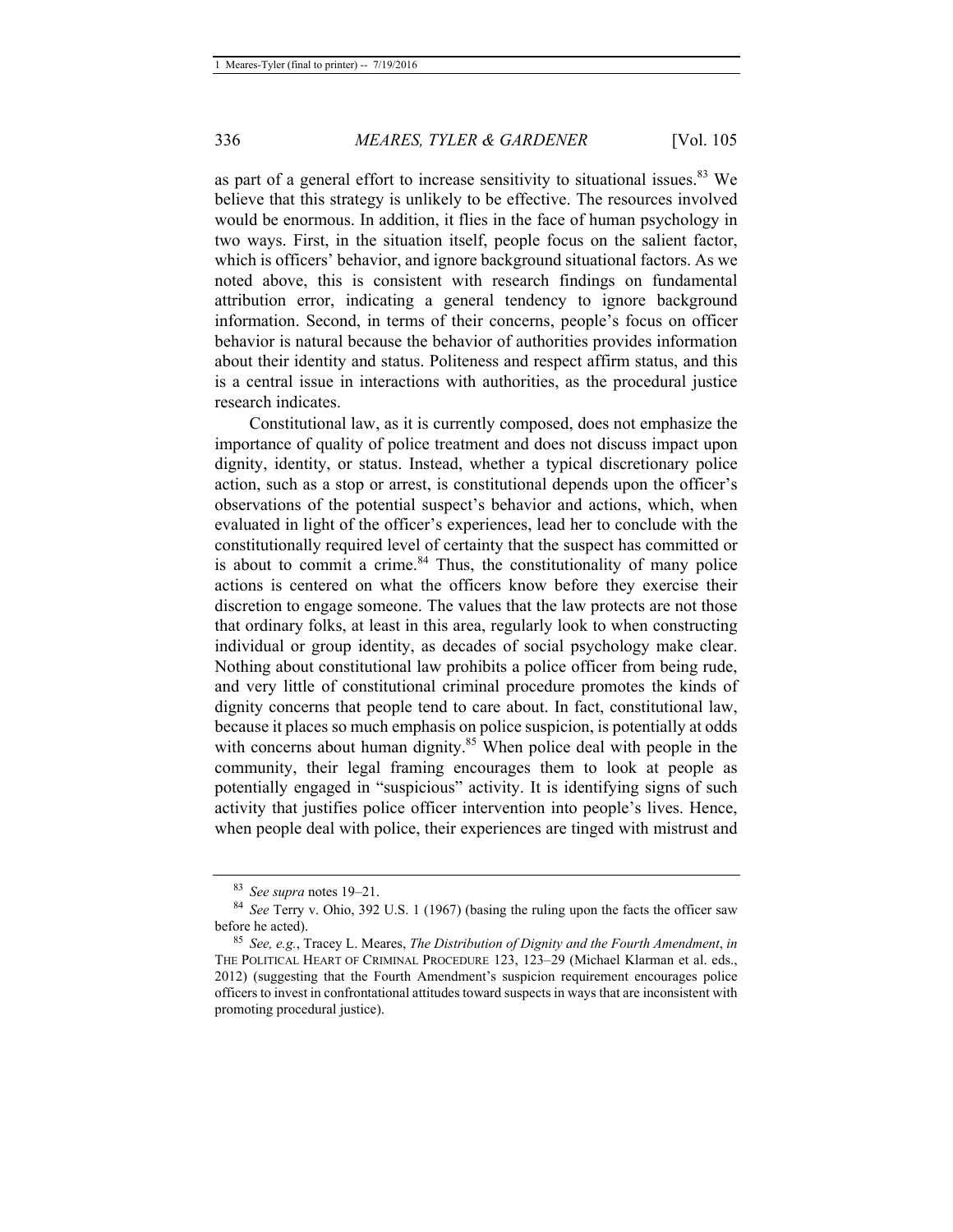as part of a general effort to increase sensitivity to situational issues.[83] We believe that this strategy is unlikely to be effective. The resources involved would be enormous. In addition, it flies in the face of human psychology in two ways. First, in the situation itself, people focus on the salient factor, which is officers' behavior, and ignore background situational factors. As we noted above, this is consistent with research findings on fundamental attribution error, indicating a general tendency to ignore background information. Second, in terms of their concerns, people's focus on officer behavior is natural because the behavior of authorities provides information about their identity and status. Politeness and respect affirm status, and this is a central issue in interactions with authorities, as the procedural justice research indicates.

Constitutional law, as it is currently composed, does not emphasize the importance of quality of police treatment and does not discuss impact upon dignity, identity, or status. Instead, whether a typical discretionary police action, such as a stop or arrest, is constitutional depends upon the officer's observations of the potential suspect's behavior and actions, which, when evaluated in light of the officer's experiences, lead her to conclude with the constitutionally required level of certainty that the suspect has committed or is about to commit a crime.[84] Thus, the constitutionality of many police actions is centered on what the officers know before they exercise their discretion to engage someone. The values that the law protects are not those that ordinary folks, at least in this area, regularly look to when constructing individual or group identity, as decades of social psychology make clear. Nothing about constitutional law prohibits a police officer from being rude, and very little of constitutional criminal procedure promotes the kinds of dignity concerns that people tend to care about. In fact, constitutional law, because it places so much emphasis on police suspicion, is potentially at odds with concerns about human dignity.[85] When police deal with people in the community, their legal framing encourages them to look at people as potentially engaged in "suspicious" activity. It is identifying signs of such activity that justifies police officer intervention into people's lives. Hence, when people deal with police, their experiences are tinged with mistrust and

---

[83] *See supra* notes 19–21.

[84] *See* Terry v. Ohio, 392 U.S. 1 (1967) (basing the ruling upon the facts the officer saw before he acted).

[85] *See, e.g.*, Tracey L. Meares, *The Distribution of Dignity and the Fourth Amendment*, *in* THE POLITICAL HEART OF CRIMINAL PROCEDURE 123, 123–29 (Michael Klarman et al. eds., 2012) (suggesting that the Fourth Amendment's suspicion requirement encourages police officers to invest in confrontational attitudes toward suspects in ways that are inconsistent with promoting procedural justice).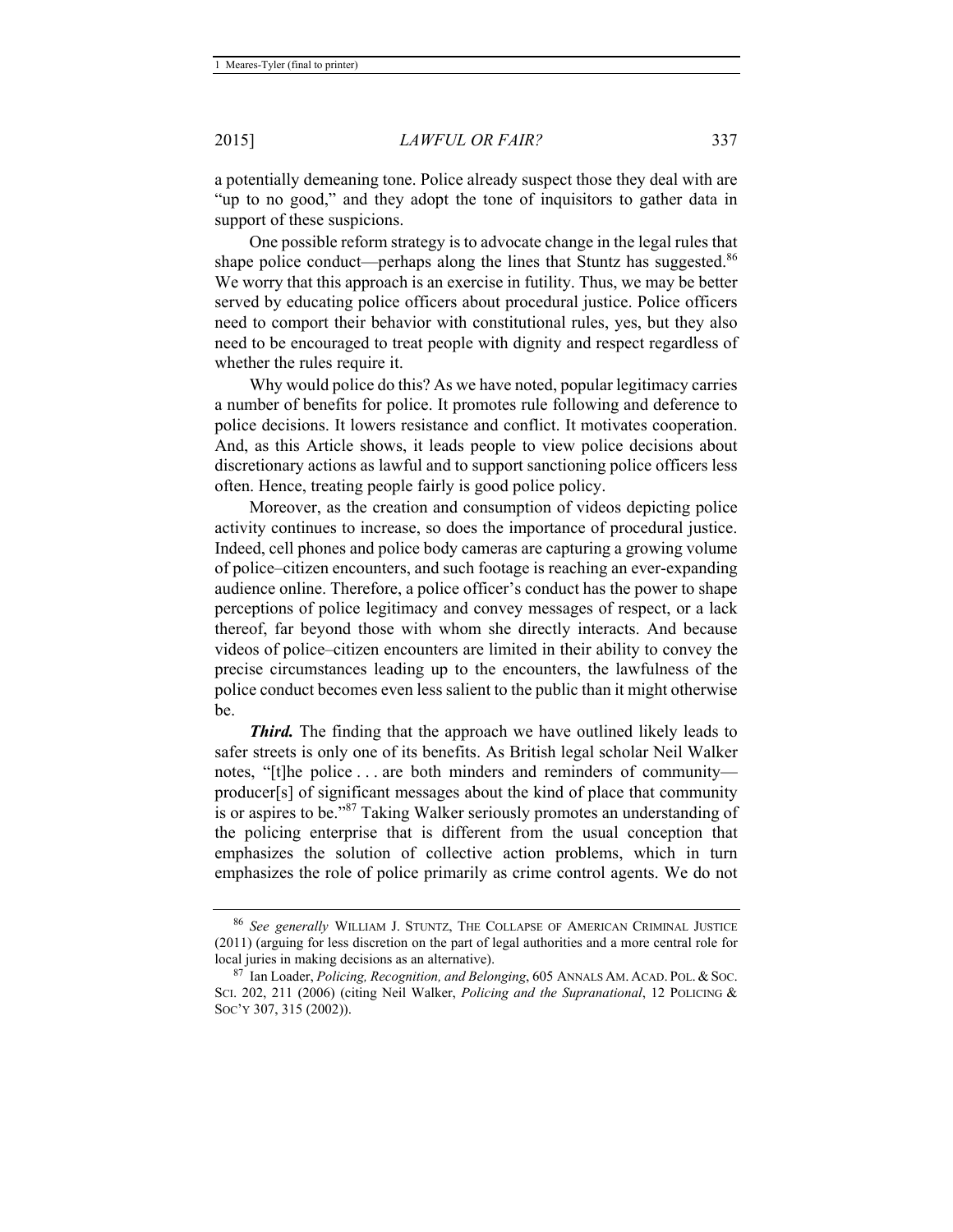a potentially demeaning tone. Police already suspect those they deal with are "up to no good," and they adopt the tone of inquisitors to gather data in support of these suspicions.

One possible reform strategy is to advocate change in the legal rules that shape police conduct—perhaps along the lines that Stuntz has suggested.[86] We worry that this approach is an exercise in futility. Thus, we may be better served by educating police officers about procedural justice. Police officers need to comport their behavior with constitutional rules, yes, but they also need to be encouraged to treat people with dignity and respect regardless of whether the rules require it.

Why would police do this? As we have noted, popular legitimacy carries a number of benefits for police. It promotes rule following and deference to police decisions. It lowers resistance and conflict. It motivates cooperation. And, as this Article shows, it leads people to view police decisions about discretionary actions as lawful and to support sanctioning police officers less often. Hence, treating people fairly is good police policy.

Moreover, as the creation and consumption of videos depicting police activity continues to increase, so does the importance of procedural justice. Indeed, cell phones and police body cameras are capturing a growing volume of police–citizen encounters, and such footage is reaching an ever-expanding audience online. Therefore, a police officer's conduct has the power to shape perceptions of police legitimacy and convey messages of respect, or a lack thereof, far beyond those with whom she directly interacts. And because videos of police–citizen encounters are limited in their ability to convey the precise circumstances leading up to the encounters, the lawfulness of the police conduct becomes even less salient to the public than it might otherwise be.

***Third.*** The finding that the approach we have outlined likely leads to safer streets is only one of its benefits. As British legal scholar Neil Walker notes, "[t]he police . . . are both minders and reminders of community—producer[s] of significant messages about the kind of place that community is or aspires to be."[87] Taking Walker seriously promotes an understanding of the policing enterprise that is different from the usual conception that emphasizes the solution of collective action problems, which in turn emphasizes the role of police primarily as crime control agents. We do not

---

[86] *See generally* WILLIAM J. STUNTZ, THE COLLAPSE OF AMERICAN CRIMINAL JUSTICE (2011) (arguing for less discretion on the part of legal authorities and a more central role for local juries in making decisions as an alternative).

[87] Ian Loader, *Policing, Recognition, and Belonging*, 605 ANNALS AM. ACAD. POL. & SOC. SCI. 202, 211 (2006) (citing Neil Walker, *Policing and the Supranational*, 12 POLICING & SOC'Y 307, 315 (2002)).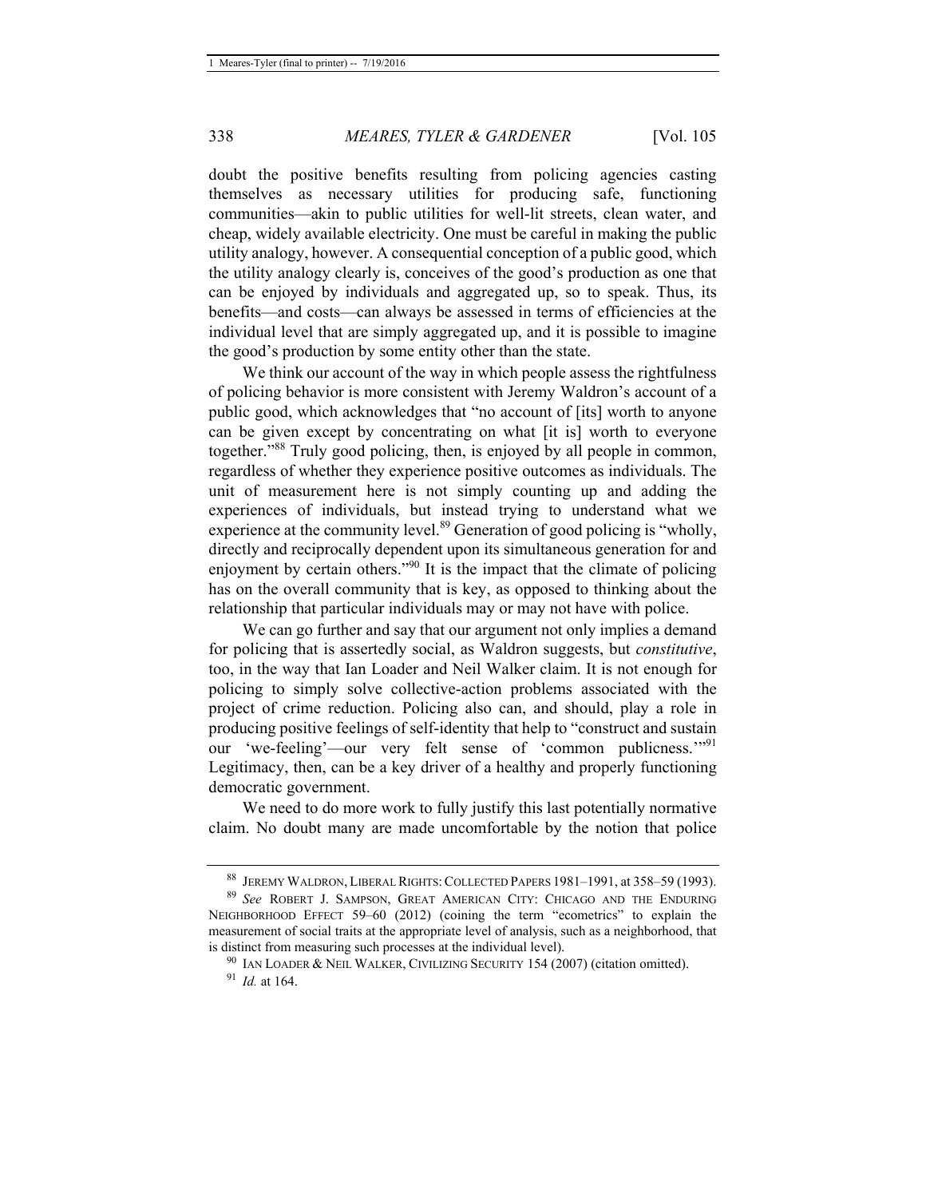doubt the positive benefits resulting from policing agencies casting themselves as necessary utilities for producing safe, functioning communities—akin to public utilities for well-lit streets, clean water, and cheap, widely available electricity. One must be careful in making the public utility analogy, however. A consequential conception of a public good, which the utility analogy clearly is, conceives of the good's production as one that can be enjoyed by individuals and aggregated up, so to speak. Thus, its benefits—and costs—can always be assessed in terms of efficiencies at the individual level that are simply aggregated up, and it is possible to imagine the good's production by some entity other than the state.

We think our account of the way in which people assess the rightfulness of policing behavior is more consistent with Jeremy Waldron's account of a public good, which acknowledges that "no account of [its] worth to anyone can be given except by concentrating on what [it is] worth to everyone together."[88] Truly good policing, then, is enjoyed by all people in common, regardless of whether they experience positive outcomes as individuals. The unit of measurement here is not simply counting up and adding the experiences of individuals, but instead trying to understand what we experience at the community level.[89] Generation of good policing is "wholly, directly and reciprocally dependent upon its simultaneous generation for and enjoyment by certain others."[90] It is the impact that the climate of policing has on the overall community that is key, as opposed to thinking about the relationship that particular individuals may or may not have with police.

We can go further and say that our argument not only implies a demand for policing that is assertedly social, as Waldron suggests, but *constitutive*, too, in the way that Ian Loader and Neil Walker claim. It is not enough for policing to simply solve collective-action problems associated with the project of crime reduction. Policing also can, and should, play a role in producing positive feelings of self-identity that help to "construct and sustain our 'we-feeling'—our very felt sense of 'common publicness.'"[91] Legitimacy, then, can be a key driver of a healthy and properly functioning democratic government.

We need to do more work to fully justify this last potentially normative claim. No doubt many are made uncomfortable by the notion that police

---

[88] JEREMY WALDRON, LIBERAL RIGHTS: COLLECTED PAPERS 1981–1991, at 358–59 (1993).

[89] *See* ROBERT J. SAMPSON, GREAT AMERICAN CITY: CHICAGO AND THE ENDURING NEIGHBORHOOD EFFECT 59–60 (2012) (coining the term "ecometrics" to explain the measurement of social traits at the appropriate level of analysis, such as a neighborhood, that is distinct from measuring such processes at the individual level).

[90] IAN LOADER & NEIL WALKER, CIVILIZING SECURITY 154 (2007) (citation omitted).

[91] *Id.* at 164.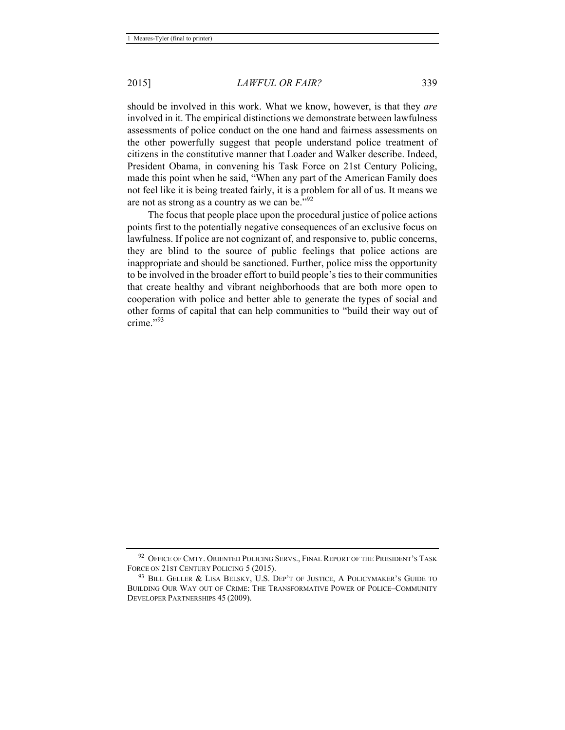should be involved in this work. What we know, however, is that they *are* involved in it. The empirical distinctions we demonstrate between lawfulness assessments of police conduct on the one hand and fairness assessments on the other powerfully suggest that people understand police treatment of citizens in the constitutive manner that Loader and Walker describe. Indeed, President Obama, in convening his Task Force on 21st Century Policing, made this point when he said, "When any part of the American Family does not feel like it is being treated fairly, it is a problem for all of us. It means we are not as strong as a country as we can be."[92]

The focus that people place upon the procedural justice of police actions points first to the potentially negative consequences of an exclusive focus on lawfulness. If police are not cognizant of, and responsive to, public concerns, they are blind to the source of public feelings that police actions are inappropriate and should be sanctioned. Further, police miss the opportunity to be involved in the broader effort to build people's ties to their communities that create healthy and vibrant neighborhoods that are both more open to cooperation with police and better able to generate the types of social and other forms of capital that can help communities to "build their way out of crime."[93]

---

[92] OFFICE OF CMTY. ORIENTED POLICING SERVS., FINAL REPORT OF THE PRESIDENT'S TASK FORCE ON 21ST CENTURY POLICING 5 (2015).

[93] BILL GELLER & LISA BELSKY, U.S. DEP'T OF JUSTICE, A POLICYMAKER'S GUIDE TO BUILDING OUR WAY OUT OF CRIME: THE TRANSFORMATIVE POWER OF POLICE–COMMUNITY DEVELOPER PARTNERSHIPS 45 (2009).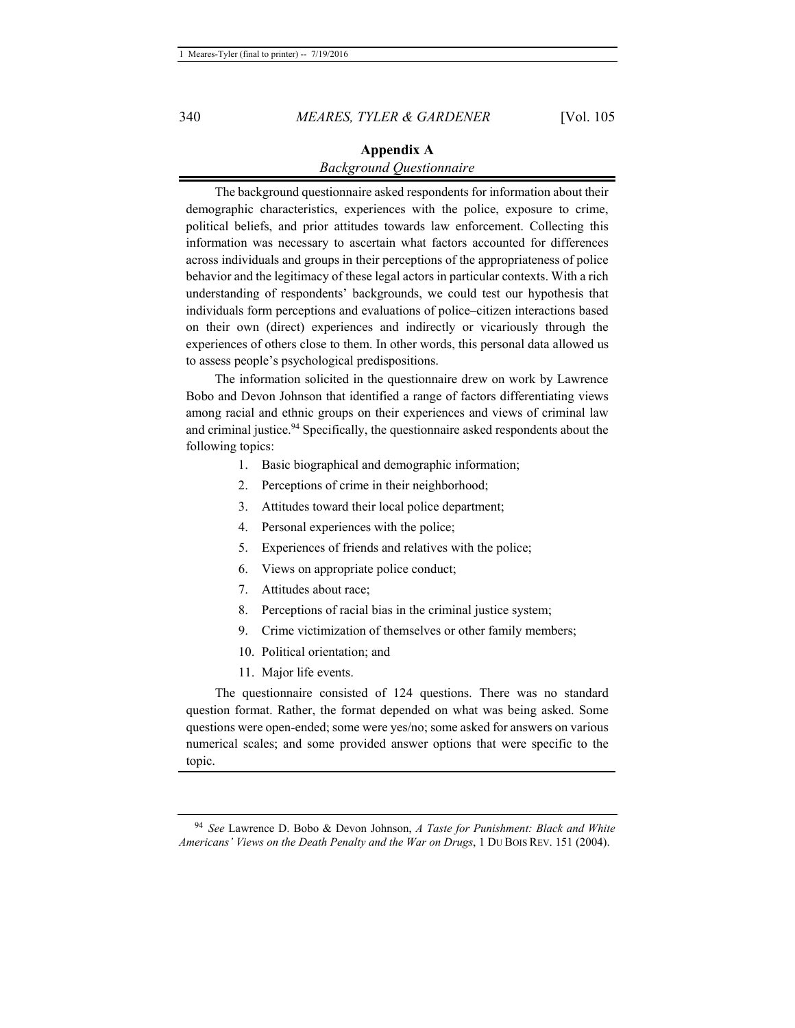## Appendix A

*Background Questionnaire*

The background questionnaire asked respondents for information about their demographic characteristics, experiences with the police, exposure to crime, political beliefs, and prior attitudes towards law enforcement. Collecting this information was necessary to ascertain what factors accounted for differences across individuals and groups in their perceptions of the appropriateness of police behavior and the legitimacy of these legal actors in particular contexts. With a rich understanding of respondents' backgrounds, we could test our hypothesis that individuals form perceptions and evaluations of police–citizen interactions based on their own (direct) experiences and indirectly or vicariously through the experiences of others close to them. In other words, this personal data allowed us to assess people's psychological predispositions.

The information solicited in the questionnaire drew on work by Lawrence Bobo and Devon Johnson that identified a range of factors differentiating views among racial and ethnic groups on their experiences and views of criminal law and criminal justice.[94] Specifically, the questionnaire asked respondents about the following topics:

1. Basic biographical and demographic information;
2. Perceptions of crime in their neighborhood;
3. Attitudes toward their local police department;
4. Personal experiences with the police;
5. Experiences of friends and relatives with the police;
6. Views on appropriate police conduct;
7. Attitudes about race;
8. Perceptions of racial bias in the criminal justice system;
9. Crime victimization of themselves or other family members;
10. Political orientation; and
11. Major life events.

The questionnaire consisted of 124 questions. There was no standard question format. Rather, the format depended on what was being asked. Some questions were open-ended; some were yes/no; some asked for answers on various numerical scales; and some provided answer options that were specific to the topic.

---

[94] *See* Lawrence D. Bobo & Devon Johnson, *A Taste for Punishment: Black and White Americans' Views on the Death Penalty and the War on Drugs*, 1 DU BOIS REV. 151 (2004).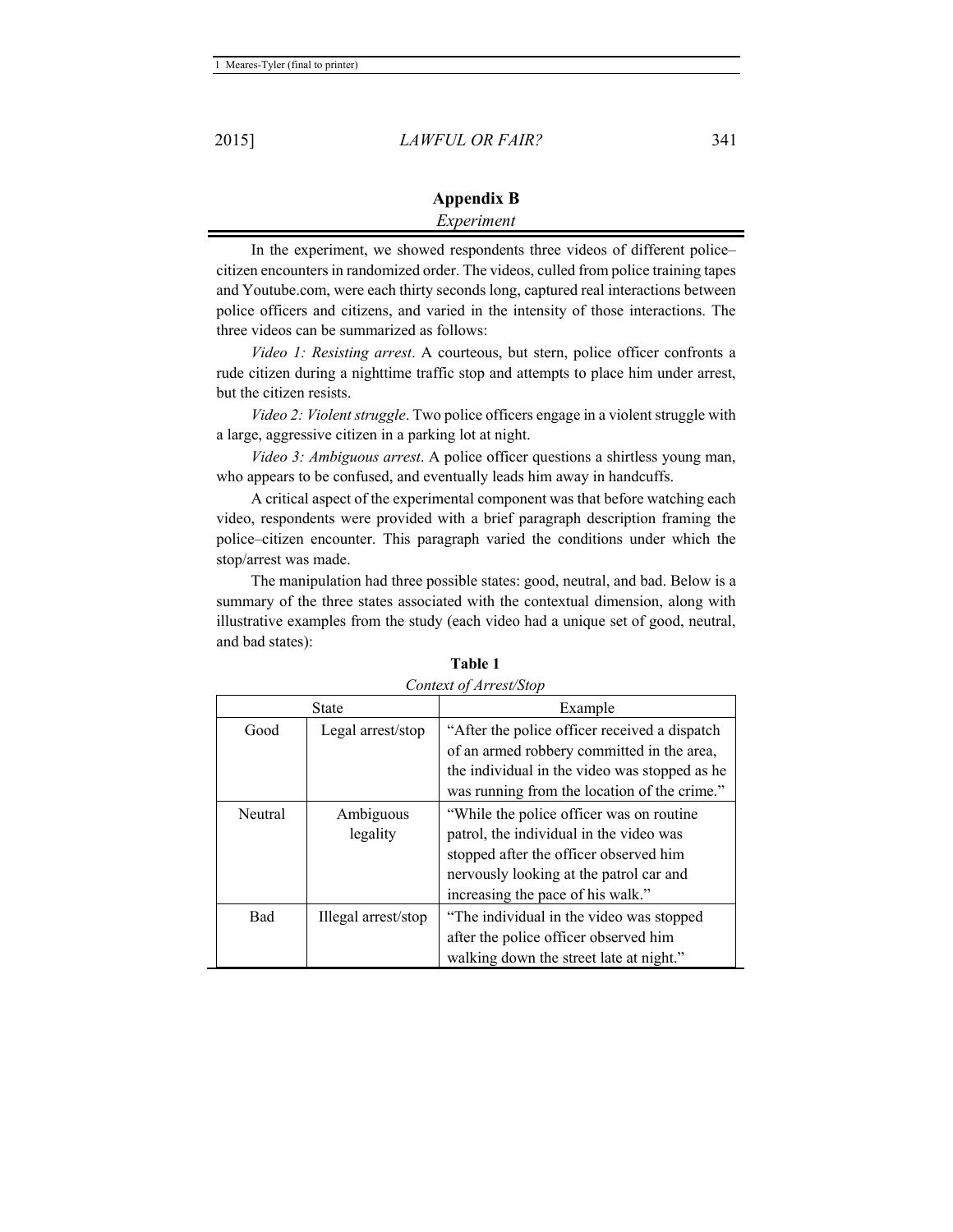## Appendix B

*Experiment*

In the experiment, we showed respondents three videos of different police–citizen encounters in randomized order. The videos, culled from police training tapes and Youtube.com, were each thirty seconds long, captured real interactions between police officers and citizens, and varied in the intensity of those interactions. The three videos can be summarized as follows:

*Video 1: Resisting arrest*. A courteous, but stern, police officer confronts a rude citizen during a nighttime traffic stop and attempts to place him under arrest, but the citizen resists.

*Video 2: Violent struggle*. Two police officers engage in a violent struggle with a large, aggressive citizen in a parking lot at night.

*Video 3: Ambiguous arrest*. A police officer questions a shirtless young man, who appears to be confused, and eventually leads him away in handcuffs.

A critical aspect of the experimental component was that before watching each video, respondents were provided with a brief paragraph description framing the police–citizen encounter. This paragraph varied the conditions under which the stop/arrest was made.

The manipulation had three possible states: good, neutral, and bad. Below is a summary of the three states associated with the contextual dimension, along with illustrative examples from the study (each video had a unique set of good, neutral, and bad states):

**Table 1**

*Context of Arrest/Stop*

| State | | Example |
|---|---|---|
| Good | Legal arrest/stop | "After the police officer received a dispatch of an armed robbery committed in the area, the individual in the video was stopped as he was running from the location of the crime." |
| Neutral | Ambiguous legality | "While the police officer was on routine patrol, the individual in the video was stopped after the officer observed him nervously looking at the patrol car and increasing the pace of his walk." |
| Bad | Illegal arrest/stop | "The individual in the video was stopped after the police officer observed him walking down the street late at night." |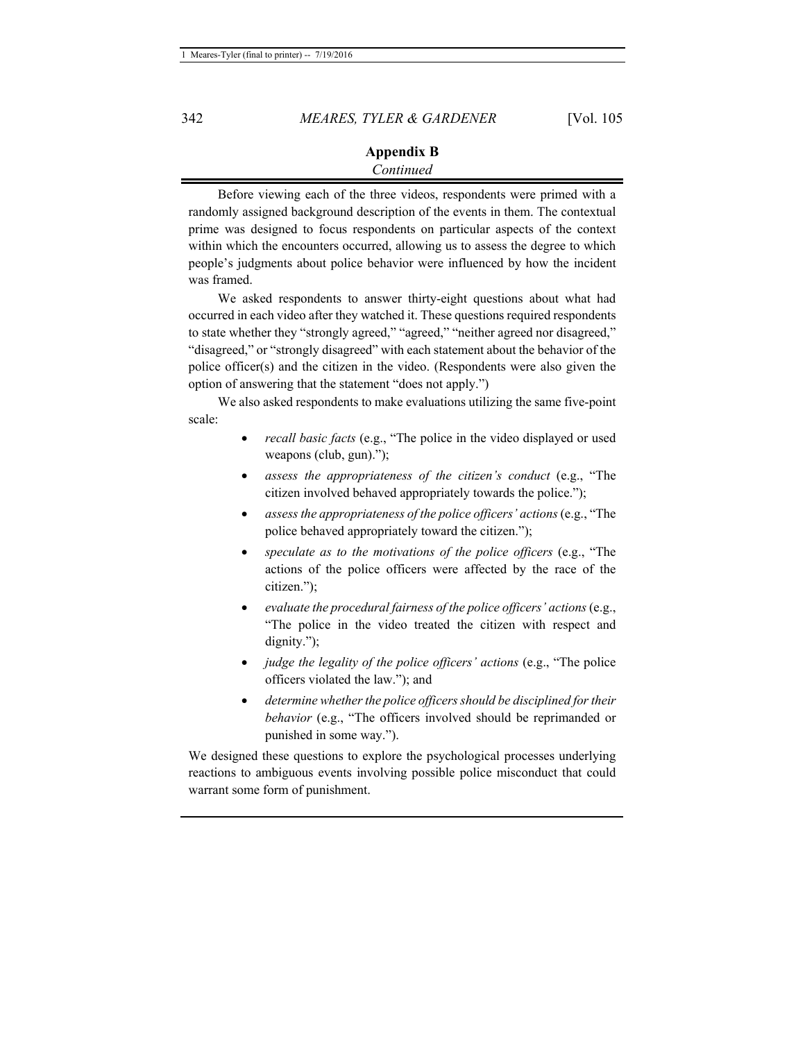## Appendix B

*Continued*

Before viewing each of the three videos, respondents were primed with a randomly assigned background description of the events in them. The contextual prime was designed to focus respondents on particular aspects of the context within which the encounters occurred, allowing us to assess the degree to which people's judgments about police behavior were influenced by how the incident was framed.

We asked respondents to answer thirty-eight questions about what had occurred in each video after they watched it. These questions required respondents to state whether they "strongly agreed," "agreed," "neither agreed nor disagreed," "disagreed," or "strongly disagreed" with each statement about the behavior of the police officer(s) and the citizen in the video. (Respondents were also given the option of answering that the statement "does not apply.")

We also asked respondents to make evaluations utilizing the same five-point scale:

- *recall basic facts* (e.g., "The police in the video displayed or used weapons (club, gun).");
- *assess the appropriateness of the citizen's conduct* (e.g., "The citizen involved behaved appropriately towards the police.");
- *assess the appropriateness of the police officers' actions* (e.g., "The police behaved appropriately toward the citizen.");
- *speculate as to the motivations of the police officers* (e.g., "The actions of the police officers were affected by the race of the citizen.");
- *evaluate the procedural fairness of the police officers' actions* (e.g., "The police in the video treated the citizen with respect and dignity.");
- *judge the legality of the police officers' actions* (e.g., "The police officers violated the law."); and
- *determine whether the police officers should be disciplined for their behavior* (e.g., "The officers involved should be reprimanded or punished in some way.").

We designed these questions to explore the psychological processes underlying reactions to ambiguous events involving possible police misconduct that could warrant some form of punishment.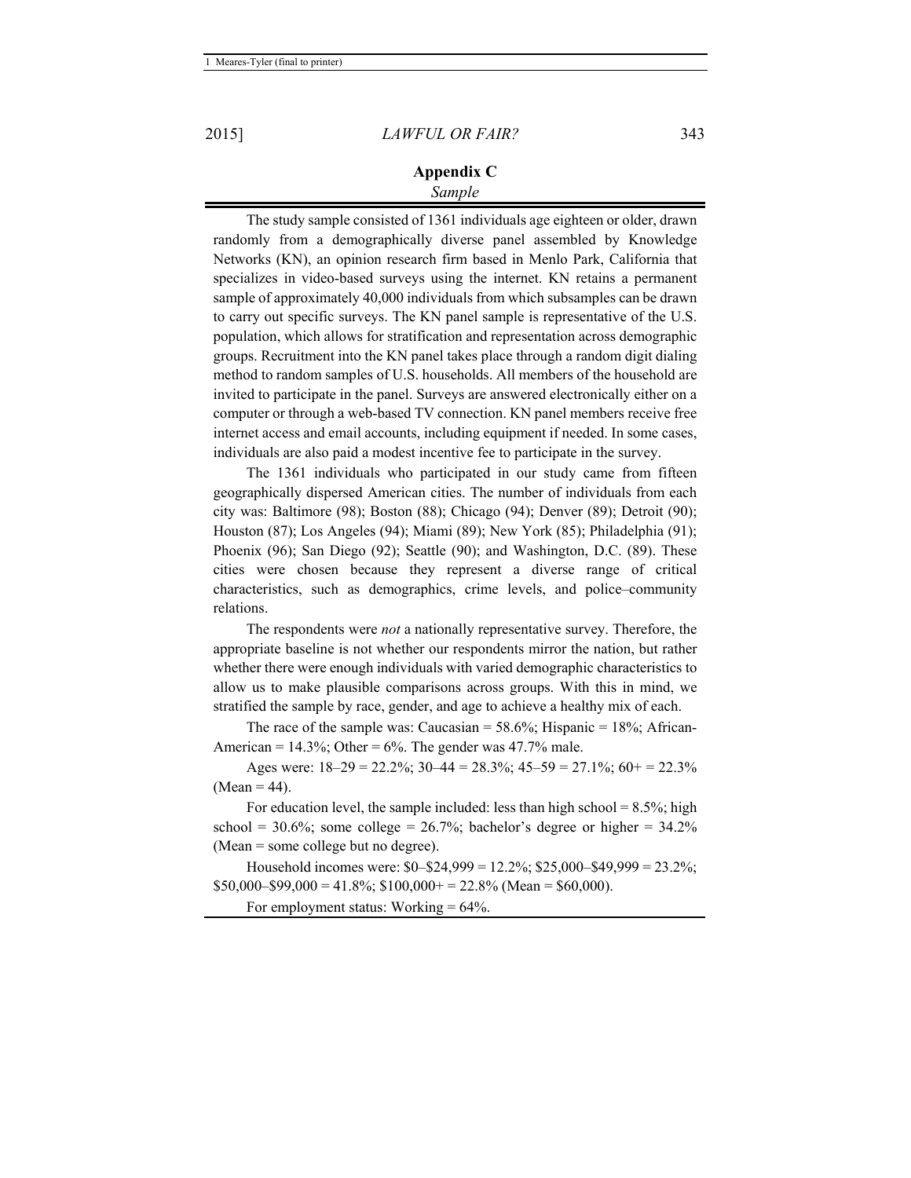## Appendix C

*Sample*

The study sample consisted of 1361 individuals age eighteen or older, drawn randomly from a demographically diverse panel assembled by Knowledge Networks (KN), an opinion research firm based in Menlo Park, California that specializes in video-based surveys using the internet. KN retains a permanent sample of approximately 40,000 individuals from which subsamples can be drawn to carry out specific surveys. The KN panel sample is representative of the U.S. population, which allows for stratification and representation across demographic groups. Recruitment into the KN panel takes place through a random digit dialing method to random samples of U.S. households. All members of the household are invited to participate in the panel. Surveys are answered electronically either on a computer or through a web-based TV connection. KN panel members receive free internet access and email accounts, including equipment if needed. In some cases, individuals are also paid a modest incentive fee to participate in the survey.

The 1361 individuals who participated in our study came from fifteen geographically dispersed American cities. The number of individuals from each city was: Baltimore (98); Boston (88); Chicago (94); Denver (89); Detroit (90); Houston (87); Los Angeles (94); Miami (89); New York (85); Philadelphia (91); Phoenix (96); San Diego (92); Seattle (90); and Washington, D.C. (89). These cities were chosen because they represent a diverse range of critical characteristics, such as demographics, crime levels, and police–community relations.

The respondents were *not* a nationally representative survey. Therefore, the appropriate baseline is not whether our respondents mirror the nation, but rather whether there were enough individuals with varied demographic characteristics to allow us to make plausible comparisons across groups. With this in mind, we stratified the sample by race, gender, and age to achieve a healthy mix of each.

The race of the sample was: Caucasian = 58.6%; Hispanic = 18%; African-American = 14.3%; Other = 6%. The gender was 47.7% male.

Ages were: 18–29 = 22.2%; 30–44 = 28.3%; 45–59 = 27.1%; 60+ = 22.3% (Mean = 44).

For education level, the sample included: less than high school = 8.5%; high school = 30.6%; some college = 26.7%; bachelor's degree or higher = 34.2% (Mean = some college but no degree).

Household incomes were: $0–$24,999 = 12.2%; $25,000–$49,999 = 23.2%; $50,000–$99,000 = 41.8%; $100,000+ = 22.8% (Mean = $60,000).

For employment status: Working = 64%.